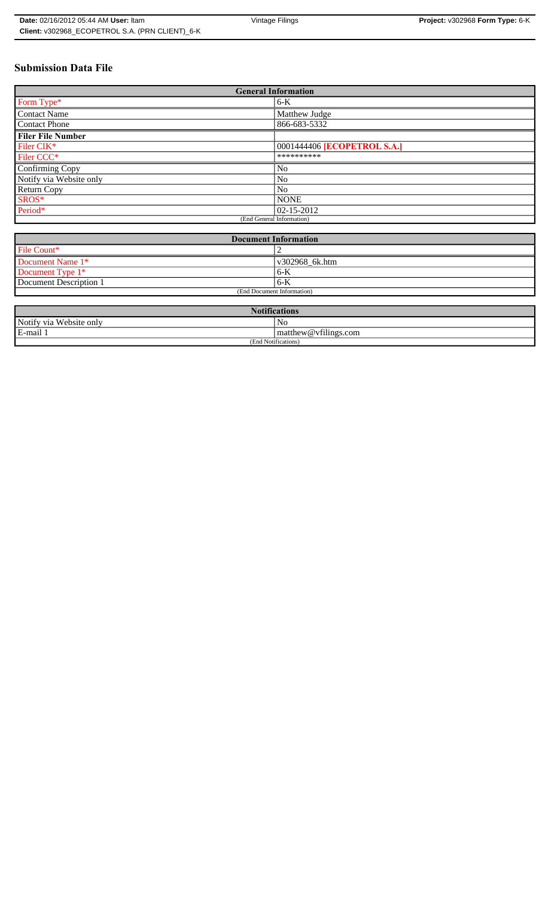# Submission Data File

| General Information | |
|---|---|
| Form Type* | 6-K |
| Contact Name | Matthew Judge |
| Contact Phone | 866-683-5332 |
| **Filer File Number** | |
| Filer CIK* | 0001444406 **[ECOPETROL S.A.]** |
| Filer CCC* | ********** |
| Confirming Copy | No |
| Notify via Website only | No |
| Return Copy | No |
| SROS* | NONE |
| Period* | 02-15-2012 |
| (End General Information) | |

| Document Information | |
|---|---|
| File Count* | 2 |
| Document Name 1* | v302968_6k.htm |
| Document Type 1* | 6-K |
| Document Description 1 | 6-K |
| (End Document Information) | |

| Notifications | |
|---|---|
| Notify via Website only | No |
| E-mail 1 | matthew@vfilings.com |
| (End Notifications) | |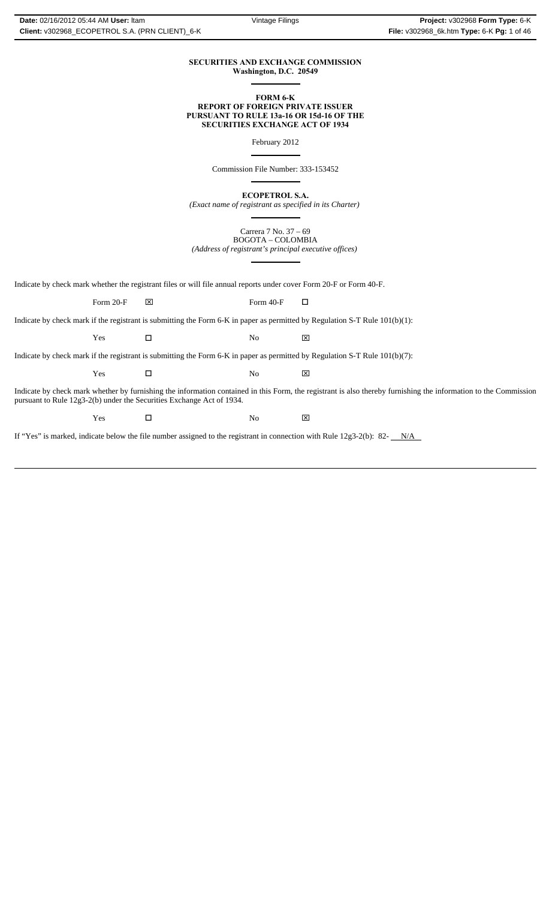**SECURITIES AND EXCHANGE COMMISSION**
**Washington, D.C. 20549**

**FORM 6-K**
**REPORT OF FOREIGN PRIVATE ISSUER**
**PURSUANT TO RULE 13a-16 OR 15d-16 OF THE**
**SECURITIES EXCHANGE ACT OF 1934**

February 2012

Commission File Number: 333-153452

**ECOPETROL S.A.**
*(Exact name of registrant as specified in its Charter)*

Carrera 7 No. 37 – 69
BOGOTA – COLOMBIA
*(Address of registrant's principal executive offices)*

Indicate by check mark whether the registrant files or will file annual reports under cover Form 20-F or Form 40-F.

Form 20-F ☒ Form 40-F ☐

Indicate by check mark if the registrant is submitting the Form 6-K in paper as permitted by Regulation S-T Rule 101(b)(1):

Yes ☐ No ☒

Indicate by check mark if the registrant is submitting the Form 6-K in paper as permitted by Regulation S-T Rule 101(b)(7):

Yes ☐ No ☒

Indicate by check mark whether by furnishing the information contained in this Form, the registrant is also thereby furnishing the information to the Commission pursuant to Rule 12g3-2(b) under the Securities Exchange Act of 1934.

Yes ☐ No ☒

If "Yes" is marked, indicate below the file number assigned to the registrant in connection with Rule 12g3-2(b): 82- N/A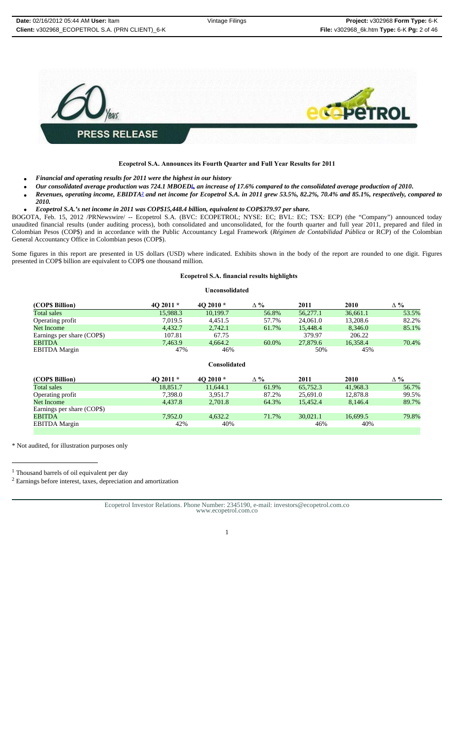**Ecopetrol S.A. Announces its Fourth Quarter and Full Year Results for 2011**

- ***Financial and operating results for 2011 were the highest in our history***
- ***Our consolidated average production was 724.1 MBOED[1], an increase of 17.6% compared to the consolidated average production of 2010.***
- ***Revenues, operating income, EBIDTA[2] and net income for Ecopetrol S.A. in 2011 grew 53.5%, 82.2%, 70.4% and 85.1%, respectively, compared to 2010.***
- ***Ecopetrol S.A.'s net income in 2011 was COP$15,448.4 billion, equivalent to COP$379.97 per share.***

BOGOTA, Feb. 15, 2012 /PRNewswire/ -- Ecopetrol S.A. (BVC: ECOPETROL; NYSE: EC; BVL: EC; TSX: ECP) (the "Company") announced today unaudited financial results (under auditing process), both consolidated and unconsolidated, for the fourth quarter and full year 2011, prepared and filed in Colombian Pesos (COP$) and in accordance with the Public Accountancy Legal Framework (*Régimen de Contabilidad Pública* or RCP) of the Colombian General Accountancy Office in Colombian pesos (COP$).

Some figures in this report are presented in US dollars (USD) where indicated. Exhibits shown in the body of the report are rounded to one digit. Figures presented in COP$ billion are equivalent to COP$ one thousand million.

**Ecopetrol S.A. financial results highlights**

**Unconsolidated**

| (COP$ Billion) | 4Q 2011 * | 4Q 2010 * | ∆ % | 2011 | 2010 | ∆ % |
|---|---|---|---|---|---|---|
| Total sales | 15,988.3 | 10,199.7 | 56.8% | 56,277.1 | 36,661.1 | 53.5% |
| Operating profit | 7,019.5 | 4,451.5 | 57.7% | 24,061.0 | 13,208.6 | 82.2% |
| Net Income | 4,432.7 | 2,742.1 | 61.7% | 15,448.4 | 8,346.0 | 85.1% |
| Earnings per share (COP$) | 107.81 | 67.75 | | 379.97 | 206.22 | |
| EBITDA | 7,463.9 | 4,664.2 | 60.0% | 27,879.6 | 16,358.4 | 70.4% |
| EBITDA Margin | 47% | 46% | | 50% | 45% | |

**Consolidated**

| (COP$ Billion) | 4Q 2011 * | 4Q 2010 * | ∆ % | 2011 | 2010 | ∆ % |
|---|---|---|---|---|---|---|
| Total sales | 18,851.7 | 11,644.1 | 61.9% | 65,752.3 | 41,968.3 | 56.7% |
| Operating profit | 7,398.0 | 3,951.7 | 87.2% | 25,691.0 | 12,878.8 | 99.5% |
| Net Income | 4,437.8 | 2,701.8 | 64.3% | 15,452.4 | 8,146.4 | 89.7% |
| Earnings per share (COP$) | | | | | | |
| EBITDA | 7,952.0 | 4,632.2 | 71.7% | 30,021.1 | 16,699.5 | 79.8% |
| EBITDA Margin | 42% | 40% | | 46% | 40% | |

\* Not audited, for illustration purposes only

[1] Thousand barrels of oil equivalent per day

[2] Earnings before interest, taxes, depreciation and amortization

Ecopetrol Investor Relations. Phone Number: 2345190, e-mail: investors@ecopetrol.com.co
www.ecopetrol.com.co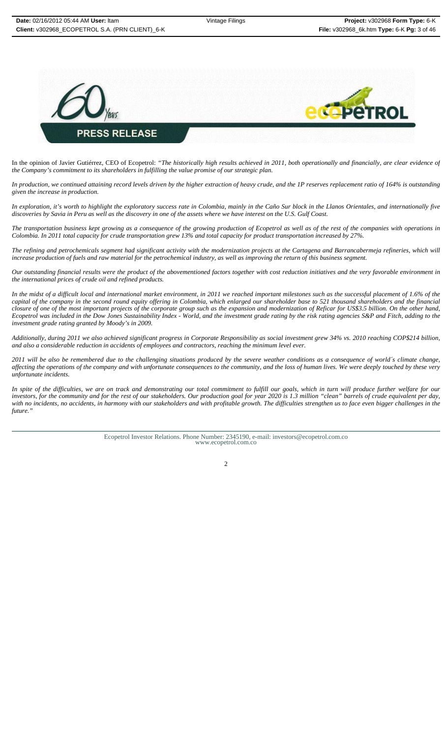# PRESS RELEASE

In the opinion of Javier Gutiérrez, CEO of Ecopetrol: *"The historically high results achieved in 2011, both operationally and financially, are clear evidence of the Company's commitment to its shareholders in fulfilling the value promise of our strategic plan.*

*In production, we continued attaining record levels driven by the higher extraction of heavy crude, and the 1P reserves replacement ratio of 164% is outstanding given the increase in production.*

*In exploration, it's worth to highlight the exploratory success rate in Colombia, mainly in the Caño Sur block in the Llanos Orientales, and internationally five discoveries by Savia in Peru as well as the discovery in one of the assets where we have interest on the U.S. Gulf Coast.*

*The transportation business kept growing as a consequence of the growing production of Ecopetrol as well as of the rest of the companies with operations in Colombia. In 2011 total capacity for crude transportation grew 13% and total capacity for product transportation increased by 27%.*

*The refining and petrochemicals segment had significant activity with the modernization projects at the Cartagena and Barrancabermeja refineries, which will increase production of fuels and raw material for the petrochemical industry, as well as improving the return of this business segment.*

*Our outstanding financial results were the product of the abovementioned factors together with cost reduction initiatives and the very favorable environment in the international prices of crude oil and refined products.*

*In the midst of a difficult local and international market environment, in 2011 we reached important milestones such as the successful placement of 1.6% of the capital of the company in the second round equity offering in Colombia, which enlarged our shareholder base to 521 thousand shareholders and the financial closure of one of the most important projects of the corporate group such as the expansion and modernization of Reficar for US$3.5 billion. On the other hand, Ecopetrol was included in the Dow Jones Sustainability Index - World, and the investment grade rating by the risk rating agencies S&P and Fitch, adding to the investment grade rating granted by Moody's in 2009.*

*Additionally, during 2011 we also achieved significant progress in Corporate Responsibility as social investment grew 34% vs. 2010 reaching COP$214 billion, and also a considerable reduction in accidents of employees and contractors, reaching the minimum level ever.*

*2011 will be also be remembered due to the challenging situations produced by the severe weather conditions as a consequence of world´s climate change, affecting the operations of the company and with unfortunate consequences to the community, and the loss of human lives. We were deeply touched by these very unfortunate incidents.*

*In spite of the difficulties, we are on track and demonstrating our total commitment to fulfill our goals, which in turn will produce further welfare for our investors, for the community and for the rest of our stakeholders. Our production goal for year 2020 is 1.3 million "clean" barrels of crude equivalent per day, with no incidents, no accidents, in harmony with our stakeholders and with profitable growth. The difficulties strengthen us to face even bigger challenges in the future."*

Ecopetrol Investor Relations. Phone Number: 2345190, e-mail: investors@ecopetrol.com.co
www.ecopetrol.com.co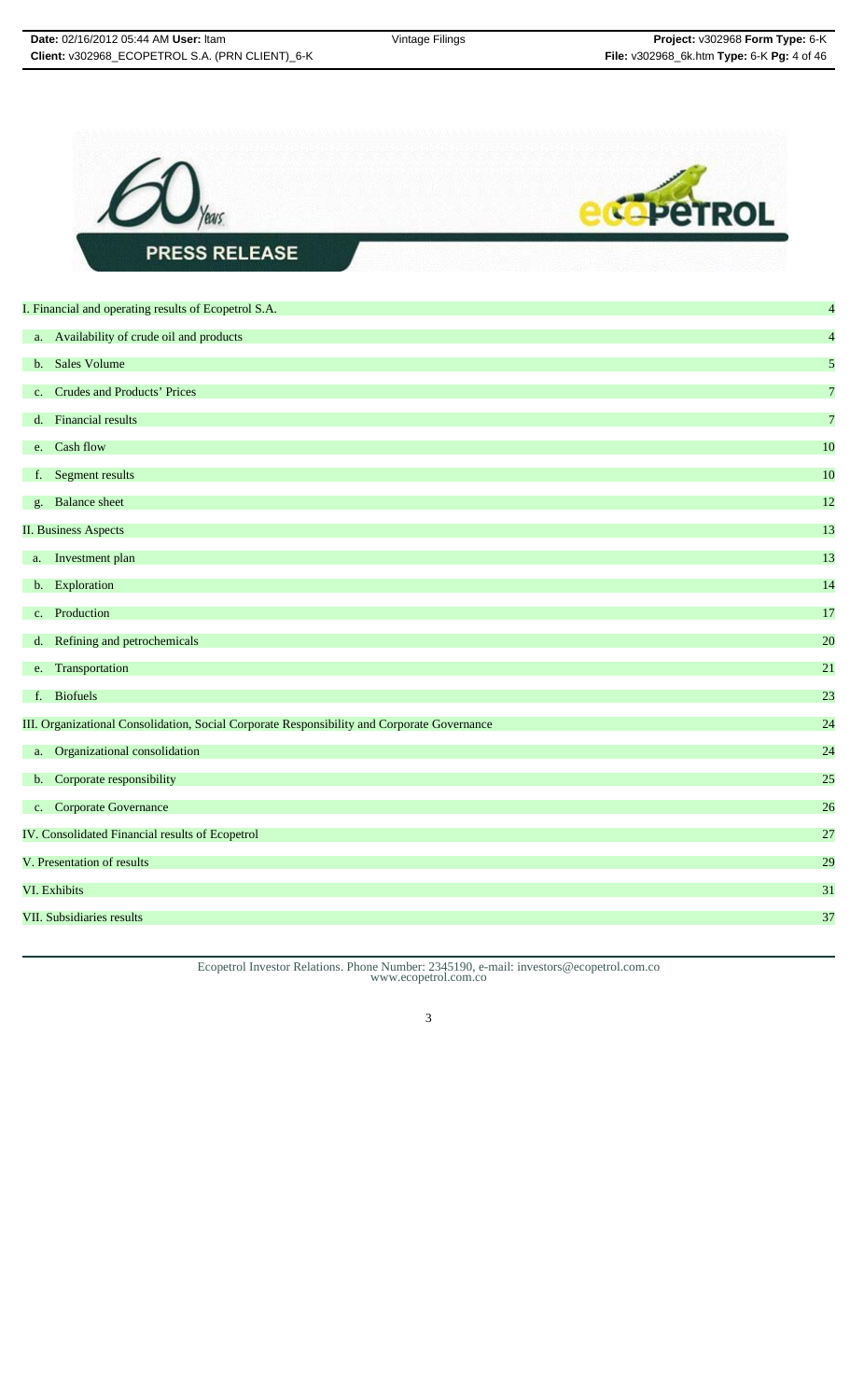**PRESS RELEASE**

| | |
|---|---|
| I. Financial and operating results of Ecopetrol S.A. | 4 |
| a. Availability of crude oil and products | 4 |
| b. Sales Volume | 5 |
| c. Crudes and Products' Prices | 7 |
| d. Financial results | 7 |
| e. Cash flow | 10 |
| f. Segment results | 10 |
| g. Balance sheet | 12 |
| II. Business Aspects | 13 |
| a. Investment plan | 13 |
| b. Exploration | 14 |
| c. Production | 17 |
| d. Refining and petrochemicals | 20 |
| e. Transportation | 21 |
| f. Biofuels | 23 |
| III. Organizational Consolidation, Social Corporate Responsibility and Corporate Governance | 24 |
| a. Organizational consolidation | 24 |
| b. Corporate responsibility | 25 |
| c. Corporate Governance | 26 |
| IV. Consolidated Financial results of Ecopetrol | 27 |
| V. Presentation of results | 29 |
| VI. Exhibits | 31 |
| VII. Subsidiaries results | 37 |

Ecopetrol Investor Relations. Phone Number: 2345190, e-mail: investors@ecopetrol.com.co
www.ecopetrol.com.co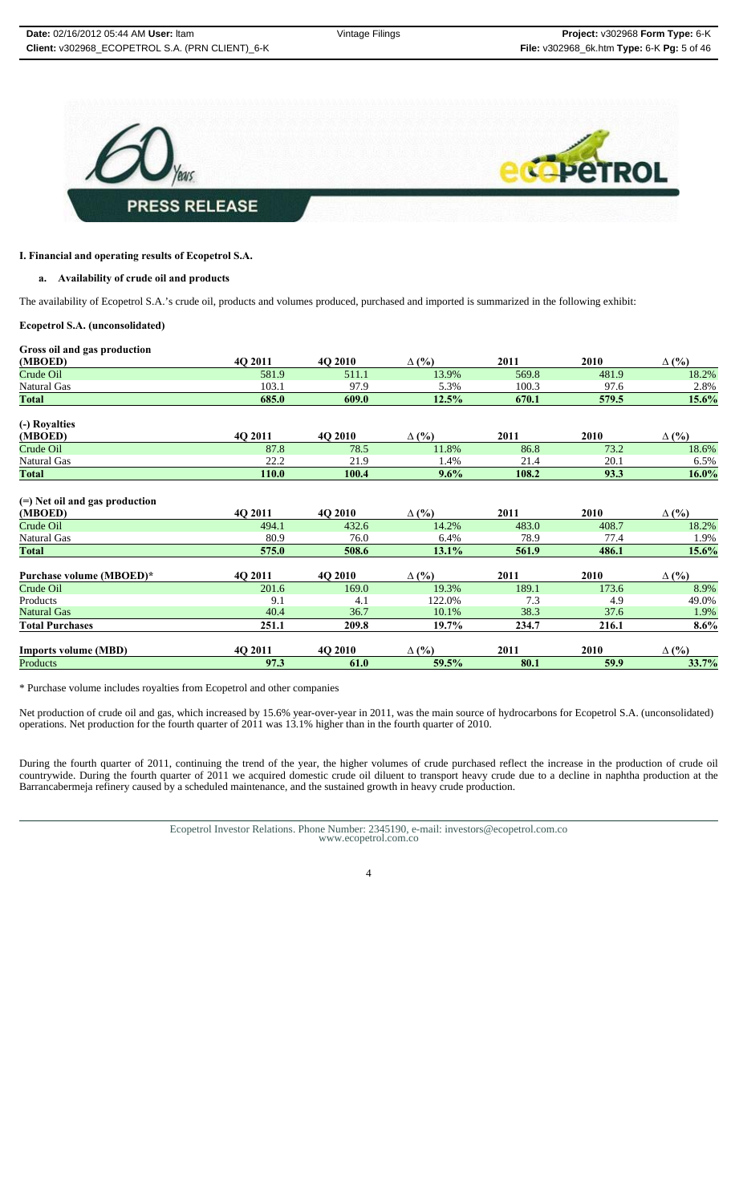# I. Financial and operating results of Ecopetrol S.A.

## a. Availability of crude oil and products

The availability of Ecopetrol S.A.'s crude oil, products and volumes produced, purchased and imported is summarized in the following exhibit:

**Ecopetrol S.A. (unconsolidated)**

| Gross oil and gas production (MBOED) | 4Q 2011 | 4Q 2010 | Δ (%) | 2011 | 2010 | Δ (%) |
|---|---|---|---|---|---|---|
| Crude Oil | 581.9 | 511.1 | 13.9% | 569.8 | 481.9 | 18.2% |
| Natural Gas | 103.1 | 97.9 | 5.3% | 100.3 | 97.6 | 2.8% |
| **Total** | **685.0** | **609.0** | **12.5%** | **670.1** | **579.5** | **15.6%** |

| (-) Royalties (MBOED) | 4Q 2011 | 4Q 2010 | Δ (%) | 2011 | 2010 | Δ (%) |
|---|---|---|---|---|---|---|
| Crude Oil | 87.8 | 78.5 | 11.8% | 86.8 | 73.2 | 18.6% |
| Natural Gas | 22.2 | 21.9 | 1.4% | 21.4 | 20.1 | 6.5% |
| **Total** | **110.0** | **100.4** | **9.6%** | **108.2** | **93.3** | **16.0%** |

| (=) Net oil and gas production (MBOED) | 4Q 2011 | 4Q 2010 | Δ (%) | 2011 | 2010 | Δ (%) |
|---|---|---|---|---|---|---|
| Crude Oil | 494.1 | 432.6 | 14.2% | 483.0 | 408.7 | 18.2% |
| Natural Gas | 80.9 | 76.0 | 6.4% | 78.9 | 77.4 | 1.9% |
| **Total** | **575.0** | **508.6** | **13.1%** | **561.9** | **486.1** | **15.6%** |

| Purchase volume (MBOED)* | 4Q 2011 | 4Q 2010 | Δ (%) | 2011 | 2010 | Δ (%) |
|---|---|---|---|---|---|---|
| Crude Oil | 201.6 | 169.0 | 19.3% | 189.1 | 173.6 | 8.9% |
| Products | 9.1 | 4.1 | 122.0% | 7.3 | 4.9 | 49.0% |
| Natural Gas | 40.4 | 36.7 | 10.1% | 38.3 | 37.6 | 1.9% |
| **Total Purchases** | **251.1** | **209.8** | **19.7%** | **234.7** | **216.1** | **8.6%** |

| Imports volume (MBD) | 4Q 2011 | 4Q 2010 | Δ (%) | 2011 | 2010 | Δ (%) |
|---|---|---|---|---|---|---|
| Products | **97.3** | **61.0** | **59.5%** | **80.1** | **59.9** | **33.7%** |

\* Purchase volume includes royalties from Ecopetrol and other companies

Net production of crude oil and gas, which increased by 15.6% year-over-year in 2011, was the main source of hydrocarbons for Ecopetrol S.A. (unconsolidated) operations. Net production for the fourth quarter of 2011 was 13.1% higher than in the fourth quarter of 2010.

During the fourth quarter of 2011, continuing the trend of the year, the higher volumes of crude purchased reflect the increase in the production of crude oil countrywide. During the fourth quarter of 2011 we acquired domestic crude oil diluent to transport heavy crude due to a decline in naphtha production at the Barrancabermeja refinery caused by a scheduled maintenance, and the sustained growth in heavy crude production.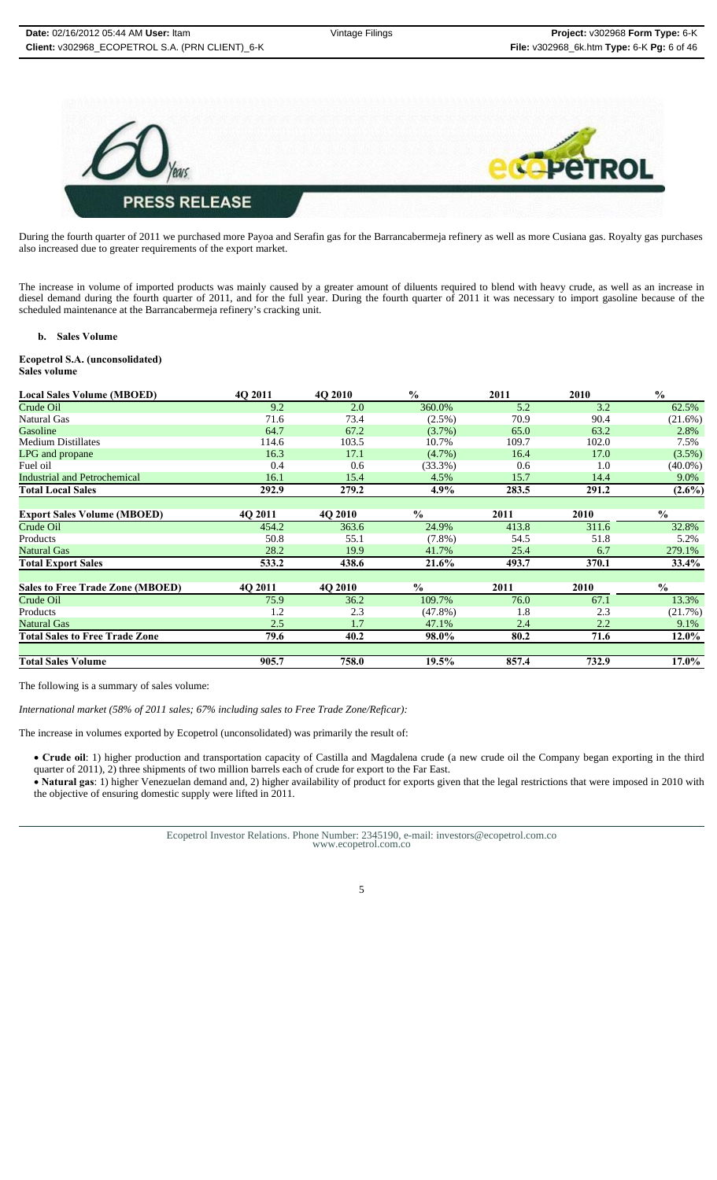During the fourth quarter of 2011 we purchased more Payoa and Serafin gas for the Barrancabermeja refinery as well as more Cusiana gas. Royalty gas purchases also increased due to greater requirements of the export market.

The increase in volume of imported products was mainly caused by a greater amount of diluents required to blend with heavy crude, as well as an increase in diesel demand during the fourth quarter of 2011, and for the full year. During the fourth quarter of 2011 it was necessary to import gasoline because of the scheduled maintenance at the Barrancabermeja refinery's cracking unit.

#### b. Sales Volume

**Ecopetrol S.A. (unconsolidated)**
**Sales volume**

| Local Sales Volume (MBOED) | 4Q 2011 | 4Q 2010 | % | 2011 | 2010 | % |
|---|---|---|---|---|---|---|
| Crude Oil | 9.2 | 2.0 | 360.0% | 5.2 | 3.2 | 62.5% |
| Natural Gas | 71.6 | 73.4 | (2.5%) | 70.9 | 90.4 | (21.6%) |
| Gasoline | 64.7 | 67.2 | (3.7%) | 65.0 | 63.2 | 2.8% |
| Medium Distillates | 114.6 | 103.5 | 10.7% | 109.7 | 102.0 | 7.5% |
| LPG and propane | 16.3 | 17.1 | (4.7%) | 16.4 | 17.0 | (3.5%) |
| Fuel oil | 0.4 | 0.6 | (33.3%) | 0.6 | 1.0 | (40.0%) |
| Industrial and Petrochemical | 16.1 | 15.4 | 4.5% | 15.7 | 14.4 | 9.0% |
| **Total Local Sales** | **292.9** | **279.2** | **4.9%** | **283.5** | **291.2** | **(2.6%)** |
| **Export Sales Volume (MBOED)** | **4Q 2011** | **4Q 2010** | **%** | **2011** | **2010** | **%** |
| Crude Oil | 454.2 | 363.6 | 24.9% | 413.8 | 311.6 | 32.8% |
| Products | 50.8 | 55.1 | (7.8%) | 54.5 | 51.8 | 5.2% |
| Natural Gas | 28.2 | 19.9 | 41.7% | 25.4 | 6.7 | 279.1% |
| **Total Export Sales** | **533.2** | **438.6** | **21.6%** | **493.7** | **370.1** | **33.4%** |
| **Sales to Free Trade Zone (MBOED)** | **4Q 2011** | **4Q 2010** | **%** | **2011** | **2010** | **%** |
| Crude Oil | 75.9 | 36.2 | 109.7% | 76.0 | 67.1 | 13.3% |
| Products | 1.2 | 2.3 | (47.8%) | 1.8 | 2.3 | (21.7%) |
| Natural Gas | 2.5 | 1.7 | 47.1% | 2.4 | 2.2 | 9.1% |
| **Total Sales to Free Trade Zone** | **79.6** | **40.2** | **98.0%** | **80.2** | **71.6** | **12.0%** |
| **Total Sales Volume** | **905.7** | **758.0** | **19.5%** | **857.4** | **732.9** | **17.0%** |

The following is a summary of sales volume:

*International market (58% of 2011 sales; 67% including sales to Free Trade Zone/Reficar):*

The increase in volumes exported by Ecopetrol (unconsolidated) was primarily the result of:

- **Crude oil**: 1) higher production and transportation capacity of Castilla and Magdalena crude (a new crude oil the Company began exporting in the third quarter of 2011), 2) three shipments of two million barrels each of crude for export to the Far East.
- **Natural gas**: 1) higher Venezuelan demand and, 2) higher availability of product for exports given that the legal restrictions that were imposed in 2010 with the objective of ensuring domestic supply were lifted in 2011.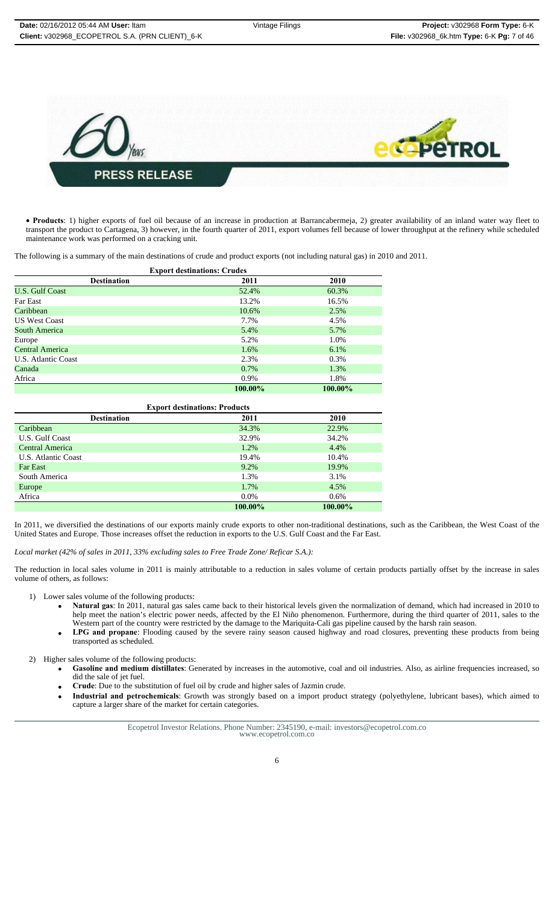- **Products**: 1) higher exports of fuel oil because of an increase in production at Barrancabermeja, 2) greater availability of an inland water way fleet to transport the product to Cartagena, 3) however, in the fourth quarter of 2011, export volumes fell because of lower throughput at the refinery while scheduled maintenance work was performed on a cracking unit.

The following is a summary of the main destinations of crude and product exports (not including natural gas) in 2010 and 2011.

**Export destinations: Crudes**

| Destination | 2011 | 2010 |
|---|---|---|
| U.S. Gulf Coast | 52.4% | 60.3% |
| Far East | 13.2% | 16.5% |
| Caribbean | 10.6% | 2.5% |
| US West Coast | 7.7% | 4.5% |
| South America | 5.4% | 5.7% |
| Europe | 5.2% | 1.0% |
| Central America | 1.6% | 6.1% |
| U.S. Atlantic Coast | 2.3% | 0.3% |
| Canada | 0.7% | 1.3% |
| Africa | 0.9% | 1.8% |
| | **100.00%** | **100.00%** |

**Export destinations: Products**

| Destination | 2011 | 2010 |
|---|---|---|
| Caribbean | 34.3% | 22.9% |
| U.S. Gulf Coast | 32.9% | 34.2% |
| Central America | 1.2% | 4.4% |
| U.S. Atlantic Coast | 19.4% | 10.4% |
| Far East | 9.2% | 19.9% |
| South America | 1.3% | 3.1% |
| Europe | 1.7% | 4.5% |
| Africa | 0.0% | 0.6% |
| | **100.00%** | **100.00%** |

In 2011, we diversified the destinations of our exports mainly crude exports to other non-traditional destinations, such as the Caribbean, the West Coast of the United States and Europe. Those increases offset the reduction in exports to the U.S. Gulf Coast and the Far East.

*Local market (42% of sales in 2011, 33% excluding sales to Free Trade Zone/ Reficar S.A.):*

The reduction in local sales volume in 2011 is mainly attributable to a reduction in sales volume of certain products partially offset by the increase in sales volume of others, as follows:

1) Lower sales volume of the following products:
   - **Natural gas**: In 2011, natural gas sales came back to their historical levels given the normalization of demand, which had increased in 2010 to help meet the nation's electric power needs, affected by the El Niño phenomenon. Furthermore, during the third quarter of 2011, sales to the Western part of the country were restricted by the damage to the Mariquita-Cali gas pipeline caused by the harsh rain season.
   - **LPG and propane**: Flooding caused by the severe rainy season caused highway and road closures, preventing these products from being transported as scheduled.

2) Higher sales volume of the following products:
   - **Gasoline and medium distillates**: Generated by increases in the automotive, coal and oil industries. Also, as airline frequencies increased, so did the sale of jet fuel.
   - **Crude**: Due to the substitution of fuel oil by crude and higher sales of Jazmin crude.
   - **Industrial and petrochemicals**: Growth was strongly based on a import product strategy (polyethylene, lubricant bases), which aimed to capture a larger share of the market for certain categories.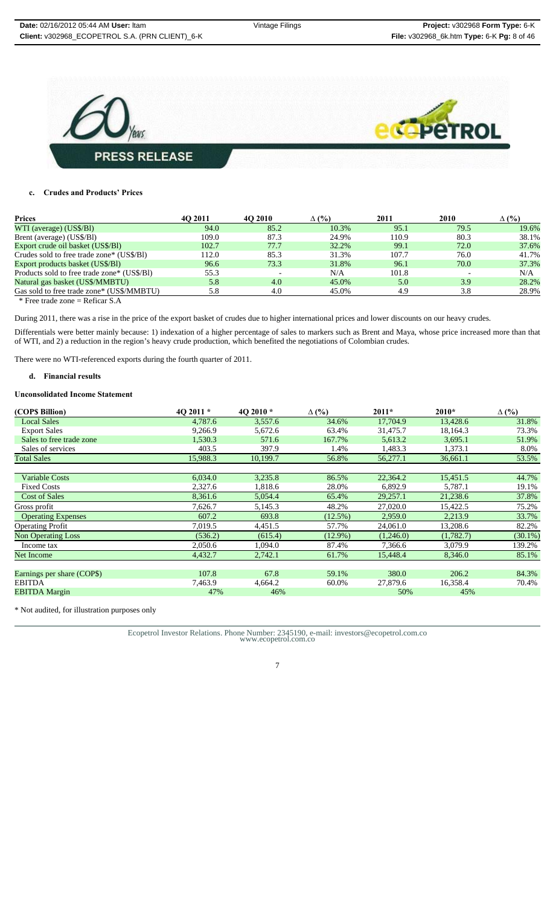PRESS RELEASE

### c. Crudes and Products' Prices

| Prices | 4Q 2011 | 4Q 2010 | Δ (%) | 2011 | 2010 | Δ (%) |
|---|---|---|---|---|---|---|
| WTI (average) (US$/Bl) | 94.0 | 85.2 | 10.3% | 95.1 | 79.5 | 19.6% |
| Brent (average) (US$/Bl) | 109.0 | 87.3 | 24.9% | 110.9 | 80.3 | 38.1% |
| Export crude oil basket (US$/Bl) | 102.7 | 77.7 | 32.2% | 99.1 | 72.0 | 37.6% |
| Crudes sold to free trade zone* (US$/Bl) | 112.0 | 85.3 | 31.3% | 107.7 | 76.0 | 41.7% |
| Export products basket (US$/Bl) | 96.6 | 73.3 | 31.8% | 96.1 | 70.0 | 37.3% |
| Products sold to free trade zone* (US$/Bl) | 55.3 | - | N/A | 101.8 | - | N/A |
| Natural gas basket (US$/MMBTU) | 5.8 | 4.0 | 45.0% | 5.0 | 3.9 | 28.2% |
| Gas sold to free trade zone* (US$/MMBTU) | 5.8 | 4.0 | 45.0% | 4.9 | 3.8 | 28.9% |

* Free trade zone = Reficar S.A

During 2011, there was a rise in the price of the export basket of crudes due to higher international prices and lower discounts on our heavy crudes.

Differentials were better mainly because: 1) indexation of a higher percentage of sales to markers such as Brent and Maya, whose price increased more than that of WTI, and 2) a reduction in the region's heavy crude production, which benefited the negotiations of Colombian crudes.

There were no WTI-referenced exports during the fourth quarter of 2011.

### d. Financial results

**Unconsolidated Income Statement**

| (COP$ Billion) | 4Q 2011 * | 4Q 2010 * | Δ (%) | 2011* | 2010* | Δ (%) |
|---|---|---|---|---|---|---|
| Local Sales | 4,787.6 | 3,557.6 | 34.6% | 17,704.9 | 13,428.6 | 31.8% |
| Export Sales | 9,266.9 | 5,672.6 | 63.4% | 31,475.7 | 18,164.3 | 73.3% |
| Sales to free trade zone | 1,530.3 | 571.6 | 167.7% | 5,613.2 | 3,695.1 | 51.9% |
| Sales of services | 403.5 | 397.9 | 1.4% | 1,483.3 | 1,373.1 | 8.0% |
| Total Sales | 15,988.3 | 10,199.7 | 56.8% | 56,277.1 | 36,661.1 | 53.5% |
| | | | | | | |
| Variable Costs | 6,034.0 | 3,235.8 | 86.5% | 22,364.2 | 15,451.5 | 44.7% |
| Fixed Costs | 2,327.6 | 1,818.6 | 28.0% | 6,892.9 | 5,787.1 | 19.1% |
| Cost of Sales | 8,361.6 | 5,054.4 | 65.4% | 29,257.1 | 21,238.6 | 37.8% |
| Gross profit | 7,626.7 | 5,145.3 | 48.2% | 27,020.0 | 15,422.5 | 75.2% |
| Operating Expenses | 607.2 | 693.8 | (12.5%) | 2,959.0 | 2,213.9 | 33.7% |
| Operating Profit | 7,019.5 | 4,451.5 | 57.7% | 24,061.0 | 13,208.6 | 82.2% |
| Non Operating Loss | (536.2) | (615.4) | (12.9%) | (1,246.0) | (1,782.7) | (30.1%) |
| Income tax | 2,050.6 | 1,094.0 | 87.4% | 7,366.6 | 3,079.9 | 139.2% |
| Net Income | 4,432.7 | 2,742.1 | 61.7% | 15,448.4 | 8,346.0 | 85.1% |
| | | | | | | |
| Earnings per share (COP$) | 107.8 | 67.8 | 59.1% | 380.0 | 206.2 | 84.3% |
| EBITDA | 7,463.9 | 4,664.2 | 60.0% | 27,879.6 | 16,358.4 | 70.4% |
| EBITDA Margin | 47% | 46% | | 50% | 45% | |

* Not audited, for illustration purposes only

Ecopetrol Investor Relations. Phone Number: 2345190, e-mail: investors@ecopetrol.com.co
www.ecopetrol.com.co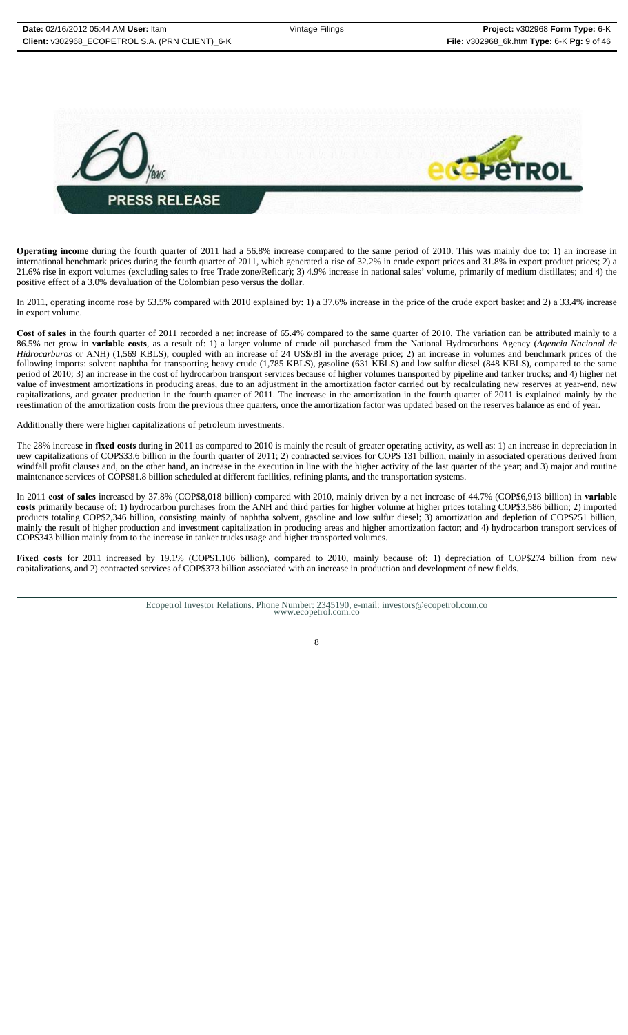**Operating income** during the fourth quarter of 2011 had a 56.8% increase compared to the same period of 2010. This was mainly due to: 1) an increase in international benchmark prices during the fourth quarter of 2011, which generated a rise of 32.2% in crude export prices and 31.8% in export product prices; 2) a 21.6% rise in export volumes (excluding sales to free Trade zone/Reficar); 3) 4.9% increase in national sales' volume, primarily of medium distillates; and 4) the positive effect of a 3.0% devaluation of the Colombian peso versus the dollar.

In 2011, operating income rose by 53.5% compared with 2010 explained by: 1) a 37.6% increase in the price of the crude export basket and 2) a 33.4% increase in export volume.

**Cost of sales** in the fourth quarter of 2011 recorded a net increase of 65.4% compared to the same quarter of 2010. The variation can be attributed mainly to a 86.5% net grow in **variable costs**, as a result of: 1) a larger volume of crude oil purchased from the National Hydrocarbons Agency (*Agencia Nacional de Hidrocarburos* or ANH) (1,569 KBLS), coupled with an increase of 24 US$/Bl in the average price; 2) an increase in volumes and benchmark prices of the following imports: solvent naphtha for transporting heavy crude (1,785 KBLS), gasoline (631 KBLS) and low sulfur diesel (848 KBLS), compared to the same period of 2010; 3) an increase in the cost of hydrocarbon transport services because of higher volumes transported by pipeline and tanker trucks; and 4) higher net value of investment amortizations in producing areas, due to an adjustment in the amortization factor carried out by recalculating new reserves at year-end, new capitalizations, and greater production in the fourth quarter of 2011. The increase in the amortization in the fourth quarter of 2011 is explained mainly by the reestimation of the amortization costs from the previous three quarters, once the amortization factor was updated based on the reserves balance as end of year.

Additionally there were higher capitalizations of petroleum investments.

The 28% increase in **fixed costs** during in 2011 as compared to 2010 is mainly the result of greater operating activity, as well as: 1) an increase in depreciation in new capitalizations of COP$33.6 billion in the fourth quarter of 2011; 2) contracted services for COP$ 131 billion, mainly in associated operations derived from windfall profit clauses and, on the other hand, an increase in the execution in line with the higher activity of the last quarter of the year; and 3) major and routine maintenance services of COP$81.8 billion scheduled at different facilities, refining plants, and the transportation systems.

In 2011 **cost of sales** increased by 37.8% (COP$8,018 billion) compared with 2010, mainly driven by a net increase of 44.7% (COP$6,913 billion) in **variable costs** primarily because of: 1) hydrocarbon purchases from the ANH and third parties for higher volume at higher prices totaling COP$3,586 billion; 2) imported products totaling COP$2,346 billion, consisting mainly of naphtha solvent, gasoline and low sulfur diesel; 3) amortization and depletion of COP$251 billion, mainly the result of higher production and investment capitalization in producing areas and higher amortization factor; and 4) hydrocarbon transport services of COP$343 billion mainly from to the increase in tanker trucks usage and higher transported volumes.

**Fixed costs** for 2011 increased by 19.1% (COP$1.106 billion), compared to 2010, mainly because of: 1) depreciation of COP$274 billion from new capitalizations, and 2) contracted services of COP$373 billion associated with an increase in production and development of new fields.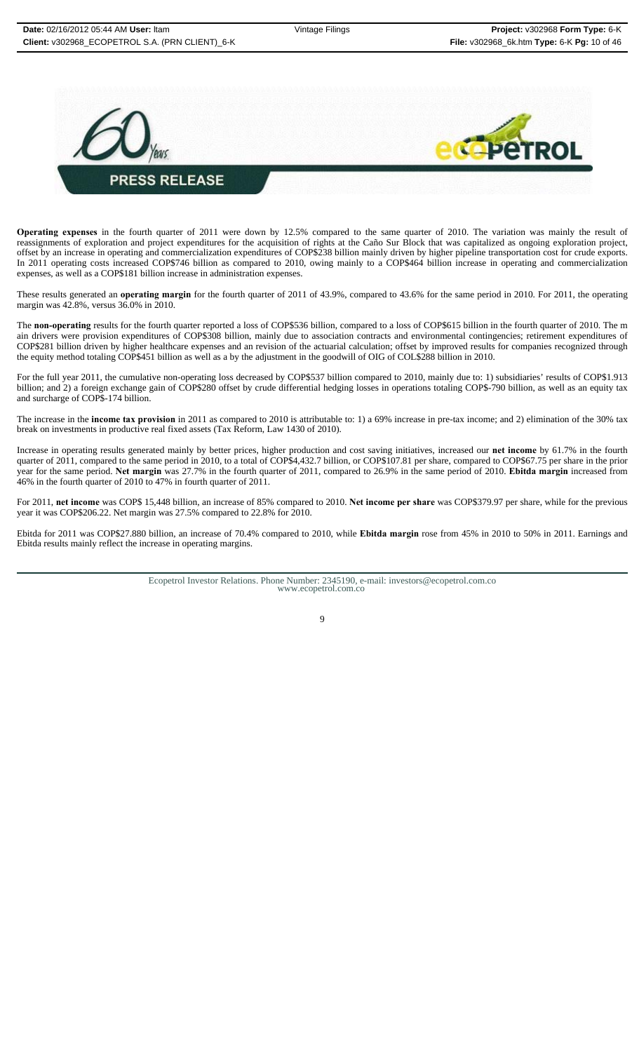**Operating expenses** in the fourth quarter of 2011 were down by 12.5% compared to the same quarter of 2010. The variation was mainly the result of reassignments of exploration and project expenditures for the acquisition of rights at the Caño Sur Block that was capitalized as ongoing exploration project, offset by an increase in operating and commercialization expenditures of COP$238 billion mainly driven by higher pipeline transportation cost for crude exports. In 2011 operating costs increased COP$746 billion as compared to 2010, owing mainly to a COP$464 billion increase in operating and commercialization expenses, as well as a COP$181 billion increase in administration expenses.

These results generated an **operating margin** for the fourth quarter of 2011 of 43.9%, compared to 43.6% for the same period in 2010. For 2011, the operating margin was 42.8%, versus 36.0% in 2010.

The **non-operating** results for the fourth quarter reported a loss of COP$536 billion, compared to a loss of COP$615 billion in the fourth quarter of 2010. The m ain drivers were provision expenditures of COP$308 billion, mainly due to association contracts and environmental contingencies; retirement expenditures of COP$281 billion driven by higher healthcare expenses and an revision of the actuarial calculation; offset by improved results for companies recognized through the equity method totaling COP$451 billion as well as a by the adjustment in the goodwill of OIG of COL$288 billion in 2010.

For the full year 2011, the cumulative non-operating loss decreased by COP$537 billion compared to 2010, mainly due to: 1) subsidiaries' results of COP$1.913 billion; and 2) a foreign exchange gain of COP$280 offset by crude differential hedging losses in operations totaling COP$-790 billion, as well as an equity tax and surcharge of COP$-174 billion.

The increase in the **income tax provision** in 2011 as compared to 2010 is attributable to: 1) a 69% increase in pre-tax income; and 2) elimination of the 30% tax break on investments in productive real fixed assets (Tax Reform, Law 1430 of 2010).

Increase in operating results generated mainly by better prices, higher production and cost saving initiatives, increased our **net income** by 61.7% in the fourth quarter of 2011, compared to the same period in 2010, to a total of COP$4,432.7 billion, or COP$107.81 per share, compared to COP$67.75 per share in the prior year for the same period. **Net margin** was 27.7% in the fourth quarter of 2011, compared to 26.9% in the same period of 2010. **Ebitda margin** increased from 46% in the fourth quarter of 2010 to 47% in fourth quarter of 2011.

For 2011, **net income** was COP$ 15,448 billion, an increase of 85% compared to 2010. **Net income per share** was COP$379.97 per share, while for the previous year it was COP$206.22. Net margin was 27.5% compared to 22.8% for 2010.

Ebitda for 2011 was COP$27.880 billion, an increase of 70.4% compared to 2010, while **Ebitda margin** rose from 45% in 2010 to 50% in 2011. Earnings and Ebitda results mainly reflect the increase in operating margins.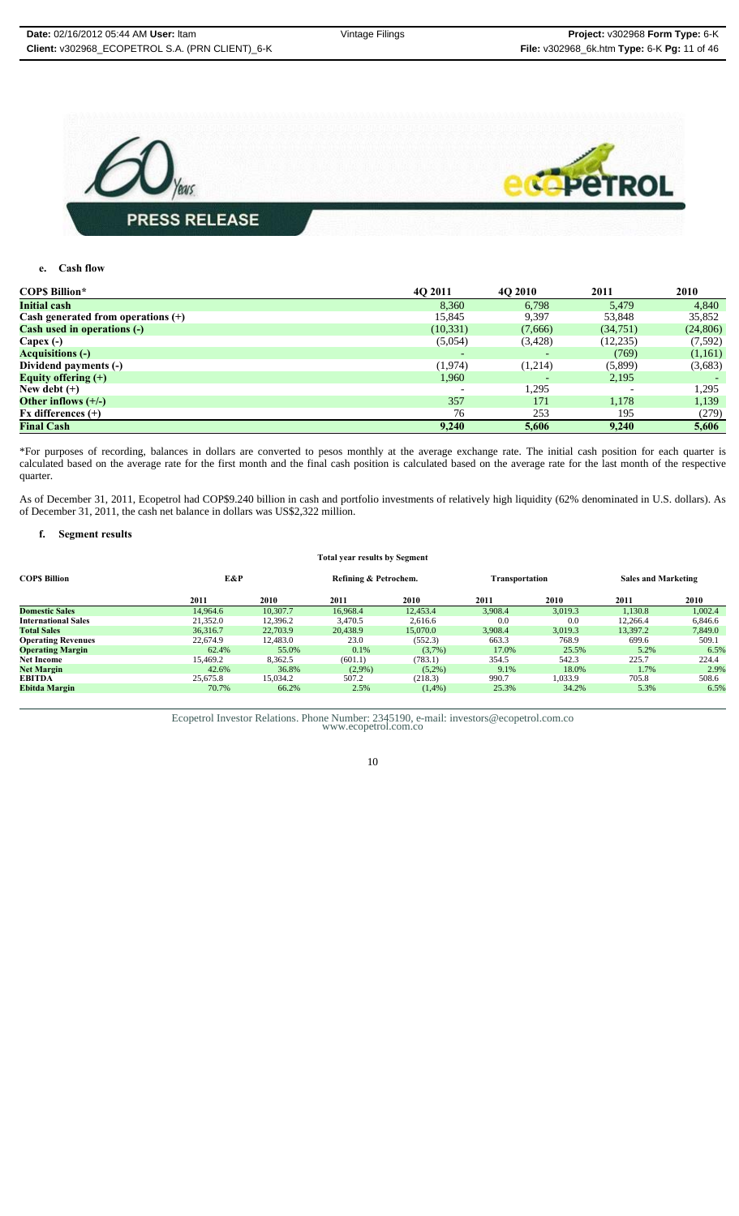#### e. Cash flow

| COP$ Billion* | 4Q 2011 | 4Q 2010 | 2011 | 2010 |
|---|---|---|---|---|
| **Initial cash** | 8,360 | 6,798 | 5,479 | 4,840 |
| **Cash generated from operations (+)** | 15,845 | 9,397 | 53,848 | 35,852 |
| **Cash used in operations (-)** | (10,331) | (7,666) | (34,751) | (24,806) |
| **Capex (-)** | (5,054) | (3,428) | (12,235) | (7,592) |
| **Acquisitions (-)** | - | - | (769) | (1,161) |
| **Dividend payments (-)** | (1,974) | (1,214) | (5,899) | (3,683) |
| **Equity offering (+)** | 1,960 | - | 2,195 | - |
| **New debt (+)** | - | 1,295 | - | 1,295 |
| **Other inflows (+/-)** | 357 | 171 | 1,178 | 1,139 |
| **Fx differences (+)** | 76 | 253 | 195 | (279) |
| **Final Cash** | **9,240** | **5,606** | **9,240** | **5,606** |

*For purposes of recording, balances in dollars are converted to pesos monthly at the average exchange rate. The initial cash position for each quarter is calculated based on the average rate for the first month and the final cash position is calculated based on the average rate for the last month of the respective quarter.

As of December 31, 2011, Ecopetrol had COP$9.240 billion in cash and portfolio investments of relatively high liquidity (62% denominated in U.S. dollars). As of December 31, 2011, the cash net balance in dollars was US$2,322 million.

#### f. Segment results

**Total year results by Segment**

| COP$ Billion | E&P | | Refining & Petrochem. | | Transportation | | Sales and Marketing | |
|---|---|---|---|---|---|---|---|---|
| | 2011 | 2010 | 2011 | 2010 | 2011 | 2010 | 2011 | 2010 |
| **Domestic Sales** | 14,964.6 | 10,307.7 | 16,968.4 | 12,453.4 | 3,908.4 | 3,019.3 | 1,130.8 | 1,002.4 |
| **International Sales** | 21,352.0 | 12,396.2 | 3,470.5 | 2,616.6 | 0.0 | 0.0 | 12,266.4 | 6,846.6 |
| **Total Sales** | 36,316.7 | 22,703.9 | 20,438.9 | 15,070.0 | 3,908.4 | 3,019.3 | 13,397.2 | 7,849.0 |
| **Operating Revenues** | 22,674.9 | 12,483.0 | 23.0 | (552.3) | 663.3 | 768.9 | 699.6 | 509.1 |
| **Operating Margin** | 62.4% | 55.0% | 0.1% | (3,7%) | 17.0% | 25.5% | 5.2% | 6.5% |
| **Net Income** | 15,469.2 | 8,362.5 | (601.1) | (783.1) | 354.5 | 542.3 | 225.7 | 224.4 |
| **Net Margin** | 42.6% | 36.8% | (2,9%) | (5,2%) | 9.1% | 18.0% | 1.7% | 2.9% |
| **EBITDA** | 25,675.8 | 15,034.2 | 507.2 | (218.3) | 990.7 | 1,033.9 | 705.8 | 508.6 |
| **Ebitda Margin** | 70.7% | 66.2% | 2.5% | (1,4%) | 25.3% | 34.2% | 5.3% | 6.5% |

Ecopetrol Investor Relations. Phone Number: 2345190, e-mail: investors@ecopetrol.com.co
www.ecopetrol.com.co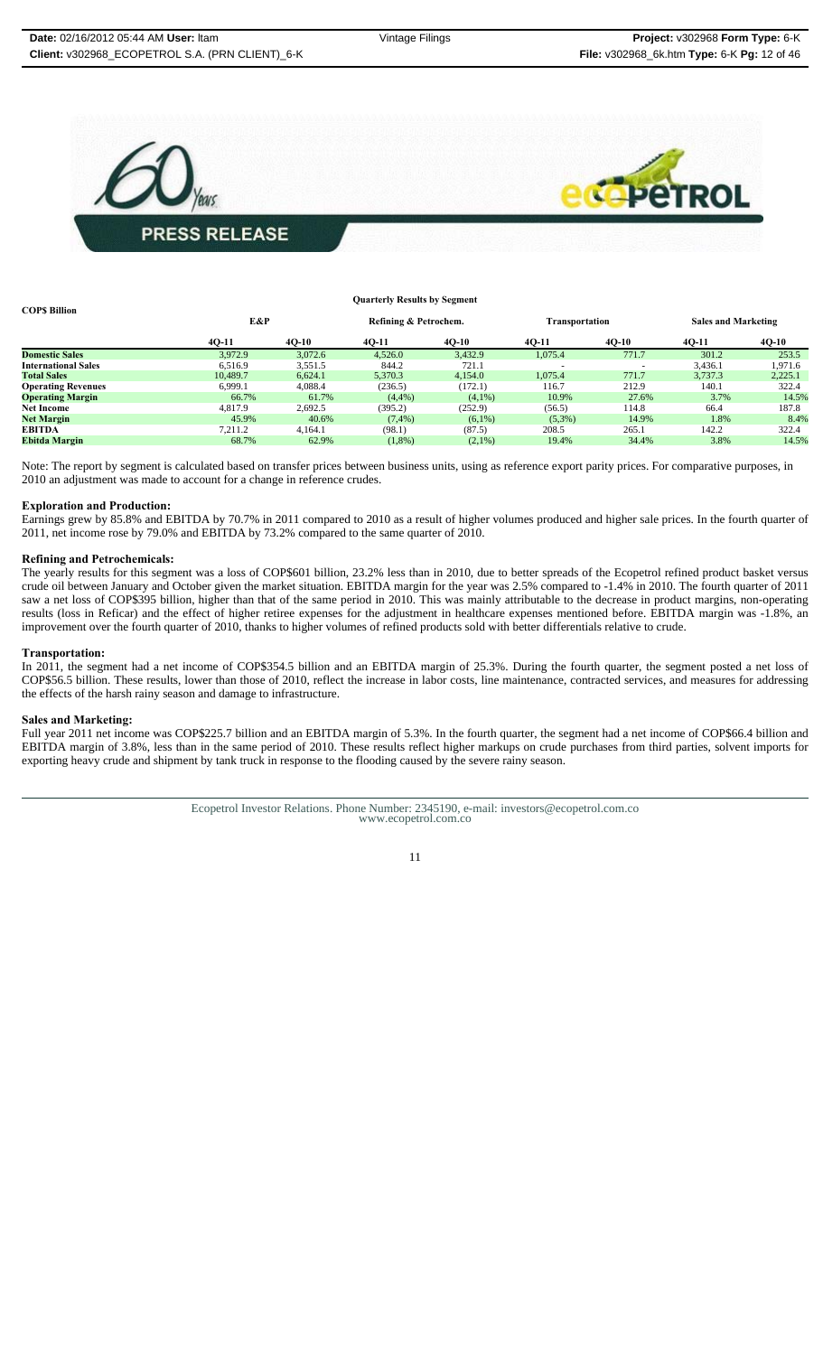**Quarterly Results by Segment**

| COP$ Billion | E&P | | Refining & Petrochem. | | Transportation | | Sales and Marketing | |
|---|---|---|---|---|---|---|---|---|
| | 4Q-11 | 4Q-10 | 4Q-11 | 4Q-10 | 4Q-11 | 4Q-10 | 4Q-11 | 4Q-10 |
| **Domestic Sales** | 3,972.9 | 3,072.6 | 4,526.0 | 3,432.9 | 1,075.4 | 771.7 | 301.2 | 253.5 |
| **International Sales** | 6,516.9 | 3,551.5 | 844.2 | 721.1 | - | - | 3,436.1 | 1,971.6 |
| **Total Sales** | 10,489.7 | 6,624.1 | 5,370.3 | 4,154.0 | 1,075.4 | 771.7 | 3,737.3 | 2,225.1 |
| **Operating Revenues** | 6,999.1 | 4,088.4 | (236.5) | (172.1) | 116.7 | 212.9 | 140.1 | 322.4 |
| **Operating Margin** | 66.7% | 61.7% | (4,4%) | (4,1%) | 10.9% | 27.6% | 3.7% | 14.5% |
| **Net Income** | 4,817.9 | 2,692.5 | (395.2) | (252.9) | (56.5) | 114.8 | 66.4 | 187.8 |
| **Net Margin** | 45.9% | 40.6% | (7,4%) | (6,1%) | (5,3%) | 14.9% | 1.8% | 8.4% |
| **EBITDA** | 7,211.2 | 4,164.1 | (98.1) | (87.5) | 208.5 | 265.1 | 142.2 | 322.4 |
| **Ebitda Margin** | 68.7% | 62.9% | (1,8%) | (2,1%) | 19.4% | 34.4% | 3.8% | 14.5% |

Note: The report by segment is calculated based on transfer prices between business units, using as reference export parity prices. For comparative purposes, in 2010 an adjustment was made to account for a change in reference crudes.

**Exploration and Production:**

Earnings grew by 85.8% and EBITDA by 70.7% in 2011 compared to 2010 as a result of higher volumes produced and higher sale prices. In the fourth quarter of 2011, net income rose by 79.0% and EBITDA by 73.2% compared to the same quarter of 2010.

**Refining and Petrochemicals:**

The yearly results for this segment was a loss of COP$601 billion, 23.2% less than in 2010, due to better spreads of the Ecopetrol refined product basket versus crude oil between January and October given the market situation. EBITDA margin for the year was 2.5% compared to -1.4% in 2010. The fourth quarter of 2011 saw a net loss of COP$395 billion, higher than that of the same period in 2010. This was mainly attributable to the decrease in product margins, non-operating results (loss in Reficar) and the effect of higher retiree expenses for the adjustment in healthcare expenses mentioned before. EBITDA margin was -1.8%, an improvement over the fourth quarter of 2010, thanks to higher volumes of refined products sold with better differentials relative to crude.

**Transportation:**

In 2011, the segment had a net income of COP$354.5 billion and an EBITDA margin of 25.3%. During the fourth quarter, the segment posted a net loss of COP$56.5 billion. These results, lower than those of 2010, reflect the increase in labor costs, line maintenance, contracted services, and measures for addressing the effects of the harsh rainy season and damage to infrastructure.

**Sales and Marketing:**

Full year 2011 net income was COP$225.7 billion and an EBITDA margin of 5.3%. In the fourth quarter, the segment had a net income of COP$66.4 billion and EBITDA margin of 3.8%, less than in the same period of 2010. These results reflect higher markups on crude purchases from third parties, solvent imports for exporting heavy crude and shipment by tank truck in response to the flooding caused by the severe rainy season.

Ecopetrol Investor Relations. Phone Number: 2345190, e-mail: investors@ecopetrol.com.co
www.ecopetrol.com.co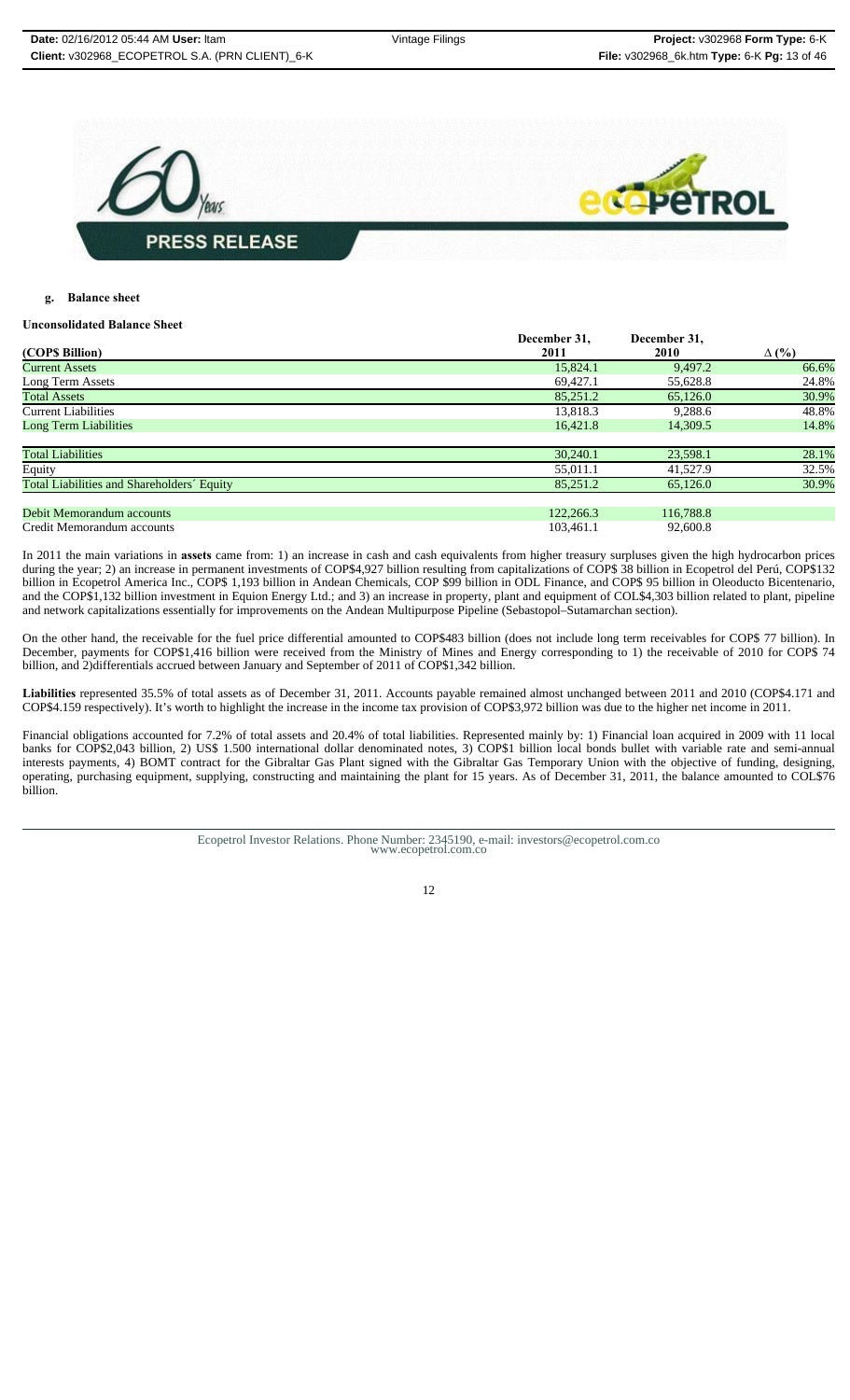**g. Balance sheet**

**Unconsolidated Balance Sheet**

| (COP$ Billion) | December 31, 2011 | December 31, 2010 | Δ (%) |
|---|---|---|---|
| Current Assets | 15,824.1 | 9,497.2 | 66.6% |
| Long Term Assets | 69,427.1 | 55,628.8 | 24.8% |
| Total Assets | 85,251.2 | 65,126.0 | 30.9% |
| Current Liabilities | 13,818.3 | 9,288.6 | 48.8% |
| Long Term Liabilities | 16,421.8 | 14,309.5 | 14.8% |
| Total Liabilities | 30,240.1 | 23,598.1 | 28.1% |
| Equity | 55,011.1 | 41,527.9 | 32.5% |
| Total Liabilities and Shareholders´ Equity | 85,251.2 | 65,126.0 | 30.9% |
| Debit Memorandum accounts | 122,266.3 | 116,788.8 | |
| Credit Memorandum accounts | 103,461.1 | 92,600.8 | |

In 2011 the main variations in **assets** came from: 1) an increase in cash and cash equivalents from higher treasury surpluses given the high hydrocarbon prices during the year; 2) an increase in permanent investments of COP$4,927 billion resulting from capitalizations of COP$ 38 billion in Ecopetrol del Perú, COP$132 billion in Ecopetrol America Inc., COP$ 1,193 billion in Andean Chemicals, COP $99 billion in ODL Finance, and COP$ 95 billion in Oleoducto Bicentenario, and the COP$1,132 billion investment in Equion Energy Ltd.; and 3) an increase in property, plant and equipment of COL$4,303 billion related to plant, pipeline and network capitalizations essentially for improvements on the Andean Multipurpose Pipeline (Sebastopol–Sutamarchan section).

On the other hand, the receivable for the fuel price differential amounted to COP$483 billion (does not include long term receivables for COP$ 77 billion). In December, payments for COP$1,416 billion were received from the Ministry of Mines and Energy corresponding to 1) the receivable of 2010 for COP$ 74 billion, and 2)differentials accrued between January and September of 2011 of COP$1,342 billion.

**Liabilities** represented 35.5% of total assets as of December 31, 2011. Accounts payable remained almost unchanged between 2011 and 2010 (COP$4.171 and COP$4.159 respectively). It's worth to highlight the increase in the income tax provision of COP$3,972 billion was due to the higher net income in 2011.

Financial obligations accounted for 7.2% of total assets and 20.4% of total liabilities. Represented mainly by: 1) Financial loan acquired in 2009 with 11 local banks for COP$2,043 billion, 2) US$ 1.500 international dollar denominated notes, 3) COP$1 billion local bonds bullet with variable rate and semi-annual interests payments, 4) BOMT contract for the Gibraltar Gas Plant signed with the Gibraltar Gas Temporary Union with the objective of funding, designing, operating, purchasing equipment, supplying, constructing and maintaining the plant for 15 years. As of December 31, 2011, the balance amounted to COL$76 billion.

Ecopetrol Investor Relations. Phone Number: 2345190, e-mail: investors@ecopetrol.com.co
www.ecopetrol.com.co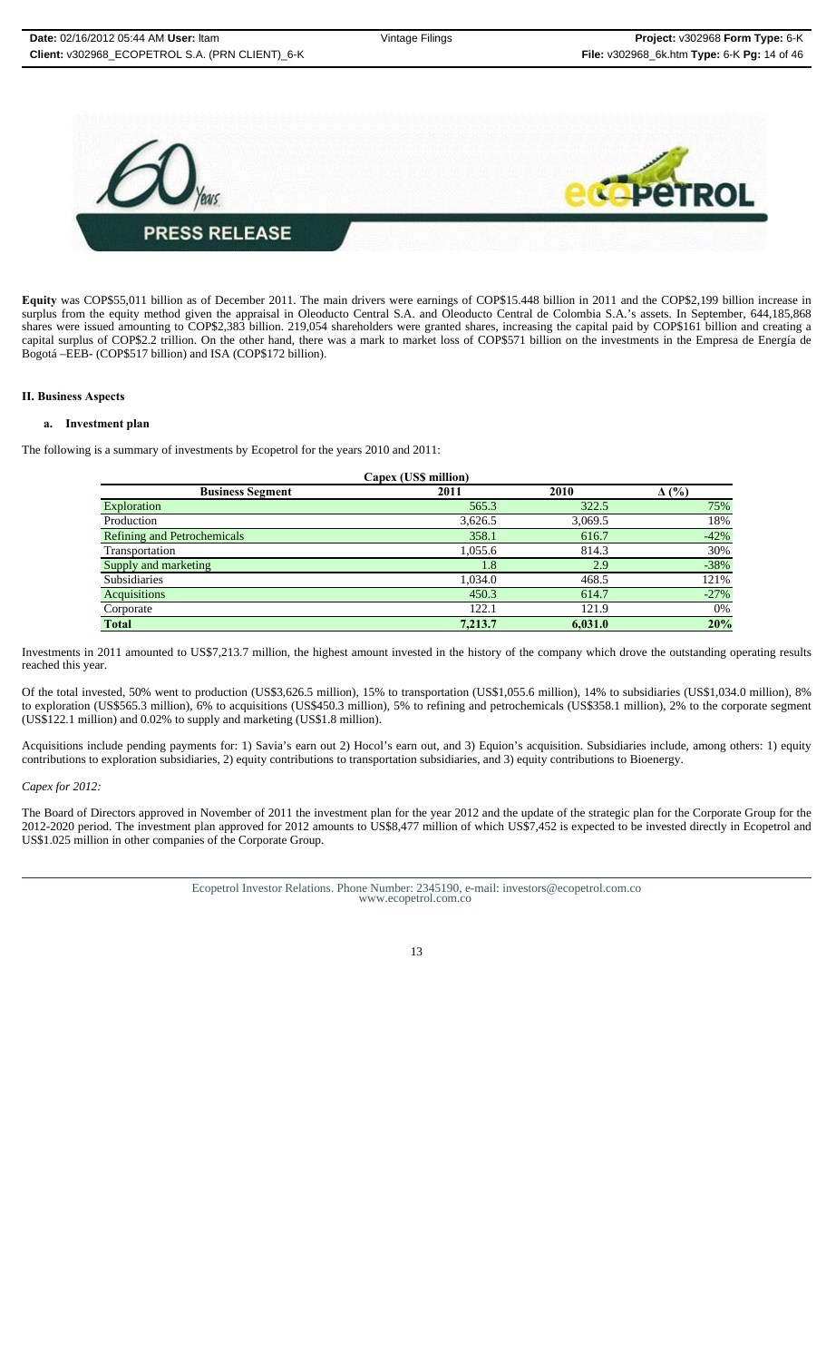**Equity** was COP$55,011 billion as of December 2011. The main drivers were earnings of COP$15.448 billion in 2011 and the COP$2,199 billion increase in surplus from the equity method given the appraisal in Oleoducto Central S.A. and Oleoducto Central de Colombia S.A.'s assets. In September, 644,185,868 shares were issued amounting to COP$2,383 billion. 219,054 shareholders were granted shares, increasing the capital paid by COP$161 billion and creating a capital surplus of COP$2.2 trillion. On the other hand, there was a mark to market loss of COP$571 billion on the investments in the Empresa de Energía de Bogotá –EEB- (COP$517 billion) and ISA (COP$172 billion).

## II. Business Aspects

### a. Investment plan

The following is a summary of investments by Ecopetrol for the years 2010 and 2011:

| Capex (US$ million) | | | |
|---|---|---|---|
| **Business Segment** | **2011** | **2010** | **Δ (%)** |
| Exploration | 565.3 | 322.5 | 75% |
| Production | 3,626.5 | 3,069.5 | 18% |
| Refining and Petrochemicals | 358.1 | 616.7 | -42% |
| Transportation | 1,055.6 | 814.3 | 30% |
| Supply and marketing | 1.8 | 2.9 | -38% |
| Subsidiaries | 1,034.0 | 468.5 | 121% |
| Acquisitions | 450.3 | 614.7 | -27% |
| Corporate | 122.1 | 121.9 | 0% |
| **Total** | **7,213.7** | **6,031.0** | **20%** |

Investments in 2011 amounted to US$7,213.7 million, the highest amount invested in the history of the company which drove the outstanding operating results reached this year.

Of the total invested, 50% went to production (US$3,626.5 million), 15% to transportation (US$1,055.6 million), 14% to subsidiaries (US$1,034.0 million), 8% to exploration (US$565.3 million), 6% to acquisitions (US$450.3 million), 5% to refining and petrochemicals (US$358.1 million), 2% to the corporate segment (US$122.1 million) and 0.02% to supply and marketing (US$1.8 million).

Acquisitions include pending payments for: 1) Savia's earn out 2) Hocol's earn out, and 3) Equion's acquisition. Subsidiaries include, among others: 1) equity contributions to exploration subsidiaries, 2) equity contributions to transportation subsidiaries, and 3) equity contributions to Bioenergy.

*Capex for 2012:*

The Board of Directors approved in November of 2011 the investment plan for the year 2012 and the update of the strategic plan for the Corporate Group for the 2012-2020 period. The investment plan approved for 2012 amounts to US$8,477 million of which US$7,452 is expected to be invested directly in Ecopetrol and US$1.025 million in other companies of the Corporate Group.

Ecopetrol Investor Relations. Phone Number: 2345190, e-mail: investors@ecopetrol.com.co
www.ecopetrol.com.co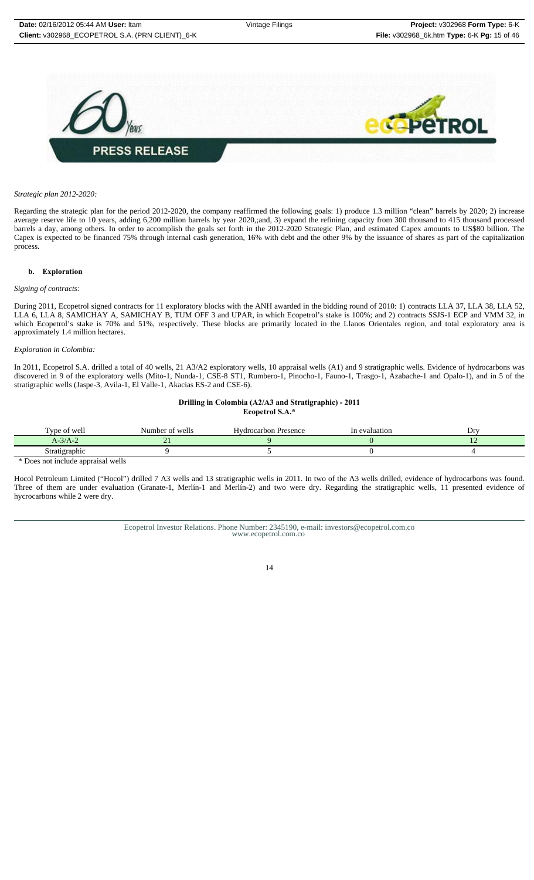*Strategic plan 2012-2020:*

Regarding the strategic plan for the period 2012-2020, the company reaffirmed the following goals: 1) produce 1.3 million "clean" barrels by 2020; 2) increase average reserve life to 10 years, adding 6,200 million barrels by year 2020,;and, 3) expand the refining capacity from 300 thousand to 415 thousand processed barrels a day, among others. In order to accomplish the goals set forth in the 2012-2020 Strategic Plan, and estimated Capex amounts to US$80 billion. The Capex is expected to be financed 75% through internal cash generation, 16% with debt and the other 9% by the issuance of shares as part of the capitalization process.

### b. Exploration

*Signing of contracts:*

During 2011, Ecopetrol signed contracts for 11 exploratory blocks with the ANH awarded in the bidding round of 2010: 1) contracts LLA 37, LLA 38, LLA 52, LLA 6, LLA 8, SAMICHAY A, SAMICHAY B, TUM OFF 3 and UPAR, in which Ecopetrol's stake is 100%; and 2) contracts SSJS-1 ECP and VMM 32, in which Ecopetrol's stake is 70% and 51%, respectively. These blocks are primarily located in the Llanos Orientales region, and total exploratory area is approximately 1.4 million hectares.

*Exploration in Colombia:*

In 2011, Ecopetrol S.A. drilled a total of 40 wells, 21 A3/A2 exploratory wells, 10 appraisal wells (A1) and 9 stratigraphic wells. Evidence of hydrocarbons was discovered in 9 of the exploratory wells (Mito-1, Nunda-1, CSE-8 ST1, Rumbero-1, Pinocho-1, Fauno-1, Trasgo-1, Azabache-1 and Opalo-1), and in 5 of the stratigraphic wells (Jaspe-3, Avila-1, El Valle-1, Akacias ES-2 and CSE-6).

**Drilling in Colombia (A2/A3 and Stratigraphic) - 2011**
**Ecopetrol S.A.***

| Type of well | Number of wells | Hydrocarbon Presence | In evaluation | Dry |
|---|---|---|---|---|
| A-3/A-2 | 21 | 9 | 0 | 12 |
| Stratigraphic | 9 | 5 | 0 | 4 |

* Does not include appraisal wells

Hocol Petroleum Limited ("Hocol") drilled 7 A3 wells and 13 stratigraphic wells in 2011. In two of the A3 wells drilled, evidence of hydrocarbons was found. Three of them are under evaluation (Granate-1, Merlín-1 and Merlín-2) and two were dry. Regarding the stratigraphic wells, 11 presented evidence of hycrocarbons while 2 were dry.

Ecopetrol Investor Relations. Phone Number: 2345190, e-mail: investors@ecopetrol.com.co
www.ecopetrol.com.co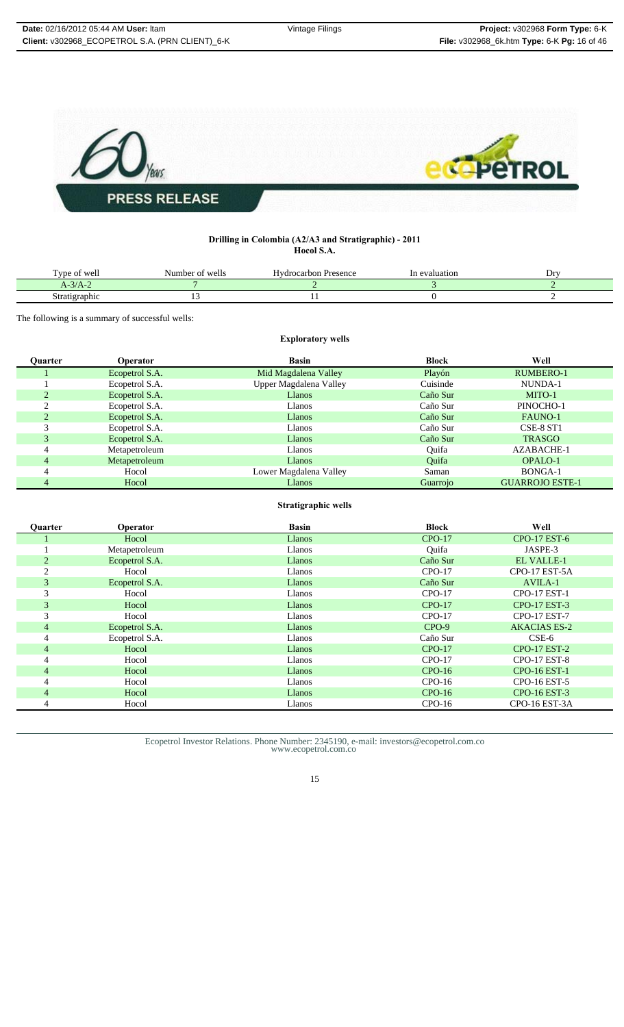**Drilling in Colombia (A2/A3 and Stratigraphic) - 2011**
**Hocol S.A.**

| Type of well | Number of wells | Hydrocarbon Presence | In evaluation | Dry |
|---|---|---|---|---|
| A-3/A-2 | 7 | 2 | 3 | 2 |
| Stratigraphic | 13 | 11 | 0 | 2 |

The following is a summary of successful wells:

**Exploratory wells**

| Quarter | Operator | Basin | Block | Well |
|---|---|---|---|---|
| 1 | Ecopetrol S.A. | Mid Magdalena Valley | Playón | RUMBERO-1 |
| 1 | Ecopetrol S.A. | Upper Magdalena Valley | Cuisinde | NUNDA-1 |
| 2 | Ecopetrol S.A. | Llanos | Caño Sur | MITO-1 |
| 2 | Ecopetrol S.A. | Llanos | Caño Sur | PINOCHO-1 |
| 2 | Ecopetrol S.A. | Llanos | Caño Sur | FAUNO-1 |
| 3 | Ecopetrol S.A. | Llanos | Caño Sur | CSE-8 ST1 |
| 3 | Ecopetrol S.A. | Llanos | Caño Sur | TRASGO |
| 4 | Metapetroleum | Llanos | Quifa | AZABACHE-1 |
| 4 | Metapetroleum | Llanos | Quifa | OPALO-1 |
| 4 | Hocol | Lower Magdalena Valley | Saman | BONGA-1 |
| 4 | Hocol | Llanos | Guarrojo | GUARROJO ESTE-1 |

**Stratigraphic wells**

| Quarter | Operator | Basin | Block | Well |
|---|---|---|---|---|
| 1 | Hocol | Llanos | CPO-17 | CPO-17 EST-6 |
| 1 | Metapetroleum | Llanos | Quifa | JASPE-3 |
| 2 | Ecopetrol S.A. | Llanos | Caño Sur | EL VALLE-1 |
| 2 | Hocol | Llanos | CPO-17 | CPO-17 EST-5A |
| 3 | Ecopetrol S.A. | Llanos | Caño Sur | AVILA-1 |
| 3 | Hocol | Llanos | CPO-17 | CPO-17 EST-1 |
| 3 | Hocol | Llanos | CPO-17 | CPO-17 EST-3 |
| 3 | Hocol | Llanos | CPO-17 | CPO-17 EST-7 |
| 4 | Ecopetrol S.A. | Llanos | CPO-9 | AKACIAS ES-2 |
| 4 | Ecopetrol S.A. | Llanos | Caño Sur | CSE-6 |
| 4 | Hocol | Llanos | CPO-17 | CPO-17 EST-2 |
| 4 | Hocol | Llanos | CPO-17 | CPO-17 EST-8 |
| 4 | Hocol | Llanos | CPO-16 | CPO-16 EST-1 |
| 4 | Hocol | Llanos | CPO-16 | CPO-16 EST-5 |
| 4 | Hocol | Llanos | CPO-16 | CPO-16 EST-3 |
| 4 | Hocol | Llanos | CPO-16 | CPO-16 EST-3A |

Ecopetrol Investor Relations. Phone Number: 2345190, e-mail: investors@ecopetrol.com.co
www.ecopetrol.com.co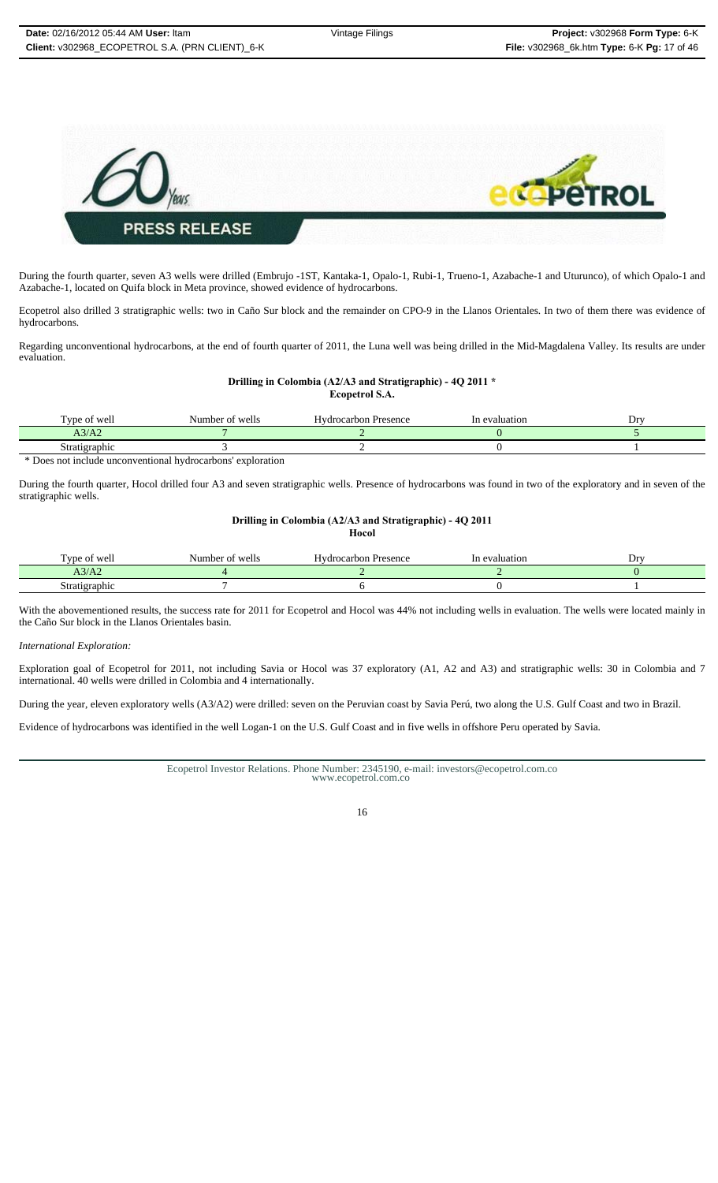During the fourth quarter, seven A3 wells were drilled (Embrujo -1ST, Kantaka-1, Opalo-1, Rubi-1, Trueno-1, Azabache-1 and Uturunco), of which Opalo-1 and Azabache-1, located on Quifa block in Meta province, showed evidence of hydrocarbons.

Ecopetrol also drilled 3 stratigraphic wells: two in Caño Sur block and the remainder on CPO-9 in the Llanos Orientales. In two of them there was evidence of hydrocarbons.

Regarding unconventional hydrocarbons, at the end of fourth quarter of 2011, the Luna well was being drilled in the Mid-Magdalena Valley. Its results are under evaluation.

**Drilling in Colombia (A2/A3 and Stratigraphic) - 4Q 2011 \***
**Ecopetrol S.A.**

| Type of well | Number of wells | Hydrocarbon Presence | In evaluation | Dry |
|---|---|---|---|---|
| A3/A2 | 7 | 2 | 0 | 5 |
| Stratigraphic | 3 | 2 | 0 | 1 |

\* Does not include unconventional hydrocarbons' exploration

During the fourth quarter, Hocol drilled four A3 and seven stratigraphic wells. Presence of hydrocarbons was found in two of the exploratory and in seven of the stratigraphic wells.

**Drilling in Colombia (A2/A3 and Stratigraphic) - 4Q 2011**
**Hocol**

| Type of well | Number of wells | Hydrocarbon Presence | In evaluation | Dry |
|---|---|---|---|---|
| A3/A2 | 4 | 2 | 2 | 0 |
| Stratigraphic | 7 | 6 | 0 | 1 |

With the abovementioned results, the success rate for 2011 for Ecopetrol and Hocol was 44% not including wells in evaluation. The wells were located mainly in the Caño Sur block in the Llanos Orientales basin.

*International Exploration:*

Exploration goal of Ecopetrol for 2011, not including Savia or Hocol was 37 exploratory (A1, A2 and A3) and stratigraphic wells: 30 in Colombia and 7 international. 40 wells were drilled in Colombia and 4 internationally.

During the year, eleven exploratory wells (A3/A2) were drilled: seven on the Peruvian coast by Savia Perú, two along the U.S. Gulf Coast and two in Brazil.

Evidence of hydrocarbons was identified in the well Logan-1 on the U.S. Gulf Coast and in five wells in offshore Peru operated by Savia.

Ecopetrol Investor Relations. Phone Number: 2345190, e-mail: investors@ecopetrol.com.co
www.ecopetrol.com.co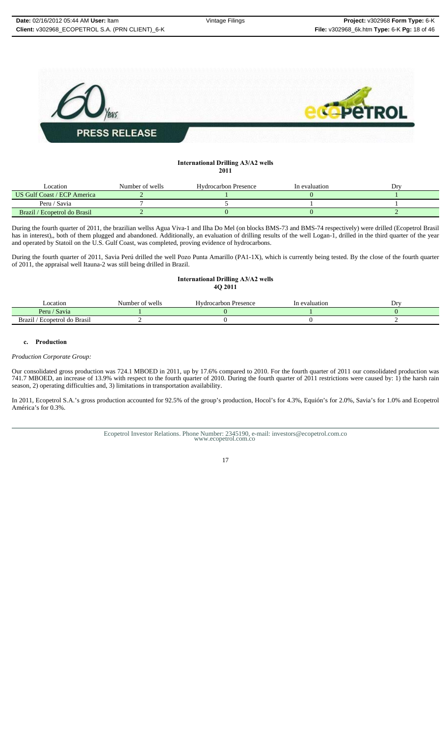**International Drilling A3/A2 wells**
**2011**

| Location | Number of wells | Hydrocarbon Presence | In evaluation | Dry |
|---|---|---|---|---|
| US Gulf Coast / ECP America | 2 | 1 | 0 | 1 |
| Peru / Savia | 7 | 5 | 1 | 1 |
| Brazil / Ecopetrol do Brasil | 2 | 0 | 0 | 2 |

During the fourth quarter of 2011, the brazilian wellss Agua Viva-1 and Ilha Do Mel (on blocks BMS-73 and BMS-74 respectively) were drilled (Ecopetrol Brasil has in interest),, both of them plugged and abandoned. Additionally, an evaluation of drilling results of the well Logan-1, drilled in the third quarter of the year and operated by Statoil on the U.S. Gulf Coast, was completed, proving evidence of hydrocarbons.

During the fourth quarter of 2011, Savia Perú drilled the well Pozo Punta Amarillo (PA1-1X), which is currently being tested. By the close of the fourth quarter of 2011, the appraisal well Itauna-2 was still being drilled in Brazil.

**International Drilling A3/A2 wells**
**4Q 2011**

| Location | Number of wells | Hydrocarbon Presence | In evaluation | Dry |
|---|---|---|---|---|
| Peru / Savia | 1 | 0 | 1 | 0 |
| Brazil / Ecopetrol do Brasil | 2 | 0 | 0 | 2 |

**c. Production**

*Production Corporate Group:*

Our consolidated gross production was 724.1 MBOED in 2011, up by 17.6% compared to 2010. For the fourth quarter of 2011 our consolidated production was 741.7 MBOED, an increase of 13.9% with respect to the fourth quarter of 2010. During the fourth quarter of 2011 restrictions were caused by: 1) the harsh rain season, 2) operating difficulties and, 3) limitations in transportation availability.

In 2011, Ecopetrol S.A.'s gross production accounted for 92.5% of the group's production, Hocol's for 4.3%, Equión's for 2.0%, Savia's for 1.0% and Ecopetrol América's for 0.3%.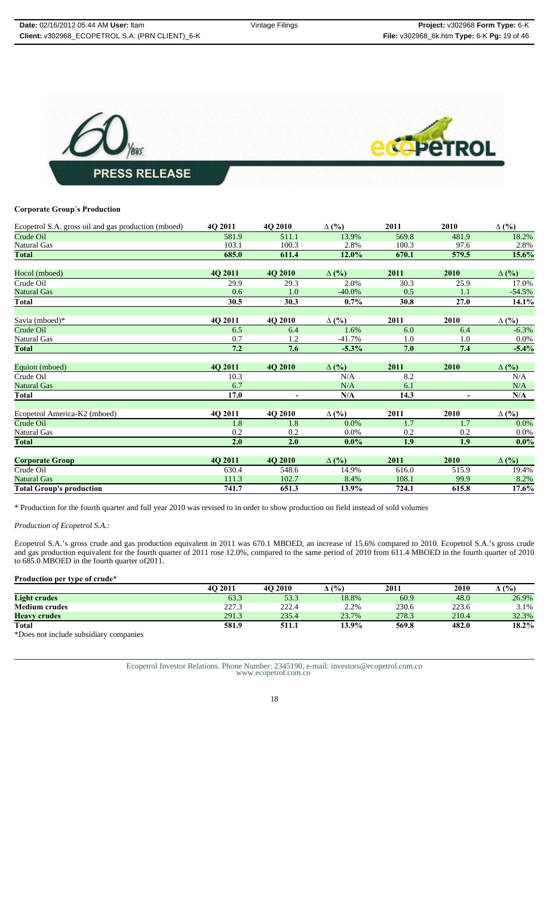**Corporate Group´s Production**

| Ecopetrol S.A. gross oil and gas production (mboed) | 4Q 2011 | 4Q 2010 | Δ (%) | 2011 | 2010 | Δ (%) |
|---|---|---|---|---|---|---|
| Crude Oil | 581.9 | 511.1 | 13.9% | 569.8 | 481.9 | 18.2% |
| Natural Gas | 103.1 | 100.3 | 2.8% | 100.3 | 97.6 | 2.8% |
| **Total** | **685.0** | **611.4** | **12.0%** | **670.1** | **579.5** | **15.6%** |

| Hocol (mboed) | 4Q 2011 | 4Q 2010 | Δ (%) | 2011 | 2010 | Δ (%) |
|---|---|---|---|---|---|---|
| Crude Oil | 29.9 | 29.3 | 2.0% | 30.3 | 25.9 | 17.0% |
| Natural Gas | 0.6 | 1.0 | -40.0% | 0.5 | 1.1 | -54.5% |
| **Total** | **30.5** | **30.3** | **0.7%** | **30.8** | **27.0** | **14.1%** |

| Savia (mboed)* | 4Q 2011 | 4Q 2010 | Δ (%) | 2011 | 2010 | Δ (%) |
|---|---|---|---|---|---|---|
| Crude Oil | 6.5 | 6.4 | 1.6% | 6.0 | 6.4 | -6.3% |
| Natural Gas | 0.7 | 1.2 | -41.7% | 1.0 | 1.0 | 0.0% |
| **Total** | **7.2** | **7.6** | **-5.3%** | **7.0** | **7.4** | **-5.4%** |

| Equion (mboed) | 4Q 2011 | 4Q 2010 | Δ (%) | 2011 | 2010 | Δ (%) |
|---|---|---|---|---|---|---|
| Crude Oil | 10.3 | | N/A | 8.2 | | N/A |
| Natural Gas | 6.7 | | N/A | 6.1 | | N/A |
| **Total** | **17.0** | **-** | **N/A** | **14.3** | **-** | **N/A** |

| Ecopetrol America-K2 (mboed) | 4Q 2011 | 4Q 2010 | Δ (%) | 2011 | 2010 | Δ (%) |
|---|---|---|---|---|---|---|
| Crude Oil | 1.8 | 1.8 | 0.0% | 1.7 | 1.7 | 0.0% |
| Natural Gas | 0.2 | 0.2 | 0.0% | 0.2 | 0.2 | 0.0% |
| **Total** | **2.0** | **2.0** | **0.0%** | **1.9** | **1.9** | **0.0%** |

| **Corporate Group** | 4Q 2011 | 4Q 2010 | Δ (%) | 2011 | 2010 | Δ (%) |
|---|---|---|---|---|---|---|
| Crude Oil | 630.4 | 548.6 | 14.9% | 616.0 | 515.9 | 19.4% |
| Natural Gas | 111.3 | 102.7 | 8.4% | 108.1 | 99.9 | 8.2% |
| **Total Group's production** | **741.7** | **651.3** | **13.9%** | **724.1** | **615.8** | **17.6%** |

* Production for the fourth quarter and full year 2010 was revised to in order to show production on field instead of sold volumes

*Production of Ecopetrol S.A.:*

Ecopetrol S.A.'s gross crude and gas production equivalent in 2011 was 670.1 MBOED, an increase of 15.6% compared to 2010. Ecopetrol S.A.'s gross crude and gas production equivalent for the fourth quarter of 2011 rose 12.0%, compared to the same period of 2010 from 611.4 MBOED in the fourth quarter of 2010 to 685.0 MBOED in the fourth quarter of2011.

**Production per type of crude***

| | 4Q 2011 | 4Q 2010 | Δ (%) | 2011 | 2010 | Δ (%) |
|---|---|---|---|---|---|---|
| **Light crudes** | 63.3 | 53.3 | 18.8% | 60.9 | 48.0 | 26.9% |
| **Medium crudes** | 227.3 | 222.4 | 2.2% | 230.6 | 223.6 | 3.1% |
| **Heavy crudes** | 291.3 | 235.4 | 23.7% | 278.3 | 210.4 | 32.3% |
| **Total** | **581.9** | **511.1** | **13.9%** | **569.8** | **482.0** | **18.2%** |

*Does not include subsidiary companies

Ecopetrol Investor Relations. Phone Number: 2345190, e-mail: investors@ecopetrol.com.co
www.ecopetrol.com.co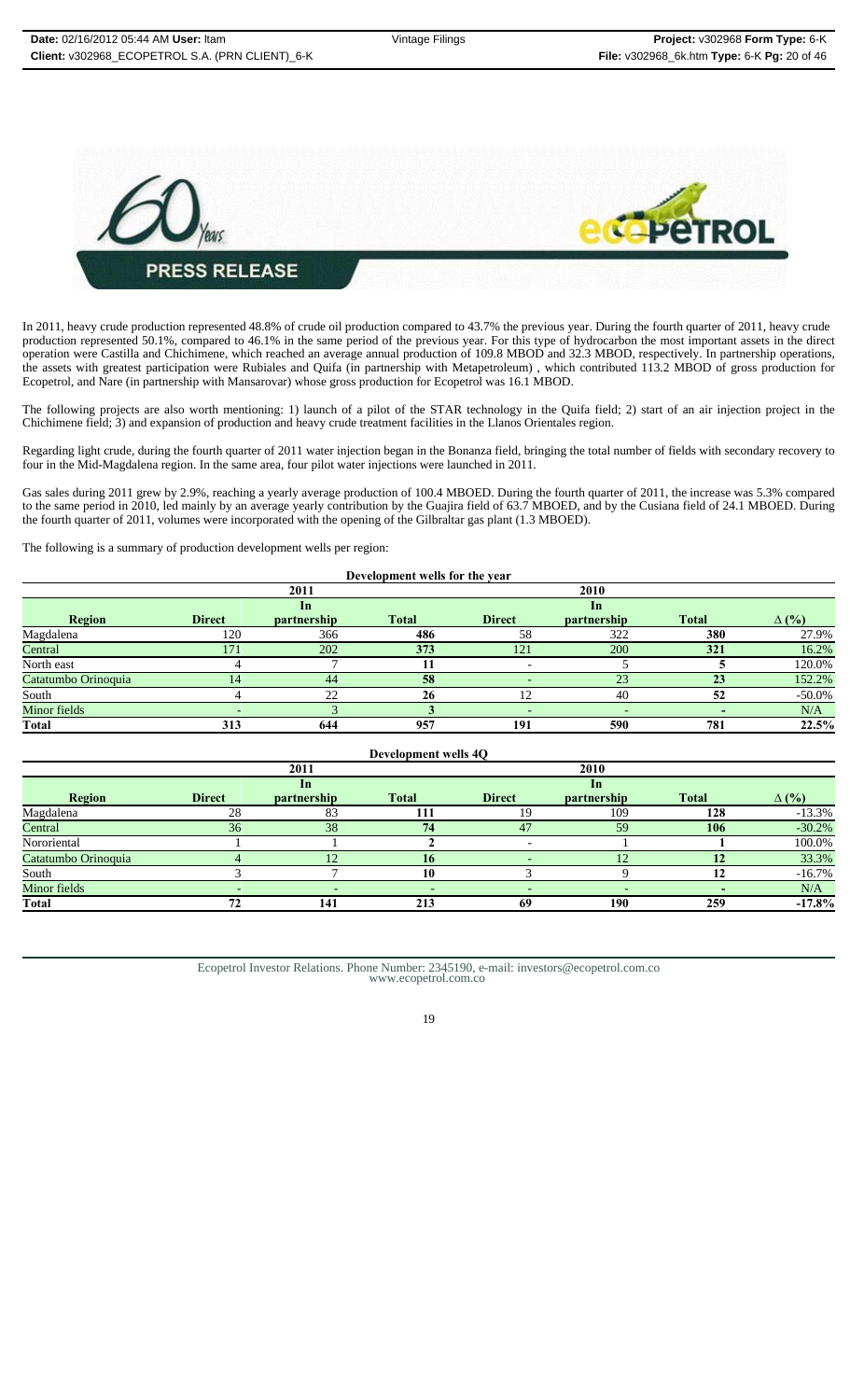**PRESS RELEASE**

In 2011, heavy crude production represented 48.8% of crude oil production compared to 43.7% the previous year. During the fourth quarter of 2011, heavy crude production represented 50.1%, compared to 46.1% in the same period of the previous year. For this type of hydrocarbon the most important assets in the direct operation were Castilla and Chichimene, which reached an average annual production of 109.8 MBOD and 32.3 MBOD, respectively. In partnership operations, the assets with greatest participation were Rubiales and Quifa (in partnership with Metapetroleum) , which contributed 113.2 MBOD of gross production for Ecopetrol, and Nare (in partnership with Mansarovar) whose gross production for Ecopetrol was 16.1 MBOD.

The following projects are also worth mentioning: 1) launch of a pilot of the STAR technology in the Quifa field; 2) start of an air injection project in the Chichimene field; 3) and expansion of production and heavy crude treatment facilities in the Llanos Orientales region.

Regarding light crude, during the fourth quarter of 2011 water injection began in the Bonanza field, bringing the total number of fields with secondary recovery to four in the Mid-Magdalena region. In the same area, four pilot water injections were launched in 2011.

Gas sales during 2011 grew by 2.9%, reaching a yearly average production of 100.4 MBOED. During the fourth quarter of 2011, the increase was 5.3% compared to the same period in 2010, led mainly by an average yearly contribution by the Guajira field of 63.7 MBOED, and by the Cusiana field of 24.1 MBOED. During the fourth quarter of 2011, volumes were incorporated with the opening of the Gilbraltar gas plant (1.3 MBOED).

The following is a summary of production development wells per region:

**Development wells for the year**

| | 2011 | | | 2010 | | | |
|---|---|---|---|---|---|---|---|
| **Region** | **Direct** | **In partnership** | **Total** | **Direct** | **In partnership** | **Total** | **Δ (%)** |
| Magdalena | 120 | 366 | **486** | 58 | 322 | **380** | 27.9% |
| Central | 171 | 202 | **373** | 121 | 200 | **321** | 16.2% |
| North east | 4 | 7 | **11** | - | 5 | **5** | 120.0% |
| Catatumbo Orinoquia | 14 | 44 | **58** | - | 23 | **23** | 152.2% |
| South | 4 | 22 | **26** | 12 | 40 | **52** | -50.0% |
| Minor fields | - | 3 | **3** | - | - | **-** | N/A |
| **Total** | **313** | **644** | **957** | **191** | **590** | **781** | **22.5%** |

**Development wells 4Q**

| | 2011 | | | 2010 | | | |
|---|---|---|---|---|---|---|---|
| **Region** | **Direct** | **In partnership** | **Total** | **Direct** | **In partnership** | **Total** | **Δ (%)** |
| Magdalena | 28 | 83 | **111** | 19 | 109 | **128** | -13.3% |
| Central | 36 | 38 | **74** | 47 | 59 | **106** | -30.2% |
| Nororiental | 1 | 1 | **2** | - | 1 | **1** | 100.0% |
| Catatumbo Orinoquia | 4 | 12 | **16** | - | 12 | **12** | 33.3% |
| South | 3 | 7 | **10** | 3 | 9 | **12** | -16.7% |
| Minor fields | - | - | **-** | - | - | **-** | N/A |
| **Total** | **72** | **141** | **213** | **69** | **190** | **259** | **-17.8%** |

Ecopetrol Investor Relations. Phone Number: 2345190, e-mail: investors@ecopetrol.com.co
www.ecopetrol.com.co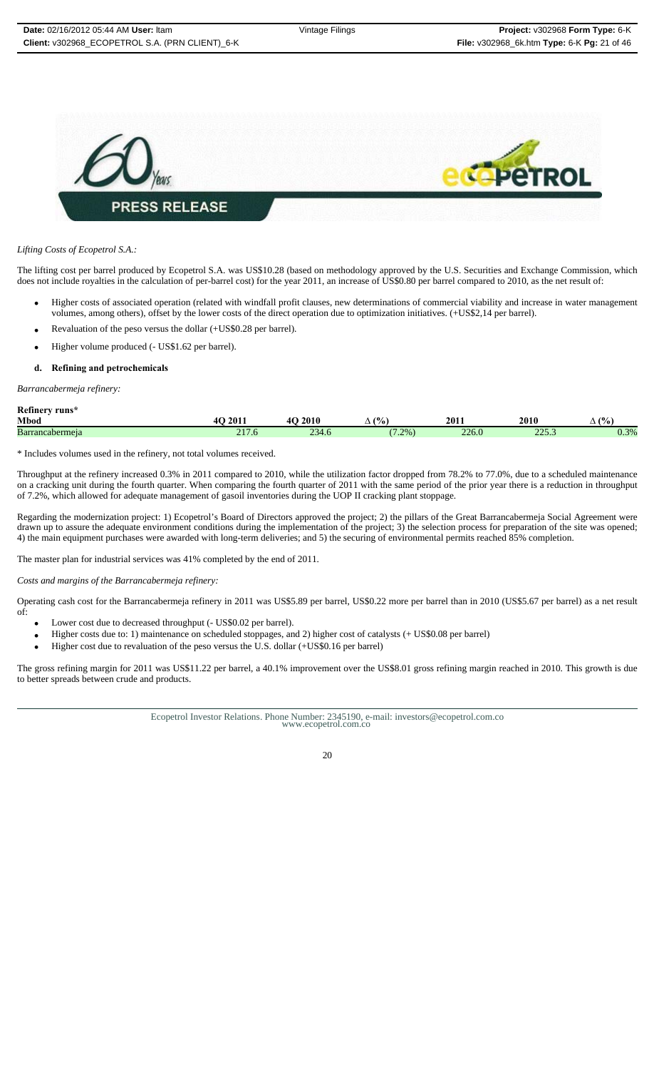*Lifting Costs of Ecopetrol S.A.:*

The lifting cost per barrel produced by Ecopetrol S.A. was US$10.28 (based on methodology approved by the U.S. Securities and Exchange Commission, which does not include royalties in the calculation of per-barrel cost) for the year 2011, an increase of US$0.80 per barrel compared to 2010, as the net result of:

- Higher costs of associated operation (related with windfall profit clauses, new determinations of commercial viability and increase in water management volumes, among others), offset by the lower costs of the direct operation due to optimization initiatives. (+US$2,14 per barrel).
- Revaluation of the peso versus the dollar (+US$0.28 per barrel).
- Higher volume produced (- US$1.62 per barrel).

**d. Refining and petrochemicals**

*Barrancabermeja refinery:*

| **Refinery runs\*** **Mbod** | **4Q 2011** | **4Q 2010** | **Δ (%)** | **2011** | **2010** | **Δ (%)** |
|---|---|---|---|---|---|---|
| Barrancabermeja | 217.6 | 234.6 | (7.2%) | 226.0 | 225.3 | 0.3% |

\* Includes volumes used in the refinery, not total volumes received.

Throughput at the refinery increased 0.3% in 2011 compared to 2010, while the utilization factor dropped from 78.2% to 77.0%, due to a scheduled maintenance on a cracking unit during the fourth quarter. When comparing the fourth quarter of 2011 with the same period of the prior year there is a reduction in throughput of 7.2%, which allowed for adequate management of gasoil inventories during the UOP II cracking plant stoppage.

Regarding the modernization project: 1) Ecopetrol's Board of Directors approved the project; 2) the pillars of the Great Barrancabermeja Social Agreement were drawn up to assure the adequate environment conditions during the implementation of the project; 3) the selection process for preparation of the site was opened; 4) the main equipment purchases were awarded with long-term deliveries; and 5) the securing of environmental permits reached 85% completion.

The master plan for industrial services was 41% completed by the end of 2011.

*Costs and margins of the Barrancabermeja refinery:*

Operating cash cost for the Barrancabermeja refinery in 2011 was US$5.89 per barrel, US$0.22 more per barrel than in 2010 (US$5.67 per barrel) as a net result of:

- Lower cost due to decreased throughput (- US$0.02 per barrel).
- Higher costs due to: 1) maintenance on scheduled stoppages, and 2) higher cost of catalysts (+ US$0.08 per barrel)
- Higher cost due to revaluation of the peso versus the U.S. dollar (+US$0.16 per barrel)

The gross refining margin for 2011 was US$11.22 per barrel, a 40.1% improvement over the US$8.01 gross refining margin reached in 2010. This growth is due to better spreads between crude and products.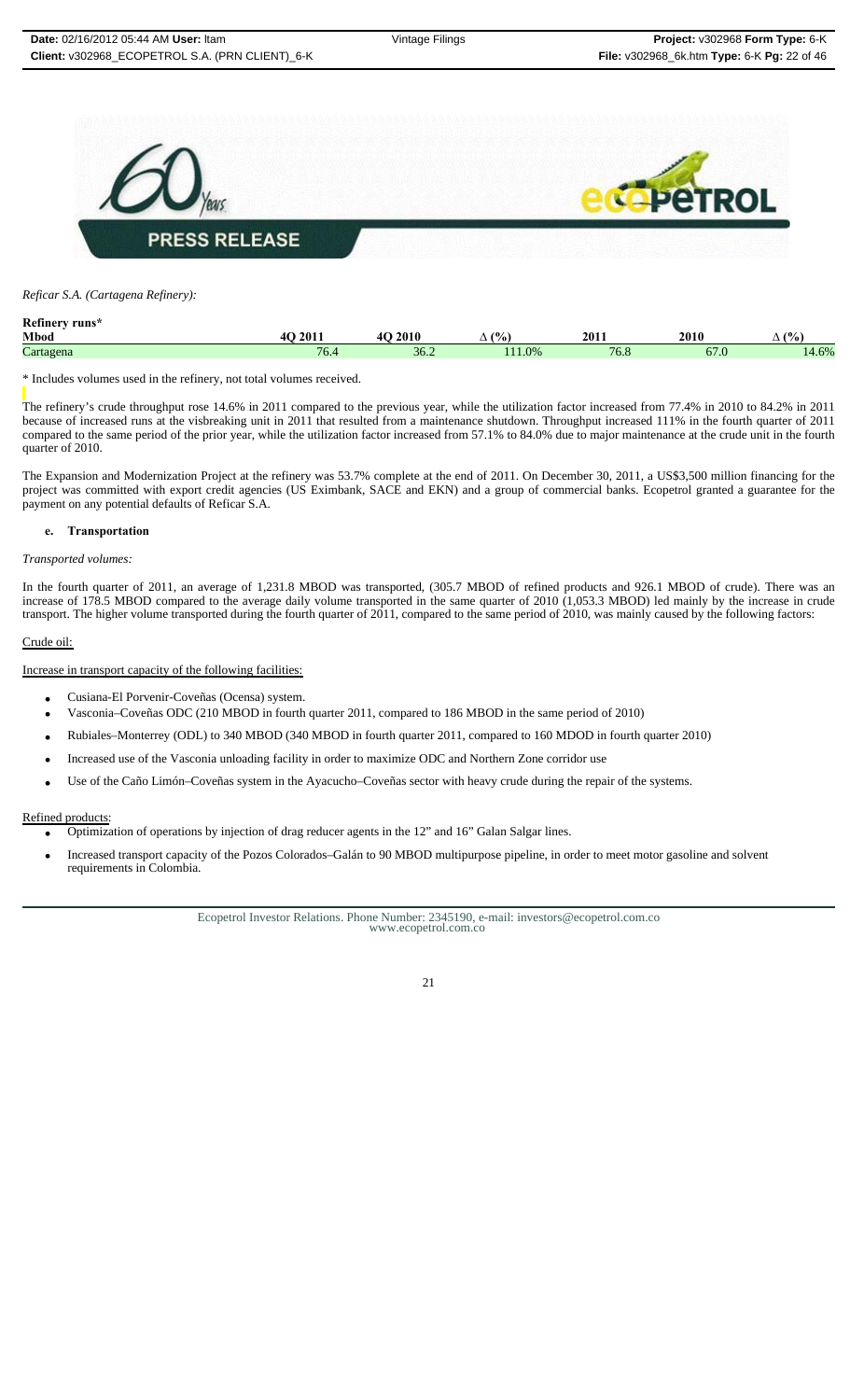*Reficar S.A. (Cartagena Refinery):*

| Refinery runs* Mbod | 4Q 2011 | 4Q 2010 | ∆ (%) | 2011 | 2010 | ∆ (%) |
|---|---|---|---|---|---|---|
| Cartagena | 76.4 | 36.2 | 111.0% | 76.8 | 67.0 | 14.6% |

* Includes volumes used in the refinery, not total volumes received.

The refinery's crude throughput rose 14.6% in 2011 compared to the previous year, while the utilization factor increased from 77.4% in 2010 to 84.2% in 2011 because of increased runs at the visbreaking unit in 2011 that resulted from a maintenance shutdown. Throughput increased 111% in the fourth quarter of 2011 compared to the same period of the prior year, while the utilization factor increased from 57.1% to 84.0% due to major maintenance at the crude unit in the fourth quarter of 2010.

The Expansion and Modernization Project at the refinery was 53.7% complete at the end of 2011. On December 30, 2011, a US$3,500 million financing for the project was committed with export credit agencies (US Eximbank, SACE and EKN) and a group of commercial banks. Ecopetrol granted a guarantee for the payment on any potential defaults of Reficar S.A.

**e. Transportation**

*Transported volumes:*

In the fourth quarter of 2011, an average of 1,231.8 MBOD was transported, (305.7 MBOD of refined products and 926.1 MBOD of crude). There was an increase of 178.5 MBOD compared to the average daily volume transported in the same quarter of 2010 (1,053.3 MBOD) led mainly by the increase in crude transport. The higher volume transported during the fourth quarter of 2011, compared to the same period of 2010, was mainly caused by the following factors:

Crude oil:

Increase in transport capacity of the following facilities:

- Cusiana-El Porvenir-Coveñas (Ocensa) system.
- Vasconia–Coveñas ODC (210 MBOD in fourth quarter 2011, compared to 186 MBOD in the same period of 2010)
- Rubiales–Monterrey (ODL) to 340 MBOD (340 MBOD in fourth quarter 2011, compared to 160 MDOD in fourth quarter 2010)
- Increased use of the Vasconia unloading facility in order to maximize ODC and Northern Zone corridor use
- Use of the Caño Limón–Coveñas system in the Ayacucho–Coveñas sector with heavy crude during the repair of the systems.

Refined products:

- Optimization of operations by injection of drag reducer agents in the 12" and 16" Galan Salgar lines.
- Increased transport capacity of the Pozos Colorados–Galán to 90 MBOD multipurpose pipeline, in order to meet motor gasoline and solvent requirements in Colombia.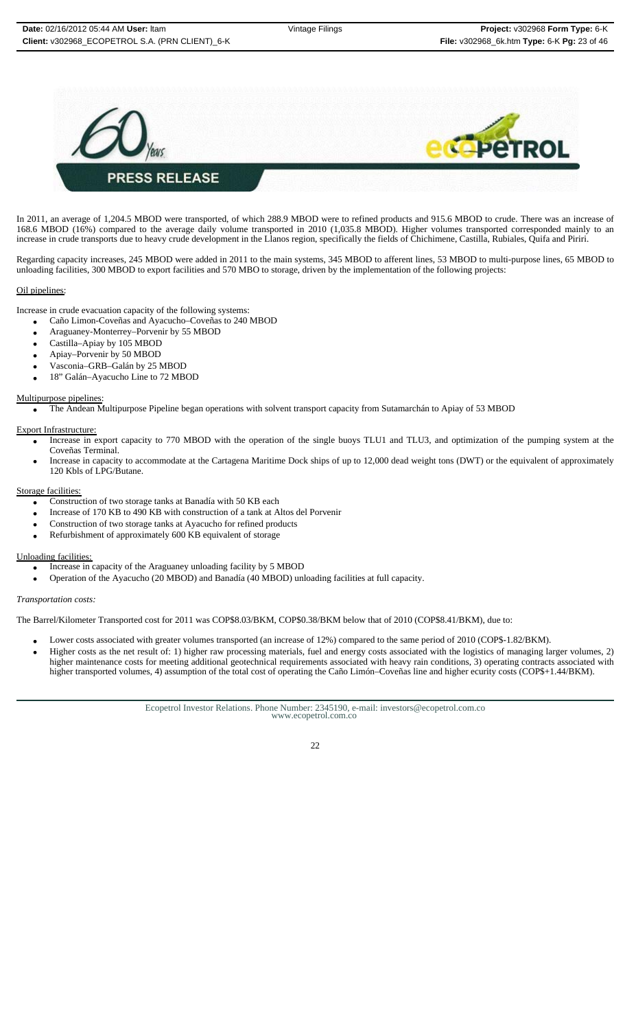In 2011, an average of 1,204.5 MBOD were transported, of which 288.9 MBOD were to refined products and 915.6 MBOD to crude. There was an increase of 168.6 MBOD (16%) compared to the average daily volume transported in 2010 (1,035.8 MBOD). Higher volumes transported corresponded mainly to an increase in crude transports due to heavy crude development in the Llanos region, specifically the fields of Chichimene, Castilla, Rubiales, Quifa and Piriri.

Regarding capacity increases, 245 MBOD were added in 2011 to the main systems, 345 MBOD to afferent lines, 53 MBOD to multi-purpose lines, 65 MBOD to unloading facilities, 300 MBOD to export facilities and 570 MBO to storage, driven by the implementation of the following projects:

Oil pipelines:

Increase in crude evacuation capacity of the following systems:

- Caño Limon-Coveñas and Ayacucho–Coveñas to 240 MBOD
- Araguaney-Monterrey–Porvenir by 55 MBOD
- Castilla–Apiay by 105 MBOD
- Apiay–Porvenir by 50 MBOD
- Vasconia–GRB–Galán by 25 MBOD
- 18" Galán–Ayacucho Line to 72 MBOD

Multipurpose pipelines:

- The Andean Multipurpose Pipeline began operations with solvent transport capacity from Sutamarchán to Apiay of 53 MBOD

Export Infrastructure:

- Increase in export capacity to 770 MBOD with the operation of the single buoys TLU1 and TLU3, and optimization of the pumping system at the Coveñas Terminal.
- Increase in capacity to accommodate at the Cartagena Maritime Dock ships of up to 12,000 dead weight tons (DWT) or the equivalent of approximately 120 Kbls of LPG/Butane.

Storage facilities:

- Construction of two storage tanks at Banadía with 50 KB each
- Increase of 170 KB to 490 KB with construction of a tank at Altos del Porvenir
- Construction of two storage tanks at Ayacucho for refined products
- Refurbishment of approximately 600 KB equivalent of storage

Unloading facilities:

- Increase in capacity of the Araguaney unloading facility by 5 MBOD
- Operation of the Ayacucho (20 MBOD) and Banadía (40 MBOD) unloading facilities at full capacity.

*Transportation costs:*

The Barrel/Kilometer Transported cost for 2011 was COP$8.03/BKM, COP$0.38/BKM below that of 2010 (COP$8.41/BKM), due to:

- Lower costs associated with greater volumes transported (an increase of 12%) compared to the same period of 2010 (COP$-1.82/BKM).
- Higher costs as the net result of: 1) higher raw processing materials, fuel and energy costs associated with the logistics of managing larger volumes, 2) higher maintenance costs for meeting additional geotechnical requirements associated with heavy rain conditions, 3) operating contracts associated with higher transported volumes, 4) assumption of the total cost of operating the Caño Limón–Coveñas line and higher ecurity costs (COP$+1.44/BKM).

Ecopetrol Investor Relations. Phone Number: 2345190, e-mail: investors@ecopetrol.com.co
www.ecopetrol.com.co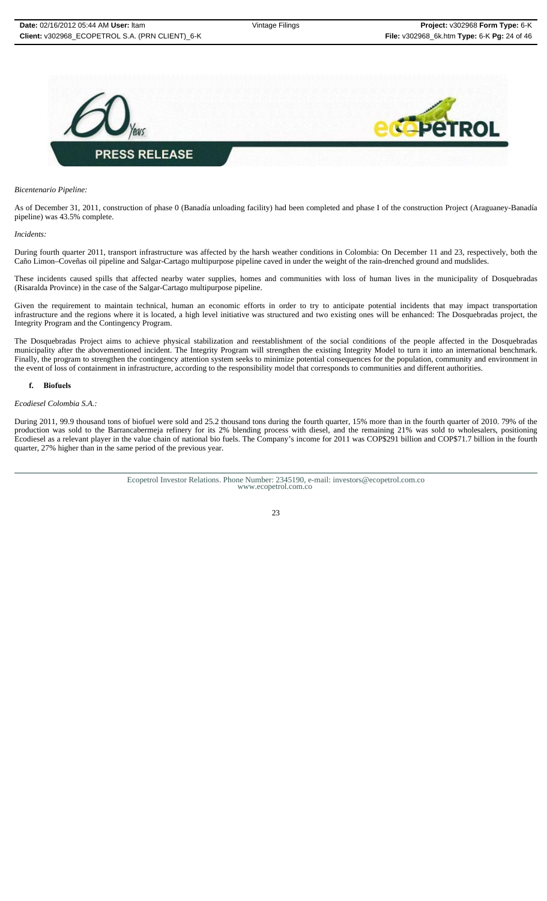*Bicentenario Pipeline:*

As of December 31, 2011, construction of phase 0 (Banadía unloading facility) had been completed and phase I of the construction Project (Araguaney-Banadía pipeline) was 43.5% complete.

*Incidents:*

During fourth quarter 2011, transport infrastructure was affected by the harsh weather conditions in Colombia: On December 11 and 23, respectively, both the Caño Limon–Coveñas oil pipeline and Salgar-Cartago multipurpose pipeline caved in under the weight of the rain-drenched ground and mudslides.

These incidents caused spills that affected nearby water supplies, homes and communities with loss of human lives in the municipality of Dosquebradas (Risaralda Province) in the case of the Salgar-Cartago multipurpose pipeline.

Given the requirement to maintain technical, human an economic efforts in order to try to anticipate potential incidents that may impact transportation infrastructure and the regions where it is located, a high level initiative was structured and two existing ones will be enhanced: The Dosquebradas project, the Integrity Program and the Contingency Program.

The Dosquebradas Project aims to achieve physical stabilization and reestablishment of the social conditions of the people affected in the Dosquebradas municipality after the abovementioned incident. The Integrity Program will strengthen the existing Integrity Model to turn it into an international benchmark. Finally, the program to strengthen the contingency attention system seeks to minimize potential consequences for the population, community and environment in the event of loss of containment in infrastructure, according to the responsibility model that corresponds to communities and different authorities.

**f. Biofuels**

*Ecodiesel Colombia S.A.:*

During 2011, 99.9 thousand tons of biofuel were sold and 25.2 thousand tons during the fourth quarter, 15% more than in the fourth quarter of 2010. 79% of the production was sold to the Barrancabermeja refinery for its 2% blending process with diesel, and the remaining 21% was sold to wholesalers, positioning Ecodiesel as a relevant player in the value chain of national bio fuels. The Company's income for 2011 was COP$291 billion and COP$71.7 billion in the fourth quarter, 27% higher than in the same period of the previous year.

Ecopetrol Investor Relations. Phone Number: 2345190, e-mail: investors@ecopetrol.com.co
www.ecopetrol.com.co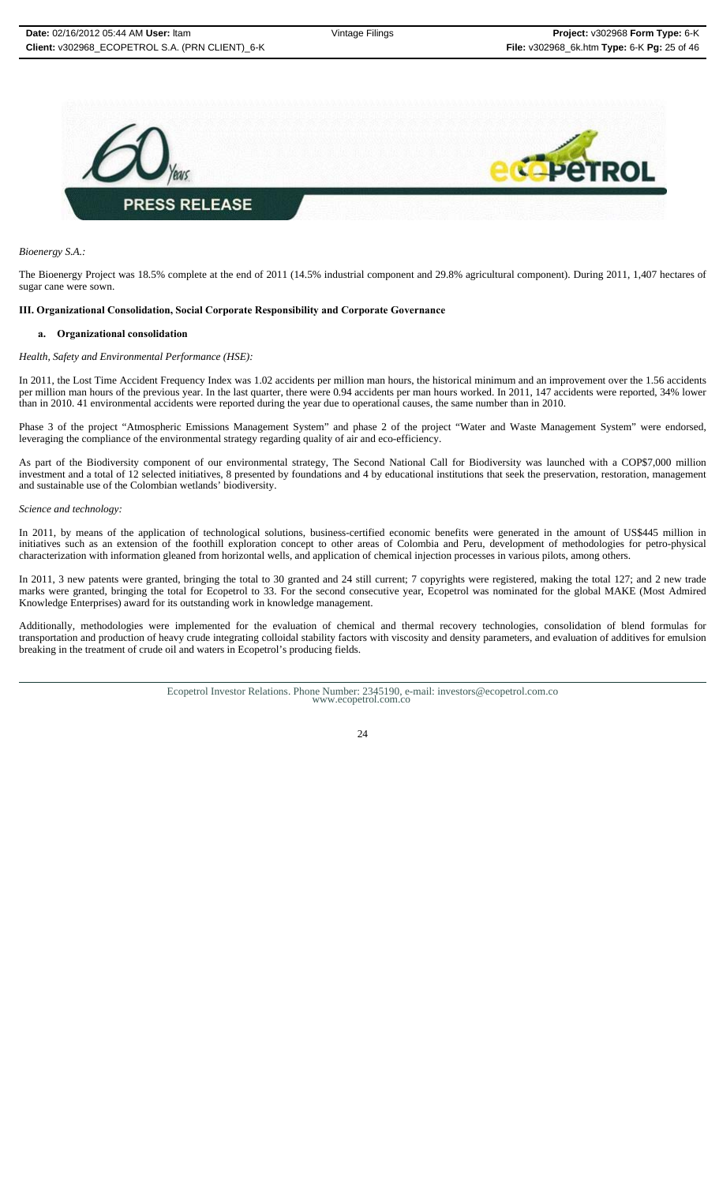*Bioenergy S.A.:*

The Bioenergy Project was 18.5% complete at the end of 2011 (14.5% industrial component and 29.8% agricultural component). During 2011, 1,407 hectares of sugar cane were sown.

### III. Organizational Consolidation, Social Corporate Responsibility and Corporate Governance

#### a. Organizational consolidation

*Health, Safety and Environmental Performance (HSE):*

In 2011, the Lost Time Accident Frequency Index was 1.02 accidents per million man hours, the historical minimum and an improvement over the 1.56 accidents per million man hours of the previous year. In the last quarter, there were 0.94 accidents per man hours worked. In 2011, 147 accidents were reported, 34% lower than in 2010. 41 environmental accidents were reported during the year due to operational causes, the same number than in 2010.

Phase 3 of the project "Atmospheric Emissions Management System" and phase 2 of the project "Water and Waste Management System" were endorsed, leveraging the compliance of the environmental strategy regarding quality of air and eco-efficiency.

As part of the Biodiversity component of our environmental strategy, The Second National Call for Biodiversity was launched with a COP$7,000 million investment and a total of 12 selected initiatives, 8 presented by foundations and 4 by educational institutions that seek the preservation, restoration, management and sustainable use of the Colombian wetlands' biodiversity.

*Science and technology:*

In 2011, by means of the application of technological solutions, business-certified economic benefits were generated in the amount of US$445 million in initiatives such as an extension of the foothill exploration concept to other areas of Colombia and Peru, development of methodologies for petro-physical characterization with information gleaned from horizontal wells, and application of chemical injection processes in various pilots, among others.

In 2011, 3 new patents were granted, bringing the total to 30 granted and 24 still current; 7 copyrights were registered, making the total 127; and 2 new trade marks were granted, bringing the total for Ecopetrol to 33. For the second consecutive year, Ecopetrol was nominated for the global MAKE (Most Admired Knowledge Enterprises) award for its outstanding work in knowledge management.

Additionally, methodologies were implemented for the evaluation of chemical and thermal recovery technologies, consolidation of blend formulas for transportation and production of heavy crude integrating colloidal stability factors with viscosity and density parameters, and evaluation of additives for emulsion breaking in the treatment of crude oil and waters in Ecopetrol's producing fields.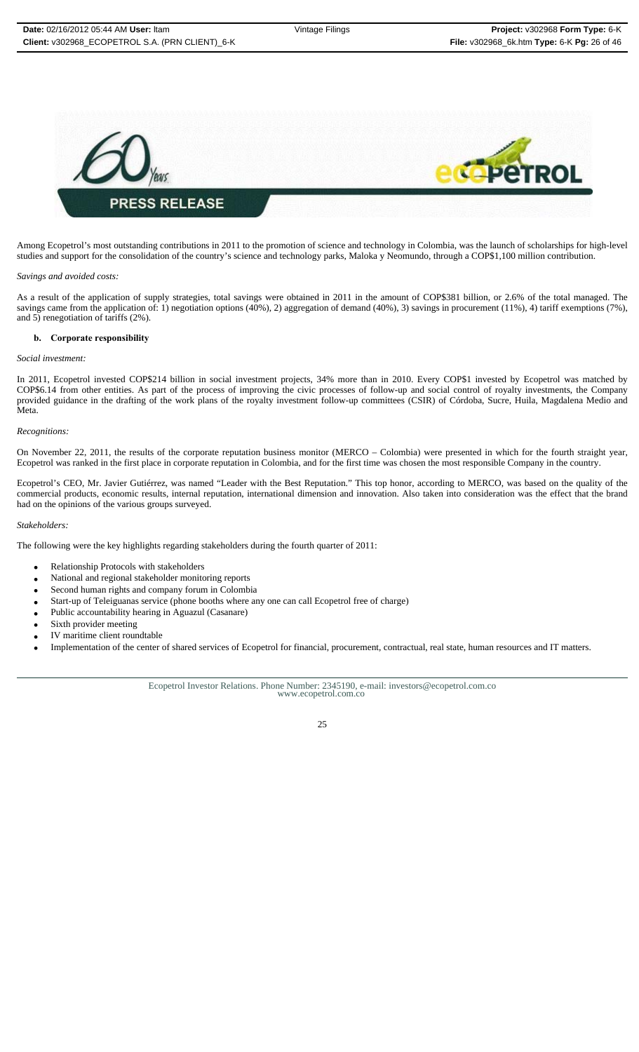Among Ecopetrol's most outstanding contributions in 2011 to the promotion of science and technology in Colombia, was the launch of scholarships for high-level studies and support for the consolidation of the country's science and technology parks, Maloka y Neomundo, through a COP$1,100 million contribution.

*Savings and avoided costs:*

As a result of the application of supply strategies, total savings were obtained in 2011 in the amount of COP$381 billion, or 2.6% of the total managed. The savings came from the application of: 1) negotiation options (40%), 2) aggregation of demand (40%), 3) savings in procurement (11%), 4) tariff exemptions (7%), and 5) renegotiation of tariffs (2%).

**b. Corporate responsibility**

*Social investment:*

In 2011, Ecopetrol invested COP$214 billion in social investment projects, 34% more than in 2010. Every COP$1 invested by Ecopetrol was matched by COP$6.14 from other entities. As part of the process of improving the civic processes of follow-up and social control of royalty investments, the Company provided guidance in the drafting of the work plans of the royalty investment follow-up committees (CSIR) of Córdoba, Sucre, Huila, Magdalena Medio and Meta.

*Recognitions:*

On November 22, 2011, the results of the corporate reputation business monitor (MERCO – Colombia) were presented in which for the fourth straight year, Ecopetrol was ranked in the first place in corporate reputation in Colombia, and for the first time was chosen the most responsible Company in the country.

Ecopetrol's CEO, Mr. Javier Gutiérrez, was named "Leader with the Best Reputation." This top honor, according to MERCO, was based on the quality of the commercial products, economic results, internal reputation, international dimension and innovation. Also taken into consideration was the effect that the brand had on the opinions of the various groups surveyed.

*Stakeholders:*

The following were the key highlights regarding stakeholders during the fourth quarter of 2011:

- Relationship Protocols with stakeholders
- National and regional stakeholder monitoring reports
- Second human rights and company forum in Colombia
- Start-up of Teleiguanas service (phone booths where any one can call Ecopetrol free of charge)
- Public accountability hearing in Aguazul (Casanare)
- Sixth provider meeting
- IV maritime client roundtable
- Implementation of the center of shared services of Ecopetrol for financial, procurement, contractual, real state, human resources and IT matters.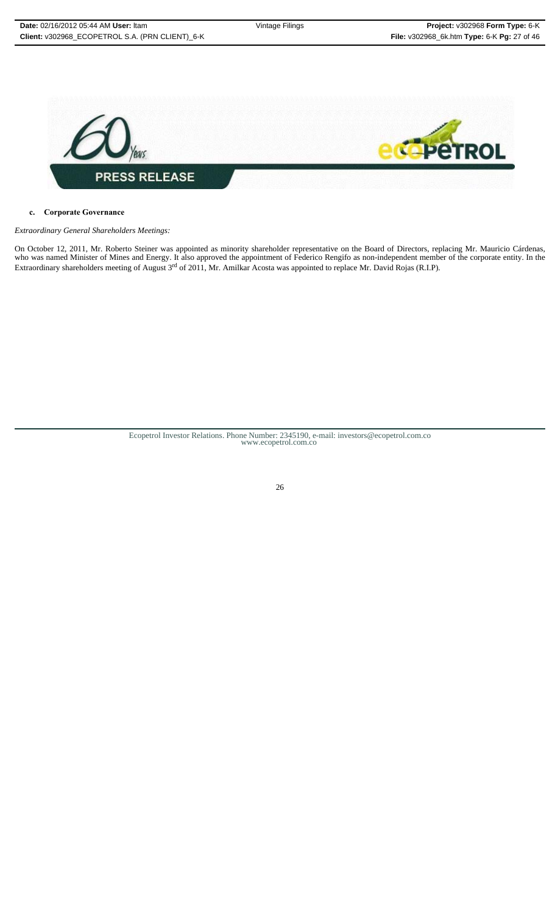PRESS RELEASE

**c. Corporate Governance**

*Extraordinary General Shareholders Meetings:*

On October 12, 2011, Mr. Roberto Steiner was appointed as minority shareholder representative on the Board of Directors, replacing Mr. Mauricio Cárdenas, who was named Minister of Mines and Energy. It also approved the appointment of Federico Rengifo as non-independent member of the corporate entity. In the Extraordinary shareholders meeting of August 3rd of 2011, Mr. Amilkar Acosta was appointed to replace Mr. David Rojas (R.I.P).

Ecopetrol Investor Relations. Phone Number: 2345190, e-mail: investors@ecopetrol.com.co
www.ecopetrol.com.co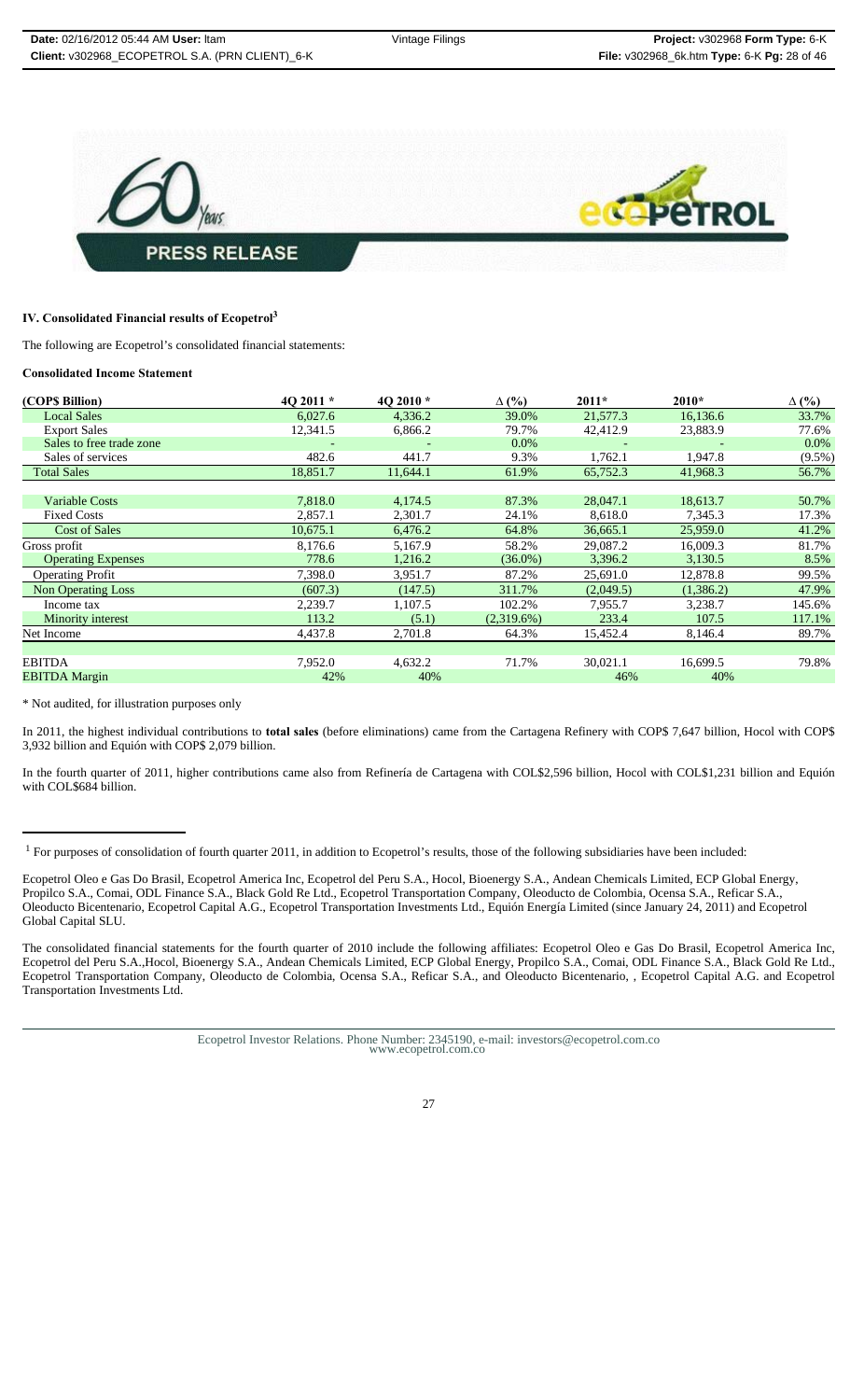## IV. Consolidated Financial results of Ecopetrol[3]

The following are Ecopetrol's consolidated financial statements:

### Consolidated Income Statement

| (COP$ Billion) | 4Q 2011 * | 4Q 2010 * | Δ (%) | 2011* | 2010* | Δ (%) |
|---|---|---|---|---|---|---|
| Local Sales | 6,027.6 | 4,336.2 | 39.0% | 21,577.3 | 16,136.6 | 33.7% |
| Export Sales | 12,341.5 | 6,866.2 | 79.7% | 42,412.9 | 23,883.9 | 77.6% |
| Sales to free trade zone | - | - | 0.0% | - | - | 0.0% |
| Sales of services | 482.6 | 441.7 | 9.3% | 1,762.1 | 1,947.8 | (9.5%) |
| Total Sales | 18,851.7 | 11,644.1 | 61.9% | 65,752.3 | 41,968.3 | 56.7% |
| | | | | | | |
| Variable Costs | 7,818.0 | 4,174.5 | 87.3% | 28,047.1 | 18,613.7 | 50.7% |
| Fixed Costs | 2,857.1 | 2,301.7 | 24.1% | 8,618.0 | 7,345.3 | 17.3% |
| Cost of Sales | 10,675.1 | 6,476.2 | 64.8% | 36,665.1 | 25,959.0 | 41.2% |
| Gross profit | 8,176.6 | 5,167.9 | 58.2% | 29,087.2 | 16,009.3 | 81.7% |
| Operating Expenses | 778.6 | 1,216.2 | (36.0%) | 3,396.2 | 3,130.5 | 8.5% |
| Operating Profit | 7,398.0 | 3,951.7 | 87.2% | 25,691.0 | 12,878.8 | 99.5% |
| Non Operating Loss | (607.3) | (147.5) | 311.7% | (2,049.5) | (1,386.2) | 47.9% |
| Income tax | 2,239.7 | 1,107.5 | 102.2% | 7,955.7 | 3,238.7 | 145.6% |
| Minority interest | 113.2 | (5.1) | (2,319.6%) | 233.4 | 107.5 | 117.1% |
| Net Income | 4,437.8 | 2,701.8 | 64.3% | 15,452.4 | 8,146.4 | 89.7% |
| | | | | | | |
| EBITDA | 7,952.0 | 4,632.2 | 71.7% | 30,021.1 | 16,699.5 | 79.8% |
| EBITDA Margin | 42% | 40% | | 46% | 40% | |

* Not audited, for illustration purposes only

In 2011, the highest individual contributions to **total sales** (before eliminations) came from the Cartagena Refinery with COP$ 7,647 billion, Hocol with COP$ 3,932 billion and Equión with COP$ 2,079 billion.

In the fourth quarter of 2011, higher contributions came also from Refinería de Cartagena with COL$2,596 billion, Hocol with COL$1,231 billion and Equión with COL$684 billion.

---

[1] For purposes of consolidation of fourth quarter 2011, in addition to Ecopetrol's results, those of the following subsidiaries have been included:

Ecopetrol Oleo e Gas Do Brasil, Ecopetrol America Inc, Ecopetrol del Peru S.A., Hocol, Bioenergy S.A., Andean Chemicals Limited, ECP Global Energy, Propilco S.A., Comai, ODL Finance S.A., Black Gold Re Ltd., Ecopetrol Transportation Company, Oleoducto de Colombia, Ocensa S.A., Reficar S.A., Oleoducto Bicentenario, Ecopetrol Capital A.G., Ecopetrol Transportation Investments Ltd., Equión Energía Limited (since January 24, 2011) and Ecopetrol Global Capital SLU.

The consolidated financial statements for the fourth quarter of 2010 include the following affiliates: Ecopetrol Oleo e Gas Do Brasil, Ecopetrol America Inc, Ecopetrol del Peru S.A.,Hocol, Bioenergy S.A., Andean Chemicals Limited, ECP Global Energy, Propilco S.A., Comai, ODL Finance S.A., Black Gold Re Ltd., Ecopetrol Transportation Company, Oleoducto de Colombia, Ocensa S.A., Reficar S.A., and Oleoducto Bicentenario, , Ecopetrol Capital A.G. and Ecopetrol Transportation Investments Ltd.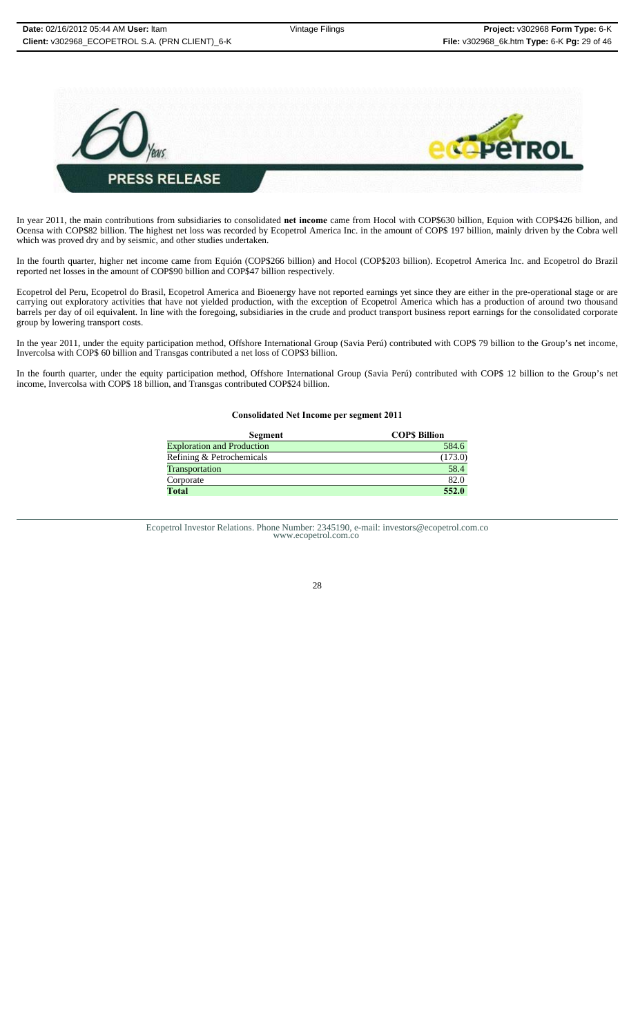**PRESS RELEASE**

In year 2011, the main contributions from subsidiaries to consolidated **net income** came from Hocol with COP$630 billion, Equion with COP$426 billion, and Ocensa with COP$82 billion. The highest net loss was recorded by Ecopetrol America Inc. in the amount of COP$ 197 billion, mainly driven by the Cobra well which was proved dry and by seismic, and other studies undertaken.

In the fourth quarter, higher net income came from Equión (COP$266 billion) and Hocol (COP$203 billion). Ecopetrol America Inc. and Ecopetrol do Brazil reported net losses in the amount of COP$90 billion and COP$47 billion respectively.

Ecopetrol del Peru, Ecopetrol do Brasil, Ecopetrol America and Bioenergy have not reported earnings yet since they are either in the pre-operational stage or are carrying out exploratory activities that have not yielded production, with the exception of Ecopetrol America which has a production of around two thousand barrels per day of oil equivalent. In line with the foregoing, subsidiaries in the crude and product transport business report earnings for the consolidated corporate group by lowering transport costs.

In the year 2011, under the equity participation method, Offshore International Group (Savia Perú) contributed with COP$ 79 billion to the Group's net income, Invercolsa with COP$ 60 billion and Transgas contributed a net loss of COP$3 billion.

In the fourth quarter, under the equity participation method, Offshore International Group (Savia Perú) contributed with COP$ 12 billion to the Group's net income, Invercolsa with COP$ 18 billion, and Transgas contributed COP$24 billion.

**Consolidated Net Income per segment 2011**

| Segment | COP$ Billion |
|---|---|
| Exploration and Production | 584.6 |
| Refining & Petrochemicals | (173.0) |
| Transportation | 58.4 |
| Corporate | 82.0 |
| **Total** | **552.0** |

Ecopetrol Investor Relations. Phone Number: 2345190, e-mail: investors@ecopetrol.com.co
www.ecopetrol.com.co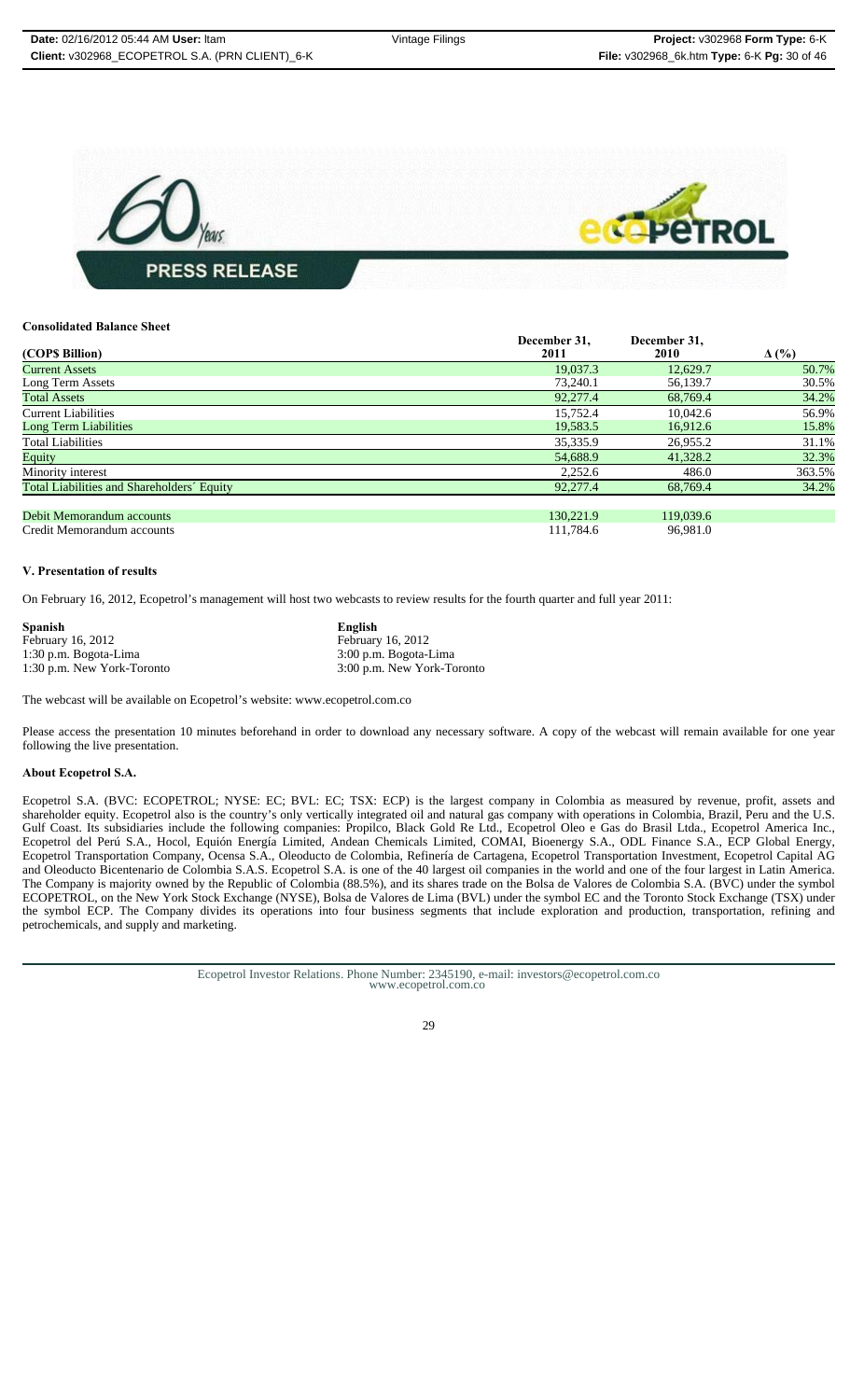**Consolidated Balance Sheet**

| (COP$ Billion) | December 31, 2011 | December 31, 2010 | Δ (%) |
|---|---|---|---|
| Current Assets | 19,037.3 | 12,629.7 | 50.7% |
| Long Term Assets | 73,240.1 | 56,139.7 | 30.5% |
| Total Assets | 92,277.4 | 68,769.4 | 34.2% |
| Current Liabilities | 15,752.4 | 10,042.6 | 56.9% |
| Long Term Liabilities | 19,583.5 | 16,912.6 | 15.8% |
| Total Liabilities | 35,335.9 | 26,955.2 | 31.1% |
| Equity | 54,688.9 | 41,328.2 | 32.3% |
| Minority interest | 2,252.6 | 486.0 | 363.5% |
| Total Liabilities and Shareholders´ Equity | 92,277.4 | 68,769.4 | 34.2% |
| | | | |
| Debit Memorandum accounts | 130,221.9 | 119,039.6 | |
| Credit Memorandum accounts | 111,784.6 | 96,981.0 | |

**V. Presentation of results**

On February 16, 2012, Ecopetrol's management will host two webcasts to review results for the fourth quarter and full year 2011:

| **Spanish** | **English** |
|---|---|
| February 16, 2012 | February 16, 2012 |
| 1:30 p.m. Bogota-Lima | 3:00 p.m. Bogota-Lima |
| 1:30 p.m. New York-Toronto | 3:00 p.m. New York-Toronto |

The webcast will be available on Ecopetrol's website: www.ecopetrol.com.co

Please access the presentation 10 minutes beforehand in order to download any necessary software. A copy of the webcast will remain available for one year following the live presentation.

**About Ecopetrol S.A.**

Ecopetrol S.A. (BVC: ECOPETROL; NYSE: EC; BVL: EC; TSX: ECP) is the largest company in Colombia as measured by revenue, profit, assets and shareholder equity. Ecopetrol also is the country's only vertically integrated oil and natural gas company with operations in Colombia, Brazil, Peru and the U.S. Gulf Coast. Its subsidiaries include the following companies: Propilco, Black Gold Re Ltd., Ecopetrol Oleo e Gas do Brasil Ltda., Ecopetrol America Inc., Ecopetrol del Perú S.A., Hocol, Equión Energía Limited, Andean Chemicals Limited, COMAI, Bioenergy S.A., ODL Finance S.A., ECP Global Energy, Ecopetrol Transportation Company, Ocensa S.A., Oleoducto de Colombia, Refinería de Cartagena, Ecopetrol Transportation Investment, Ecopetrol Capital AG and Oleoducto Bicentenario de Colombia S.A.S. Ecopetrol S.A. is one of the 40 largest oil companies in the world and one of the four largest in Latin America. The Company is majority owned by the Republic of Colombia (88.5%), and its shares trade on the Bolsa de Valores de Colombia S.A. (BVC) under the symbol ECOPETROL, on the New York Stock Exchange (NYSE), Bolsa de Valores de Lima (BVL) under the symbol EC and the Toronto Stock Exchange (TSX) under the symbol ECP. The Company divides its operations into four business segments that include exploration and production, transportation, refining and petrochemicals, and supply and marketing.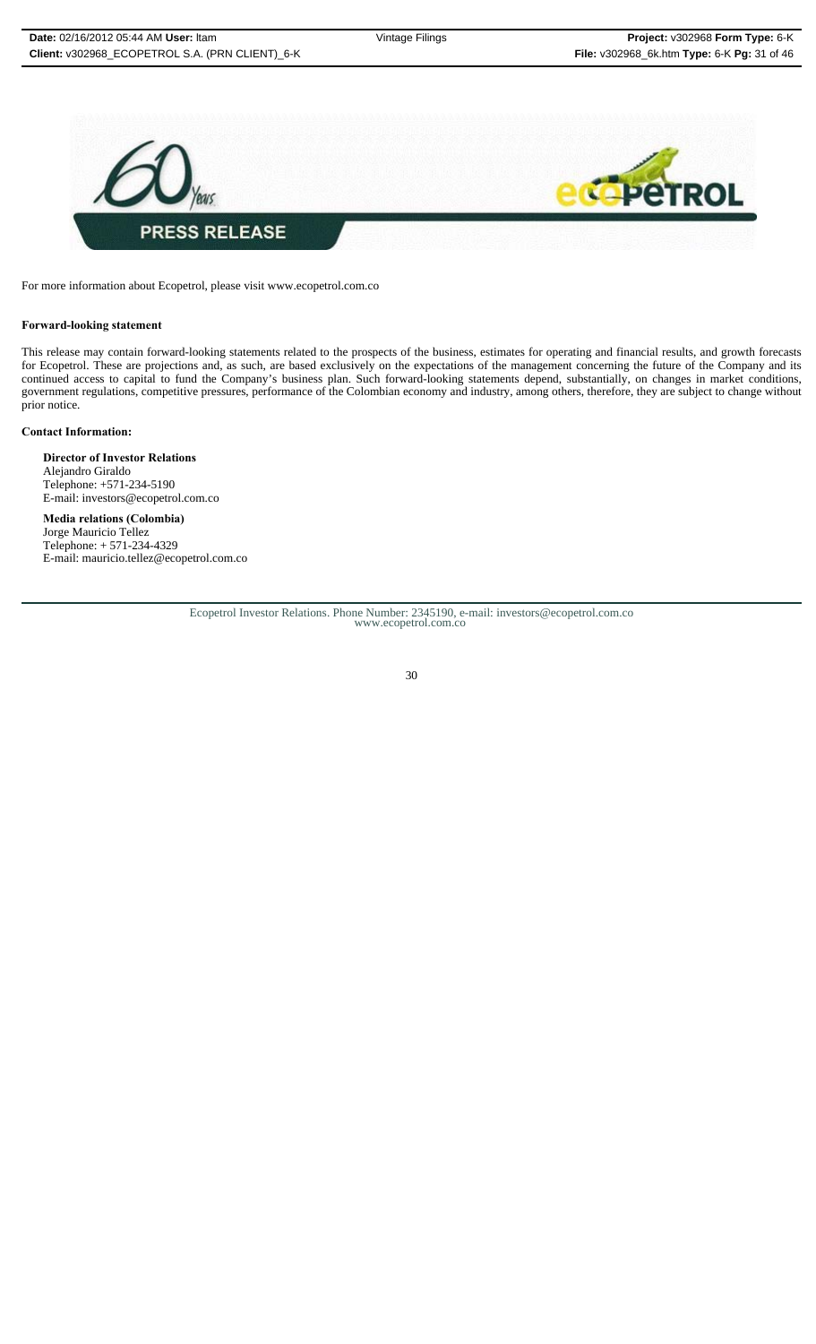**PRESS RELEASE**

For more information about Ecopetrol, please visit www.ecopetrol.com.co

**Forward-looking statement**

This release may contain forward-looking statements related to the prospects of the business, estimates for operating and financial results, and growth forecasts for Ecopetrol. These are projections and, as such, are based exclusively on the expectations of the management concerning the future of the Company and its continued access to capital to fund the Company's business plan. Such forward-looking statements depend, substantially, on changes in market conditions, government regulations, competitive pressures, performance of the Colombian economy and industry, among others, therefore, they are subject to change without prior notice.

**Contact Information:**

**Director of Investor Relations**
Alejandro Giraldo
Telephone: +571-234-5190
E-mail: investors@ecopetrol.com.co

**Media relations (Colombia)**
Jorge Mauricio Tellez
Telephone: + 571-234-4329
E-mail: mauricio.tellez@ecopetrol.com.co

Ecopetrol Investor Relations. Phone Number: 2345190, e-mail: investors@ecopetrol.com.co
www.ecopetrol.com.co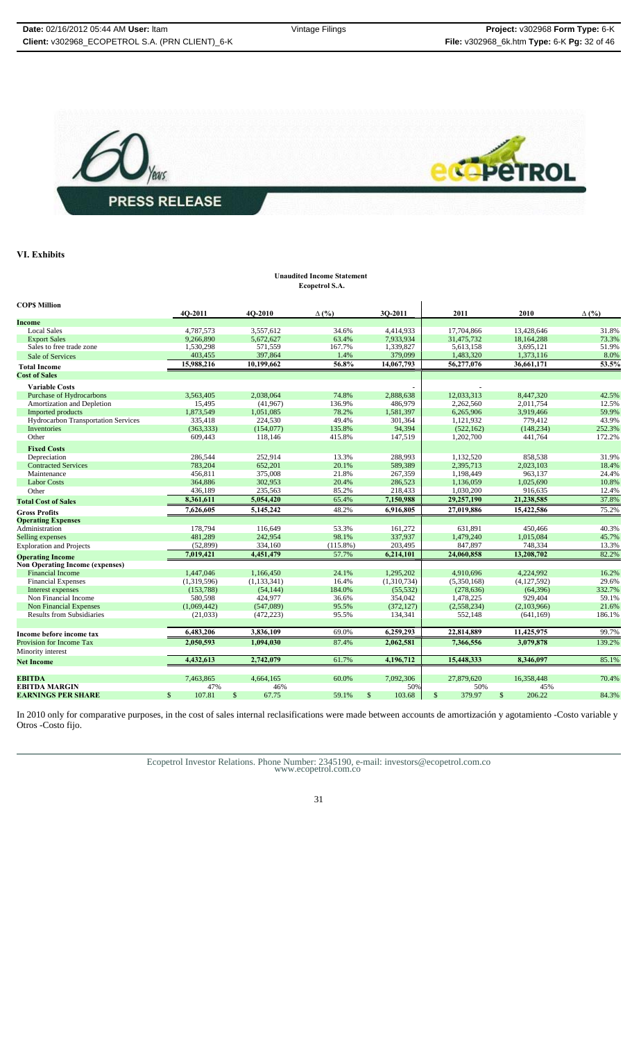## VI. Exhibits

**Unaudited Income Statement**
**Ecopetrol S.A.**

| COP$ Million | 4Q-2011 | 4Q-2010 | ∆ (%) | 3Q-2011 | 2011 | 2010 | ∆ (%) |
|---|---|---|---|---|---|---|---|
| **Income** | | | | | | | |
| Local Sales | 4,787,573 | 3,557,612 | 34.6% | 4,414,933 | 17,704,866 | 13,428,646 | 31.8% |
| Export Sales | 9,266,890 | 5,672,627 | 63.4% | 7,933,934 | 31,475,732 | 18,164,288 | 73.3% |
| Sales to free trade zone | 1,530,298 | 571,559 | 167.7% | 1,339,827 | 5,613,158 | 3,695,121 | 51.9% |
| Sale of Services | 403,455 | 397,864 | 1.4% | 379,099 | 1,483,320 | 1,373,116 | 8.0% |
| **Total Income** | **15,988,216** | **10,199,662** | **56.8%** | **14,067,793** | **56,277,076** | **36,661,171** | **53.5%** |
| **Cost of Sales** | | | | | | | |
| **Variable Costs** | | | | - | - | | |
| Purchase of Hydrocarbons | 3,563,405 | 2,038,064 | 74.8% | 2,888,638 | 12,033,313 | 8,447,320 | 42.5% |
| Amortization and Depletion | 15,495 | (41,967) | 136.9% | 486,979 | 2,262,560 | 2,011,754 | 12.5% |
| Imported products | 1,873,549 | 1,051,085 | 78.2% | 1,581,397 | 6,265,906 | 3,919,466 | 59.9% |
| Hydrocarbon Transportation Services | 335,418 | 224,530 | 49.4% | 301,364 | 1,121,932 | 779,412 | 43.9% |
| Inventories | (363,333) | (154,077) | 135.8% | 94,394 | (522,162) | (148,234) | 252.3% |
| Other | 609,443 | 118,146 | 415.8% | 147,519 | 1,202,700 | 441,764 | 172.2% |
| **Fixed Costs** | | | | | | | |
| Depreciation | 286,544 | 252,914 | 13.3% | 288,993 | 1,132,520 | 858,538 | 31.9% |
| Contracted Services | 783,204 | 652,201 | 20.1% | 589,389 | 2,395,713 | 2,023,103 | 18.4% |
| Maintenance | 456,811 | 375,008 | 21.8% | 267,359 | 1,198,449 | 963,137 | 24.4% |
| Labor Costs | 364,886 | 302,953 | 20.4% | 286,523 | 1,136,059 | 1,025,690 | 10.8% |
| Other | 436,189 | 235,563 | 85.2% | 218,433 | 1,030,200 | 916,635 | 12.4% |
| **Total Cost of Sales** | **8,361,611** | **5,054,420** | 65.4% | **7,150,988** | **29,257,190** | **21,238,585** | 37.8% |
| **Gross Profits** | **7,626,605** | **5,145,242** | 48.2% | **6,916,805** | **27,019,886** | **15,422,586** | 75.2% |
| **Operating Expenses** | | | | | | | |
| Administration | 178,794 | 116,649 | 53.3% | 161,272 | 631,891 | 450,466 | 40.3% |
| Selling expenses | 481,289 | 242,954 | 98.1% | 337,937 | 1,479,240 | 1,015,084 | 45.7% |
| Exploration and Projects | (52,899) | 334,160 | (115.8%) | 203,495 | 847,897 | 748,334 | 13.3% |
| **Operating Income** | **7,019,421** | **4,451,479** | 57.7% | **6,214,101** | **24,060,858** | **13,208,702** | 82.2% |
| **Non Operating Income (expenses)** | | | | | | | |
| Financial Income | 1,447,046 | 1,166,450 | 24.1% | 1,295,202 | 4,910,696 | 4,224,992 | 16.2% |
| Financial Expenses | (1,319,596) | (1,133,341) | 16.4% | (1,310,734) | (5,350,168) | (4,127,592) | 29.6% |
| Interest expenses | (153,788) | (54,144) | 184.0% | (55,532) | (278,636) | (64,396) | 332.7% |
| Non Financial Income | 580,598 | 424,977 | 36.6% | 354,042 | 1,478,225 | 929,404 | 59.1% |
| Non Financial Expenses | (1,069,442) | (547,089) | 95.5% | (372,127) | (2,558,234) | (2,103,966) | 21.6% |
| Results from Subsidiaries | (21,033) | (472,223) | 95.5% | 134,341 | 552,148 | (641,169) | 186.1% |
| **Income before income tax** | **6,483,206** | **3,836,109** | 69.0% | **6,259,293** | **22,814,889** | **11,425,975** | 99.7% |
| Provision for Income Tax | **2,050,593** | **1,094,030** | 87.4% | **2,062,581** | **7,366,556** | **3,079,878** | 139.2% |
| Minority interest | | | | | | | |
| **Net Income** | **4,432,613** | **2,742,079** | 61.7% | **4,196,712** | **15,448,333** | **8,346,097** | 85.1% |
| **EBITDA** | 7,463,865 | 4,664,165 | 60.0% | 7,092,306 | 27,879,620 | 16,358,448 | 70.4% |
| **EBITDA MARGIN** | 47% | 46% | | 50% | 50% | 45% | |
| **EARNINGS PER SHARE** | $ 107.81 | $ 67.75 | 59.1% | $ 103.68 | $ 379.97 | $ 206.22 | 84.3% |

In 2010 only for comparative purposes, in the cost of sales internal reclasifications were made between accounts de amortización y agotamiento -Costo variable y Otros -Costo fijo.

Ecopetrol Investor Relations. Phone Number: 2345190, e-mail: investors@ecopetrol.com.co
www.ecopetrol.com.co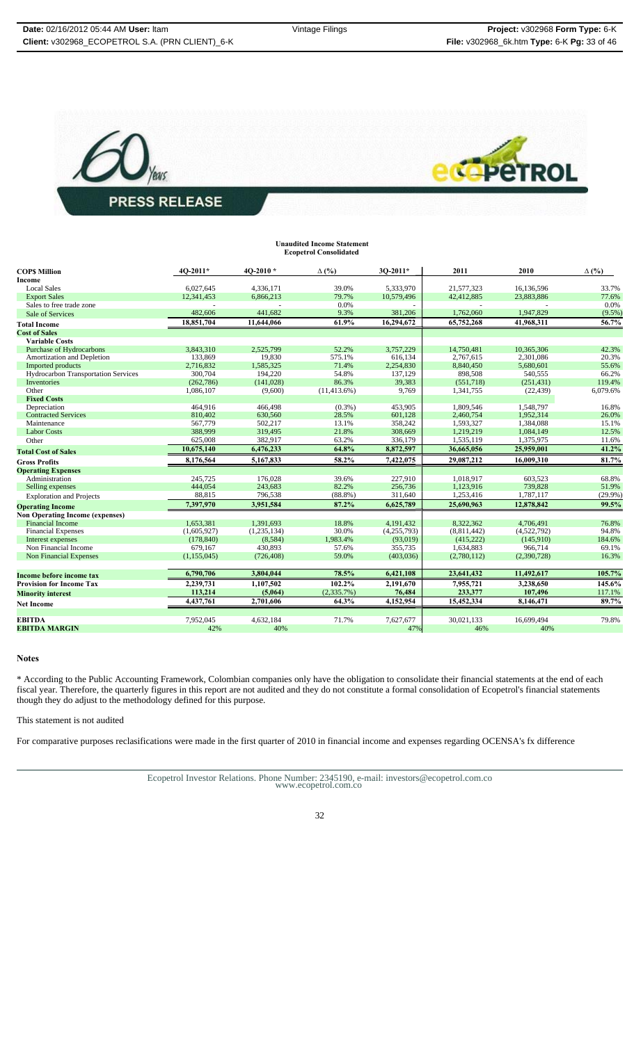**PRESS RELEASE**

**Unaudited Income Statement**
**Ecopetrol Consolidated**

| COP$ Million | 4Q-2011* | 4Q-2010 * | Δ (%) | 3Q-2011* | 2011 | 2010 | Δ (%) |
|---|---|---|---|---|---|---|---|
| **Income** | | | | | | | |
| Local Sales | 6,027,645 | 4,336,171 | 39.0% | 5,333,970 | 21,577,323 | 16,136,596 | 33.7% |
| Export Sales | 12,341,453 | 6,866,213 | 79.7% | 10,579,496 | 42,412,885 | 23,883,886 | 77.6% |
| Sales to free trade zone | - | - | 0.0% | - | - | - | 0.0% |
| Sale of Services | 482,606 | 441,682 | 9.3% | 381,206 | 1,762,060 | 1,947,829 | (9.5%) |
| **Total Income** | **18,851,704** | **11,644,066** | **61.9%** | **16,294,672** | **65,752,268** | **41,968,311** | **56.7%** |
| **Cost of Sales** | | | | | | | |
| **Variable Costs** | | | | | | | |
| Purchase of Hydrocarbons | 3,843,310 | 2,525,799 | 52.2% | 3,757,229 | 14,750,481 | 10,365,306 | 42.3% |
| Amortization and Depletion | 133,869 | 19,830 | 575.1% | 616,134 | 2,767,615 | 2,301,086 | 20.3% |
| Imported products | 2,716,832 | 1,585,325 | 71.4% | 2,254,830 | 8,840,450 | 5,680,601 | 55.6% |
| Hydrocarbon Transportation Services | 300,704 | 194,220 | 54.8% | 137,129 | 898,508 | 540,555 | 66.2% |
| Inventories | (262,786) | (141,028) | 86.3% | 39,383 | (551,718) | (251,431) | 119.4% |
| Other | 1,086,107 | (9,600) | (11,413.6%) | 9,769 | 1,341,755 | (22,439) | 6,079.6% |
| **Fixed Costs** | | | | | | | |
| Depreciation | 464,916 | 466,498 | (0.3%) | 453,905 | 1,809,546 | 1,548,797 | 16.8% |
| Contracted Services | 810,402 | 630,560 | 28.5% | 601,128 | 2,460,754 | 1,952,314 | 26.0% |
| Maintenance | 567,779 | 502,217 | 13.1% | 358,242 | 1,593,327 | 1,384,088 | 15.1% |
| Labor Costs | 388,999 | 319,495 | 21.8% | 308,669 | 1,219,219 | 1,084,149 | 12.5% |
| Other | 625,008 | 382,917 | 63.2% | 336,179 | 1,535,119 | 1,375,975 | 11.6% |
| **Total Cost of Sales** | **10,675,140** | **6,476,233** | **64.8%** | **8,872,597** | **36,665,056** | **25,959,001** | **41.2%** |
| **Gross Profits** | **8,176,564** | **5,167,833** | **58.2%** | **7,422,075** | **29,087,212** | **16,009,310** | **81.7%** |
| **Operating Expenses** | | | | | | | |
| Administration | 245,725 | 176,028 | 39.6% | 227,910 | 1,018,917 | 603,523 | 68.8% |
| Selling expenses | 444,054 | 243,683 | 82.2% | 256,736 | 1,123,916 | 739,828 | 51.9% |
| Exploration and Projects | 88,815 | 796,538 | (88.8%) | 311,640 | 1,253,416 | 1,787,117 | (29.9%) |
| **Operating Income** | **7,397,970** | **3,951,584** | **87.2%** | **6,625,789** | **25,690,963** | **12,878,842** | **99.5%** |
| **Non Operating Income (expenses)** | | | | | | | |
| Financial Income | 1,653,381 | 1,391,693 | 18.8% | 4,191,432 | 8,322,362 | 4,706,491 | 76.8% |
| Financial Expenses | (1,605,927) | (1,235,134) | 30.0% | (4,255,793) | (8,811,442) | (4,522,792) | 94.8% |
| Interest expenses | (178,840) | (8,584) | 1,983.4% | (93,019) | (415,222) | (145,910) | 184.6% |
| Non Financial Income | 679,167 | 430,893 | 57.6% | 355,735 | 1,634,883 | 966,714 | 69.1% |
| Non Financial Expenses | (1,155,045) | (726,408) | 59.0% | (403,036) | (2,780,112) | (2,390,728) | 16.3% |
| **Income before income tax** | **6,790,706** | **3,804,044** | **78.5%** | **6,421,108** | **23,641,432** | **11,492,617** | **105.7%** |
| **Provision for Income Tax** | **2,239,731** | **1,107,502** | **102.2%** | **2,191,670** | **7,955,721** | **3,238,650** | **145.6%** |
| **Minority interest** | **113,214** | **(5,064)** | **(2,335.7%)** | **76,484** | **233,377** | **107,496** | **117.1%** |
| **Net Income** | **4,437,761** | **2,701,606** | **64.3%** | **4,152,954** | **15,452,334** | **8,146,471** | **89.7%** |
| | | | | | | | |
| **EBITDA** | 7,952,045 | 4,632,184 | 71.7% | 7,627,677 | 30,021,133 | 16,699,494 | 79.8% |
| **EBITDA MARGIN** | 42% | 40% | | 47% | 46% | 40% | |

## Notes

* According to the Public Accounting Framework, Colombian companies only have the obligation to consolidate their financial statements at the end of each fiscal year. Therefore, the quarterly figures in this report are not audited and they do not constitute a formal consolidation of Ecopetrol's financial statements though they do adjust to the methodology defined for this purpose.

This statement is not audited

For comparative purposes reclassifications were made in the first quarter of 2010 in financial income and expenses regarding OCENSA's fx difference

Ecopetrol Investor Relations. Phone Number: 2345190, e-mail: investors@ecopetrol.com.co
www.ecopetrol.com.co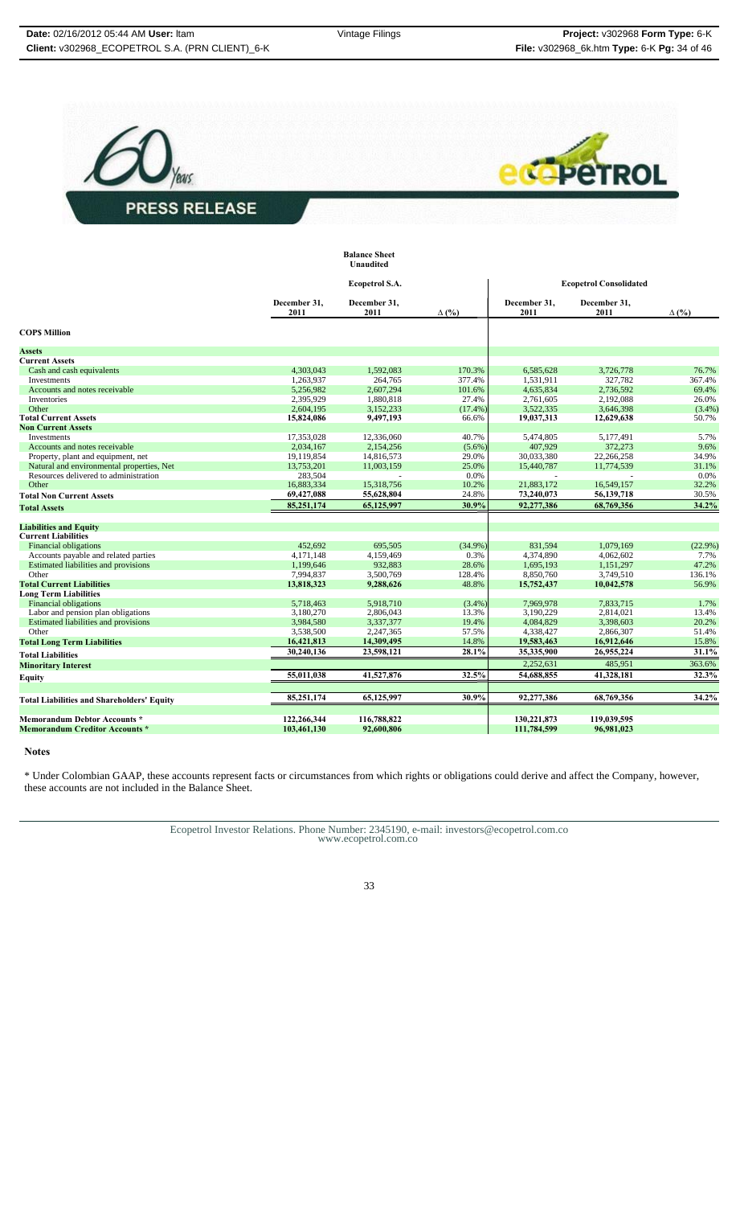**PRESS RELEASE**

**Balance Sheet**
**Unaudited**

| | Ecopetrol S.A. | | | Ecopetrol Consolidated | | |
|---|---|---|---|---|---|---|
| | December 31, 2011 | December 31, 2011 | Δ (%) | December 31, 2011 | December 31, 2011 | Δ (%) |
| **COP$ Million** | | | | | | |
| **Assets** | | | | | | |
| **Current Assets** | | | | | | |
| Cash and cash equivalents | 4,303,043 | 1,592,083 | 170.3% | 6,585,628 | 3,726,778 | 76.7% |
| Investments | 1,263,937 | 264,765 | 377.4% | 1,531,911 | 327,782 | 367.4% |
| Accounts and notes receivable | 5,256,982 | 2,607,294 | 101.6% | 4,635,834 | 2,736,592 | 69.4% |
| Inventories | 2,395,929 | 1,880,818 | 27.4% | 2,761,605 | 2,192,088 | 26.0% |
| Other | 2,604,195 | 3,152,233 | (17.4%) | 3,522,335 | 3,646,398 | (3.4%) |
| **Total Current Assets** | **15,824,086** | **9,497,193** | 66.6% | **19,037,313** | **12,629,638** | 50.7% |
| **Non Current Assets** | | | | | | |
| Investments | 17,353,028 | 12,336,060 | 40.7% | 5,474,805 | 5,177,491 | 5.7% |
| Accounts and notes receivable | 2,034,167 | 2,154,256 | (5.6%) | 407,929 | 372,273 | 9.6% |
| Property, plant and equipment, net | 19,119,854 | 14,816,573 | 29.0% | 30,033,380 | 22,266,258 | 34.9% |
| Natural and environmental properties, Net | 13,753,201 | 11,003,159 | 25.0% | 15,440,787 | 11,774,539 | 31.1% |
| Resources delivered to administration | 283,504 | - | 0.0% | - | - | 0.0% |
| Other | 16,883,334 | 15,318,756 | 10.2% | 21,883,172 | 16,549,157 | 32.2% |
| **Total Non Current Assets** | **69,427,088** | **55,628,804** | 24.8% | **73,240,073** | **56,139,718** | 30.5% |
| **Total Assets** | **85,251,174** | **65,125,997** | **30.9%** | **92,277,386** | **68,769,356** | **34.2%** |
| | | | | | | |
| **Liabilities and Equity** | | | | | | |
| **Current Liabilities** | | | | | | |
| Financial obligations | 452,692 | 695,505 | (34.9%) | 831,594 | 1,079,169 | (22.9%) |
| Accounts payable and related parties | 4,171,148 | 4,159,469 | 0.3% | 4,374,890 | 4,062,602 | 7.7% |
| Estimated liabilities and provisions | 1,199,646 | 932,883 | 28.6% | 1,695,193 | 1,151,297 | 47.2% |
| Other | 7,994,837 | 3,500,769 | 128.4% | 8,850,760 | 3,749,510 | 136.1% |
| **Total Current Liabilities** | **13,818,323** | **9,288,626** | 48.8% | **15,752,437** | **10,042,578** | 56.9% |
| **Long Term Liabilities** | | | | | | |
| Financial obligations | 5,718,463 | 5,918,710 | (3.4%) | 7,969,978 | 7,833,715 | 1.7% |
| Labor and pension plan obligations | 3,180,270 | 2,806,043 | 13.3% | 3,190,229 | 2,814,021 | 13.4% |
| Estimated liabilities and provisions | 3,984,580 | 3,337,377 | 19.4% | 4,084,829 | 3,398,603 | 20.2% |
| Other | 3,538,500 | 2,247,365 | 57.5% | 4,338,427 | 2,866,307 | 51.4% |
| **Total Long Term Liabilities** | **16,421,813** | **14,309,495** | 14.8% | **19,583,463** | **16,912,646** | 15.8% |
| **Total Liabilities** | **30,240,136** | **23,598,121** | **28.1%** | **35,335,900** | **26,955,224** | **31.1%** |
| **Minoritary Interest** | | | | 2,252,631 | 485,951 | 363.6% |
| **Equity** | **55,011,038** | **41,527,876** | **32.5%** | **54,688,855** | **41,328,181** | **32.3%** |
| | | | | | | |
| **Total Liabilities and Shareholders' Equity** | **85,251,174** | **65,125,997** | **30.9%** | **92,277,386** | **68,769,356** | **34.2%** |
| | | | | | | |
| **Memorandum Debtor Accounts *** | **122,266,344** | **116,788,822** | | **130,221,873** | **119,039,595** | |
| **Memorandum Creditor Accounts *** | **103,461,130** | **92,600,806** | | **111,784,599** | **96,981,023** | |

**Notes**

* Under Colombian GAAP, these accounts represent facts or circumstances from which rights or obligations could derive and affect the Company, however, these accounts are not included in the Balance Sheet.

Ecopetrol Investor Relations. Phone Number: 2345190, e-mail: investors@ecopetrol.com.co
www.ecopetrol.com.co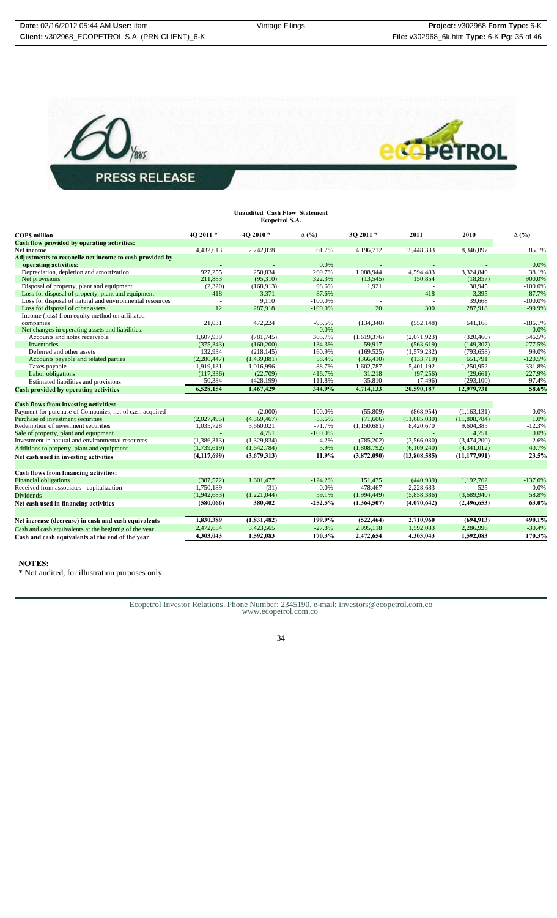**PRESS RELEASE**

**Unaudited Cash Flow Statement**
**Ecopetrol S.A.**

| COP$ million | 4Q 2011 * | 4Q 2010 * | ∆ (%) | 3Q 2011 * | 2011 | 2010 | ∆ (%) |
|---|---|---|---|---|---|---|---|
| **Cash flow provided by operating activities:** | | | | | | | |
| Net income | 4,432,613 | 2,742,078 | 61.7% | 4,196,712 | 15,448,333 | 8,346,097 | 85.1% |
| **Adjustments to reconcile net income to cash provided by operating activities:** | - | - | 0.0% | - | - | - | 0.0% |
| Depreciation, depletion and amortization | 927,255 | 250,834 | 269.7% | 1,088,944 | 4,594,483 | 3,324,840 | 38.1% |
| Net provisions | 211,883 | (95,310) | 322.3% | (13,545) | 150,854 | (18,857) | 900.0% |
| Disposal of property, plant and equipment | (2,320) | (168,913) | 98.6% | 1,921 | - | 38,945 | -100.0% |
| Loss for disposal of property, plant and equipment | 418 | 3,371 | -87.6% | - | 418 | 3,395 | -87.7% |
| Loss for disposal of natural and environmental resources | - | 9,110 | -100.0% | - | - | 39,668 | -100.0% |
| Loss for disposal of other assets | 12 | 287,918 | -100.0% | 20 | 300 | 287,918 | -99.9% |
| Income (loss) from equity method on affiliated companies | 21,031 | 472,224 | -95.5% | (134,340) | (552,148) | 641,168 | -186.1% |
| Net changes in operating assets and liabilities: | - | - | 0.0% | - | - | - | 0.0% |
| Accounts and notes receivable | 1,607,939 | (781,745) | 305.7% | (1,619,376) | (2,071,923) | (320,460) | 546.5% |
| Inventories | (375,343) | (160,200) | 134.3% | 59,917 | (563,619) | (149,307) | 277.5% |
| Deferred and other assets | 132,934 | (218,145) | 160.9% | (169,525) | (1,579,232) | (793,658) | 99.0% |
| Accounts payable and related parties | (2,280,447) | (1,439,881) | 58.4% | (366,410) | (133,719) | 651,791 | -120.5% |
| Taxes payable | 1,919,131 | 1,016,996 | 88.7% | 1,602,787 | 5,401,192 | 1,250,952 | 331.8% |
| Labor obligations | (117,336) | (22,709) | 416.7% | 31,218 | (97,256) | (29,661) | 227.9% |
| Estimated liabilities and provisions | 50,384 | (428,199) | 111.8% | 35,810 | (7,496) | (293,100) | 97.4% |
| **Cash provided by operating activities** | **6,528,154** | **1,467,429** | **344.9%** | **4,714,133** | **20,590,187** | **12,979,731** | **58.6%** |
| | | | | | | | |
| **Cash flows from investing activities:** | | | | | | | |
| Payment for purchase of Companies, net of cash acquired | - | (2,000) | 100.0% | (55,809) | (868,954) | (1,163,131) | 0.0% |
| Purchase of investment securities | (2,027,495) | (4,369,467) | 53.6% | (71,606) | (11,685,030) | (11,808,784) | 1.0% |
| Redemption of investment securities | 1,035,728 | 3,660,021 | -71.7% | (1,150,681) | 8,420,670 | 9,604,385 | -12.3% |
| Sale of property, plant and equipment | - | 4,751 | -100.0% | - | - | 4,751 | 0.0% |
| Investment in natural and environmental resources | (1,386,313) | (1,329,834) | -4.2% | (785,202) | (3,566,030) | (3,474,200) | 2.6% |
| Additions to property, plant and equipment | (1,739,619) | (1,642,784) | 5.9% | (1,808,792) | (6,109,240) | (4,341,012) | 40.7% |
| **Net cash used in investing activities** | **(4,117,699)** | **(3,679,313)** | **11.9%** | **(3,872,090)** | **(13,808,585)** | **(11,177,991)** | **23.5%** |
| | | | | | | | |
| **Cash flows from financing activities:** | | | | | | | |
| Financial obligations | (387,572) | 1,601,477 | -124.2% | 151,475 | (440,939) | 1,192,762 | -137.0% |
| Received from associates - capitalization | 1,750,189 | (31) | 0.0% | 478,467 | 2,228,683 | 525 | 0.0% |
| Dividends | (1,942,683) | (1,221,044) | 59.1% | (1,994,449) | (5,858,386) | (3,689,940) | 58.8% |
| **Net cash used in financing activities** | **(580,066)** | **380,402** | **-252.5%** | **(1,364,507)** | **(4,070,642)** | **(2,496,653)** | **63.0%** |
| | | | | | | | |
| **Net increase (decrease) in cash and cash equivalents** | **1,830,389** | **(1,831,482)** | **199.9%** | **(522,464)** | **2,710,960** | **(694,913)** | **490.1%** |
| Cash and cash equivalents at the beginnig of the year | 2,472,654 | 3,423,565 | -27.8% | 2,995,118 | 1,592,083 | 2,286,996 | -30.4% |
| **Cash and cash equivalents at the end of the year** | **4,303,043** | **1,592,083** | **170.3%** | **2,472,654** | **4,303,043** | **1,592,083** | **170.3%** |

**NOTES:**

* Not audited, for illustration purposes only.

Ecopetrol Investor Relations. Phone Number: 2345190, e-mail: investors@ecopetrol.com.co
www.ecopetrol.com.co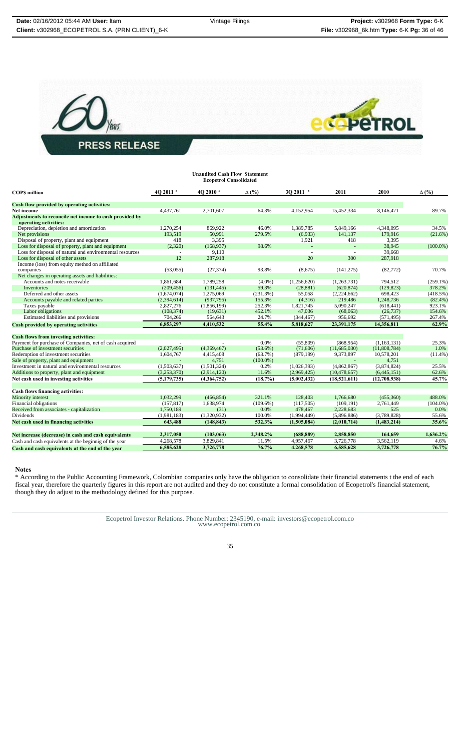**PRESS RELEASE**

**Unaudited Cash Flow Statement**
**Ecopetrol Consolidated**

| COP$ million | 4Q 2011 * | 4Q 2010 * | Δ (%) | 3Q 2011 * | 2011 | 2010 | Δ (%) |
|---|---|---|---|---|---|---|---|
| **Cash flow provided by operating activities:** | | | | | | | |
| **Net income** | 4,437,761 | 2,701,607 | 64.3% | 4,152,954 | 15,452,334 | 8,146,471 | 89.7% |
| **Adjustments to reconcile net income to cash provided by operating activities:** | | | | | | | |
| Depreciation, depletion and amortization | 1,270,254 | 869,922 | 46.0% | 1,389,785 | 5,849,166 | 4,348,095 | 34.5% |
| Net provisions | 193,519 | 50,991 | 279.5% | (6,933) | 141,137 | 179,916 | (21.6%) |
| Disposal of property, plant and equipment | 418 | 3,395 | | 1,921 | 418 | 3,395 | |
| Loss for disposal of property, plant and equipment | (2,320) | (168,937) | 98.6% | - | - | 38,945 | (100.0%) |
| Loss for disposal of natural and environmental resources | - | 9,110 | | - | - | 39,668 | |
| Loss for disposal of other assets | 12 | 287,918 | | 20 | 300 | 287,918 | |
| Income (loss) from equity method on affiliated companies | (53,055) | (27,374) | 93.8% | (8,675) | (141,275) | (82,772) | 70.7% |
| Net changes in operating assets and liabilities: | | | | | | | |
| Accounts and notes receivable | 1,861,684 | 1,789,258 | (4.0%) | (1,256,620) | (1,263,731) | 794,512 | (259.1%) |
| Inventories | (209,456) | (131,445) | 59.3% | (28,881) | (620,874) | (129,823) | 378.2% |
| Deferred and other assets | (1,674,074) | 1,275,069 | (231.3%) | 55,058 | (2,224,662) | 698,423 | (418.5%) |
| Accounts payable and related parties | (2,394,614) | (937,795) | 155.3% | (4,316) | 219,486 | 1,248,736 | (82.4%) |
| Taxes payable | 2,827,276 | (1,856,199) | 252.3% | 1,821,745 | 5,090,247 | (618,441) | 923.1% |
| Labor obligations | (108,374) | (19,631) | 452.1% | 47,036 | (68,063) | (26,737) | 154.6% |
| Estimated liabilities and provisions | 704,266 | 564,643 | 24.7% | (344,467) | 956,692 | (571,495) | 267.4% |
| **Cash provided by operating activities** | **6,853,297** | **4,410,532** | **55.4%** | **5,818,627** | **23,391,175** | **14,356,811** | **62.9%** |
| **Cash flows from investing activities:** | | | | | | | |
| Payment for purchase of Companies, net of cash acquired | - | - | 0.0% | (55,809) | (868,954) | (1,163,131) | 25.3% |
| Purchase of investment securities | (2,027,495) | (4,369,467) | (53.6%) | (71,606) | (11,685,030) | (11,808,784) | 1.0% |
| Redemption of investment securities | 1,604,767 | 4,415,408 | (63.7%) | (879,199) | 9,373,897 | 10,578,201 | (11.4%) |
| Sale of property, plant and equipment | - | 4,751 | (100.0%) | - | - | 4,751 | |
| Investment in natural and environmental resources | (1,503,637) | (1,501,324) | 0.2% | (1,026,393) | (4,862,867) | (3,874,824) | 25.5% |
| Additions to property, plant and equipment | (3,253,370) | (2,914,120) | 11.6% | (2,969,425) | (10,478,657) | (6,445,151) | 62.6% |
| **Net cash used in investing activities** | **(5,179,735)** | **(4,364,752)** | **(18.7%)** | **(5,002,432)** | **(18,521,611)** | **(12,708,938)** | **45.7%** |
| **Cash flows financing activities:** | | | | | | | |
| Minority interest | 1,032,299 | (466,854) | 321.1% | 128,403 | 1,766,680 | (455,360) | 488.0% |
| Financial obligations | (157,817) | 1,638,974 | (109.6%) | (117,505) | (109,191) | 2,761,449 | (104.0%) |
| Received from associates - capitalization | 1,750,189 | (31) | 0.0% | 478,467 | 2,228,683 | 525 | 0.0% |
| Dividends | (1,981,183) | (1,320,932) | 100.0% | (1,994,449) | (5,896,886) | (3,789,828) | 55.6% |
| **Net cash used in financing activities** | **643,488** | **(148,843)** | **532.3%** | **(1,505,084)** | **(2,010,714)** | **(1,483,214)** | **35.6%** |
| **Net increase (decrease) in cash and cash equivalents** | **2,317,050** | **(103,063)** | **2,348.2%** | **(688,889)** | **2,858,850** | **164,659** | **1,636.2%** |
| Cash and cash equivalents at the beginnig of the year | 4,268,578 | 3,829,841 | 11.5% | 4,957,467 | 3,726,778 | 3,562,119 | 4.6% |
| **Cash and cash equivalents at the end of the year** | **6,585,628** | **3,726,778** | **76.7%** | **4,268,578** | **6,585,628** | **3,726,778** | **76.7%** |

**Notes**

\* According to the Public Accounting Framework, Colombian companies only have the obligation to consolidate their financial statements t the end of each fiscal year, therefore the quarterly figures in this report are not audited and they do not constitute a formal consolidation of Ecopetrol's financial statement, though they do adjust to the methodology defined for this purpose.

Ecopetrol Investor Relations. Phone Number: 2345190, e-mail: investors@ecopetrol.com.co
www.ecopetrol.com.co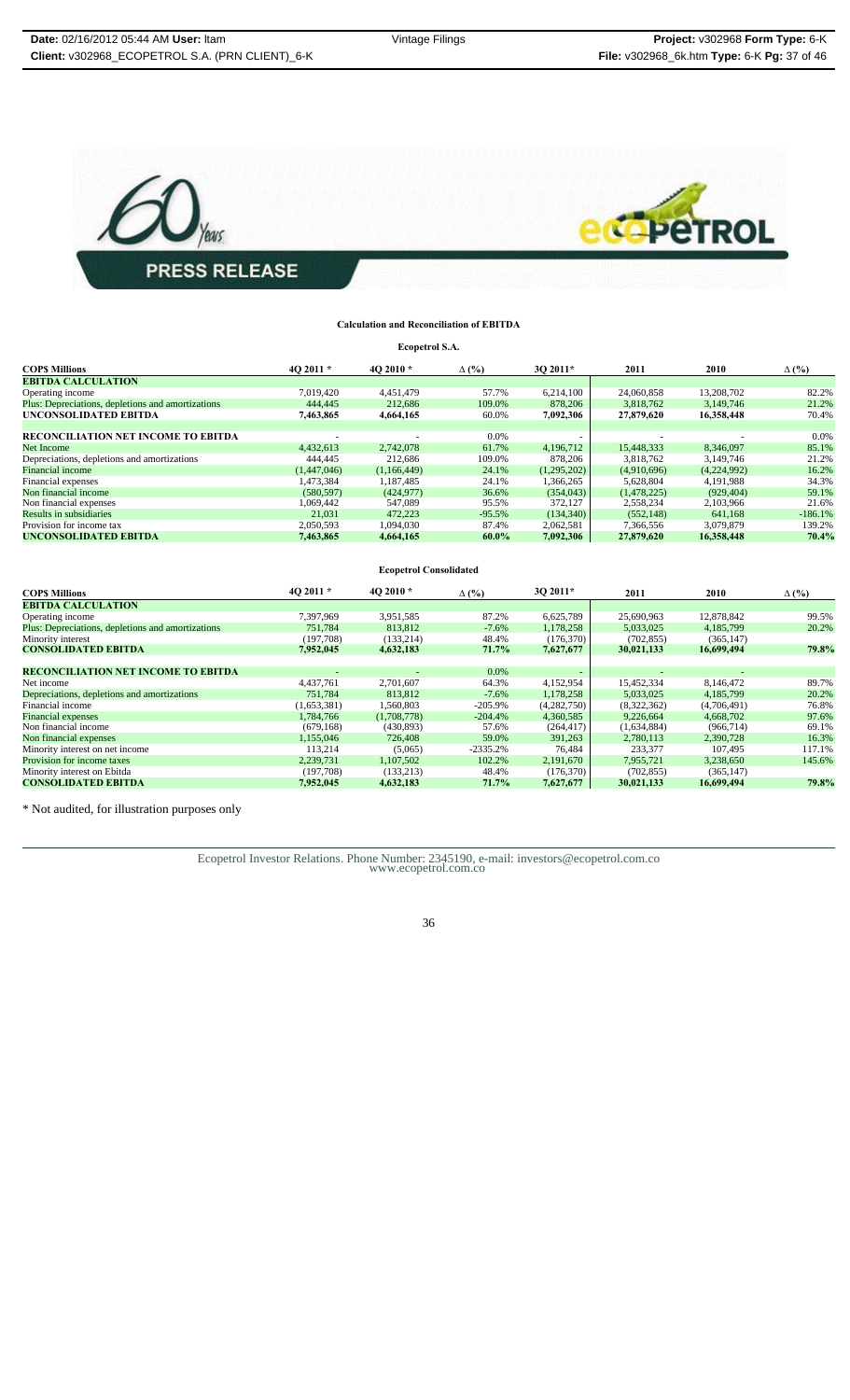**Calculation and Reconciliation of EBITDA**

**Ecopetrol S.A.**

| **COP$ Millions** | **4Q 2011 *** | **4Q 2010 *** | **Δ (%)** | **3Q 2011*** | **2011** | **2010** | **Δ (%)** |
|---|---|---|---|---|---|---|---|
| **EBITDA CALCULATION** | | | | | | | |
| Operating income | 7,019,420 | 4,451,479 | 57.7% | 6,214,100 | 24,060,858 | 13,208,702 | 82.2% |
| Plus: Depreciations, depletions and amortizations | 444,445 | 212,686 | 109.0% | 878,206 | 3,818,762 | 3,149,746 | 21.2% |
| **UNCONSOLIDATED EBITDA** | **7,463,865** | **4,664,165** | 60.0% | **7,092,306** | **27,879,620** | **16,358,448** | 70.4% |
| | | | | | | | |
| **RECONCILIATION NET INCOME TO EBITDA** | - | - | 0.0% | - | - | - | 0.0% |
| Net Income | 4,432,613 | 2,742,078 | 61.7% | 4,196,712 | 15,448,333 | 8,346,097 | 85.1% |
| Depreciations, depletions and amortizations | 444,445 | 212,686 | 109.0% | 878,206 | 3,818,762 | 3,149,746 | 21.2% |
| Financial income | (1,447,046) | (1,166,449) | 24.1% | (1,295,202) | (4,910,696) | (4,224,992) | 16.2% |
| Financial expenses | 1,473,384 | 1,187,485 | 24.1% | 1,366,265 | 5,628,804 | 4,191,988 | 34.3% |
| Non financial income | (580,597) | (424,977) | 36.6% | (354,043) | (1,478,225) | (929,404) | 59.1% |
| Non financial expenses | 1,069,442 | 547,089 | 95.5% | 372,127 | 2,558,234 | 2,103,966 | 21.6% |
| Results in subsidiaries | 21,031 | 472,223 | -95.5% | (134,340) | (552,148) | 641,168 | -186.1% |
| Provision for income tax | 2,050,593 | 1,094,030 | 87.4% | 2,062,581 | 7,366,556 | 3,079,879 | 139.2% |
| **UNCONSOLIDATED EBITDA** | **7,463,865** | **4,664,165** | **60.0%** | **7,092,306** | **27,879,620** | **16,358,448** | **70.4%** |

**Ecopetrol Consolidated**

| **COP$ Millions** | **4Q 2011 *** | **4Q 2010 *** | **Δ (%)** | **3Q 2011*** | **2011** | **2010** | **Δ (%)** |
|---|---|---|---|---|---|---|---|
| **EBITDA CALCULATION** | | | | | | | |
| Operating income | 7,397,969 | 3,951,585 | 87.2% | 6,625,789 | 25,690,963 | 12,878,842 | 99.5% |
| Plus: Depreciations, depletions and amortizations | 751,784 | 813,812 | -7.6% | 1,178,258 | 5,033,025 | 4,185,799 | 20.2% |
| Minority interest | (197,708) | (133,214) | 48.4% | (176,370) | (702,855) | (365,147) | |
| **CONSOLIDATED EBITDA** | **7,952,045** | **4,632,183** | **71.7%** | **7,627,677** | **30,021,133** | **16,699,494** | **79.8%** |
| | | | | | | | |
| **RECONCILIATION NET INCOME TO EBITDA** | - | - | 0.0% | - | - | - | |
| Net income | 4,437,761 | 2,701,607 | 64.3% | 4,152,954 | 15,452,334 | 8,146,472 | 89.7% |
| Depreciations, depletions and amortizations | 751,784 | 813,812 | -7.6% | 1,178,258 | 5,033,025 | 4,185,799 | 20.2% |
| Financial income | (1,653,381) | 1,560,803 | -205.9% | (4,282,750) | (8,322,362) | (4,706,491) | 76.8% |
| Financial expenses | 1,784,766 | (1,708,778) | -204.4% | 4,360,585 | 9,226,664 | 4,668,702 | 97.6% |
| Non financial income | (679,168) | (430,893) | 57.6% | (264,417) | (1,634,884) | (966,714) | 69.1% |
| Non financial expenses | 1,155,046 | 726,408 | 59.0% | 391,263 | 2,780,113 | 2,390,728 | 16.3% |
| Minority interest on net income | 113,214 | (5,065) | -2335.2% | 76,484 | 233,377 | 107,495 | 117.1% |
| Provision for income taxes | 2,239,731 | 1,107,502 | 102.2% | 2,191,670 | 7,955,721 | 3,238,650 | 145.6% |
| Minority interest on Ebitda | (197,708) | (133,213) | 48.4% | (176,370) | (702,855) | (365,147) | |
| **CONSOLIDATED EBITDA** | **7,952,045** | **4,632,183** | **71.7%** | **7,627,677** | **30,021,133** | **16,699,494** | **79.8%** |

* Not audited, for illustration purposes only

Ecopetrol Investor Relations. Phone Number: 2345190, e-mail: investors@ecopetrol.com.co
www.ecopetrol.com.co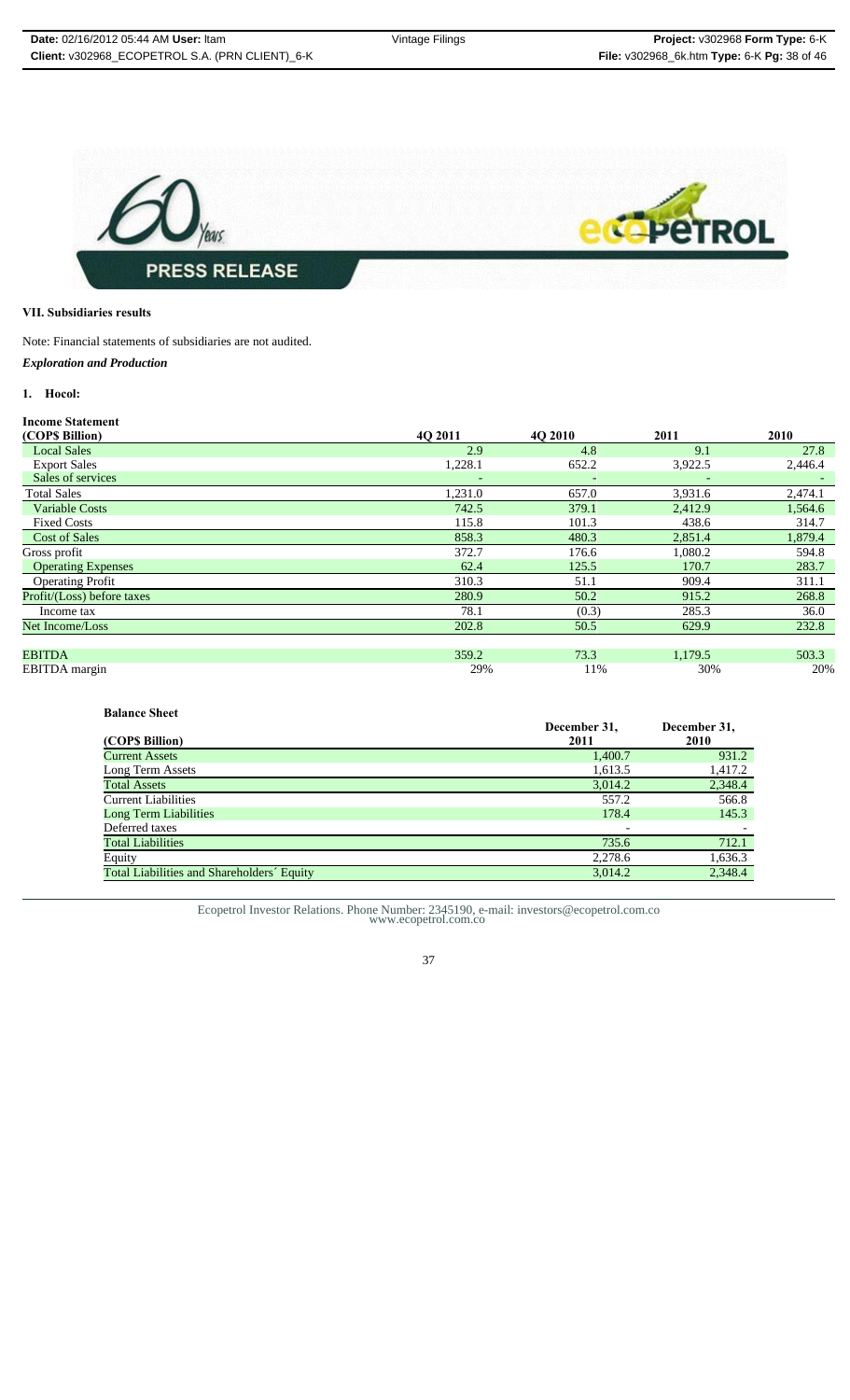## VII. Subsidiaries results

Note: Financial statements of subsidiaries are not audited.

***Exploration and Production***

### 1. Hocol:

**Income Statement**

| (COP$ Billion) | 4Q 2011 | 4Q 2010 | 2011 | 2010 |
|---|---|---|---|---|
| Local Sales | 2.9 | 4.8 | 9.1 | 27.8 |
| Export Sales | 1,228.1 | 652.2 | 3,922.5 | 2,446.4 |
| Sales of services | - | - | - | - |
| Total Sales | 1,231.0 | 657.0 | 3,931.6 | 2,474.1 |
| Variable Costs | 742.5 | 379.1 | 2,412.9 | 1,564.6 |
| Fixed Costs | 115.8 | 101.3 | 438.6 | 314.7 |
| Cost of Sales | 858.3 | 480.3 | 2,851.4 | 1,879.4 |
| Gross profit | 372.7 | 176.6 | 1,080.2 | 594.8 |
| Operating Expenses | 62.4 | 125.5 | 170.7 | 283.7 |
| Operating Profit | 310.3 | 51.1 | 909.4 | 311.1 |
| Profit/(Loss) before taxes | 280.9 | 50.2 | 915.2 | 268.8 |
| Income tax | 78.1 | (0.3) | 285.3 | 36.0 |
| Net Income/Loss | 202.8 | 50.5 | 629.9 | 232.8 |
| | | | | |
| EBITDA | 359.2 | 73.3 | 1,179.5 | 503.3 |
| EBITDA margin | 29% | 11% | 30% | 20% |

**Balance Sheet**

| (COP$ Billion) | December 31, 2011 | December 31, 2010 |
|---|---|---|
| Current Assets | 1,400.7 | 931.2 |
| Long Term Assets | 1,613.5 | 1,417.2 |
| Total Assets | 3,014.2 | 2,348.4 |
| Current Liabilities | 557.2 | 566.8 |
| Long Term Liabilities | 178.4 | 145.3 |
| Deferred taxes | - | - |
| Total Liabilities | 735.6 | 712.1 |
| Equity | 2,278.6 | 1,636.3 |
| Total Liabilities and Shareholders´ Equity | 3,014.2 | 2,348.4 |

Ecopetrol Investor Relations. Phone Number: 2345190, e-mail: investors@ecopetrol.com.co
www.ecopetrol.com.co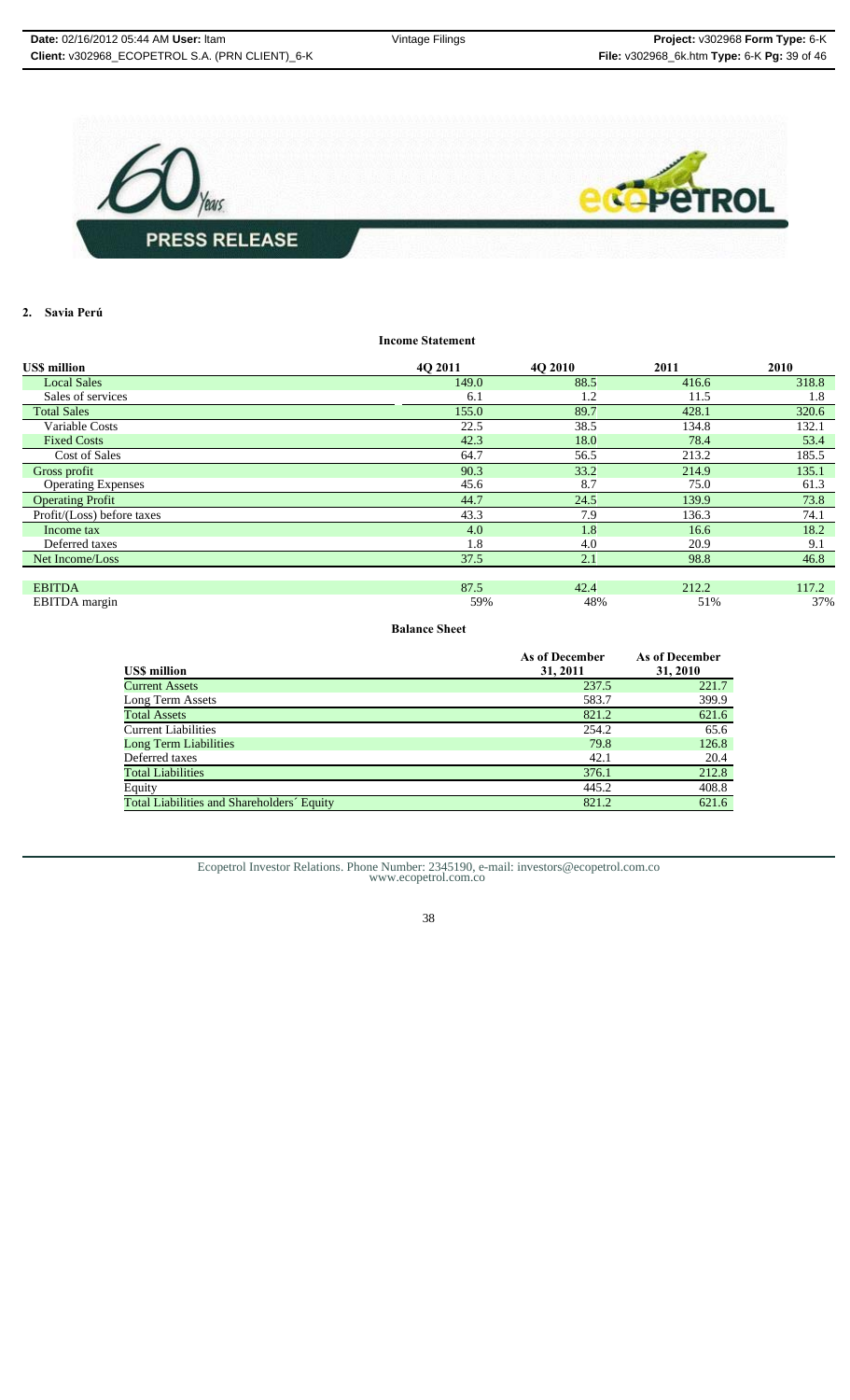## 2. Savia Perú

**Income Statement**

| US$ million | 4Q 2011 | 4Q 2010 | 2011 | 2010 |
|---|---|---|---|---|
| Local Sales | 149.0 | 88.5 | 416.6 | 318.8 |
| Sales of services | 6.1 | 1.2 | 11.5 | 1.8 |
| Total Sales | 155.0 | 89.7 | 428.1 | 320.6 |
| Variable Costs | 22.5 | 38.5 | 134.8 | 132.1 |
| Fixed Costs | 42.3 | 18.0 | 78.4 | 53.4 |
| Cost of Sales | 64.7 | 56.5 | 213.2 | 185.5 |
| Gross profit | 90.3 | 33.2 | 214.9 | 135.1 |
| Operating Expenses | 45.6 | 8.7 | 75.0 | 61.3 |
| Operating Profit | 44.7 | 24.5 | 139.9 | 73.8 |
| Profit/(Loss) before taxes | 43.3 | 7.9 | 136.3 | 74.1 |
| Income tax | 4.0 | 1.8 | 16.6 | 18.2 |
| Deferred taxes | 1.8 | 4.0 | 20.9 | 9.1 |
| Net Income/Loss | 37.5 | 2.1 | 98.8 | 46.8 |
| | | | | |
| EBITDA | 87.5 | 42.4 | 212.2 | 117.2 |
| EBITDA margin | 59% | 48% | 51% | 37% |

**Balance Sheet**

| US$ million | As of December 31, 2011 | As of December 31, 2010 |
|---|---|---|
| Current Assets | 237.5 | 221.7 |
| Long Term Assets | 583.7 | 399.9 |
| Total Assets | 821.2 | 621.6 |
| Current Liabilities | 254.2 | 65.6 |
| Long Term Liabilities | 79.8 | 126.8 |
| Deferred taxes | 42.1 | 20.4 |
| Total Liabilities | 376.1 | 212.8 |
| Equity | 445.2 | 408.8 |
| Total Liabilities and Shareholders´ Equity | 821.2 | 621.6 |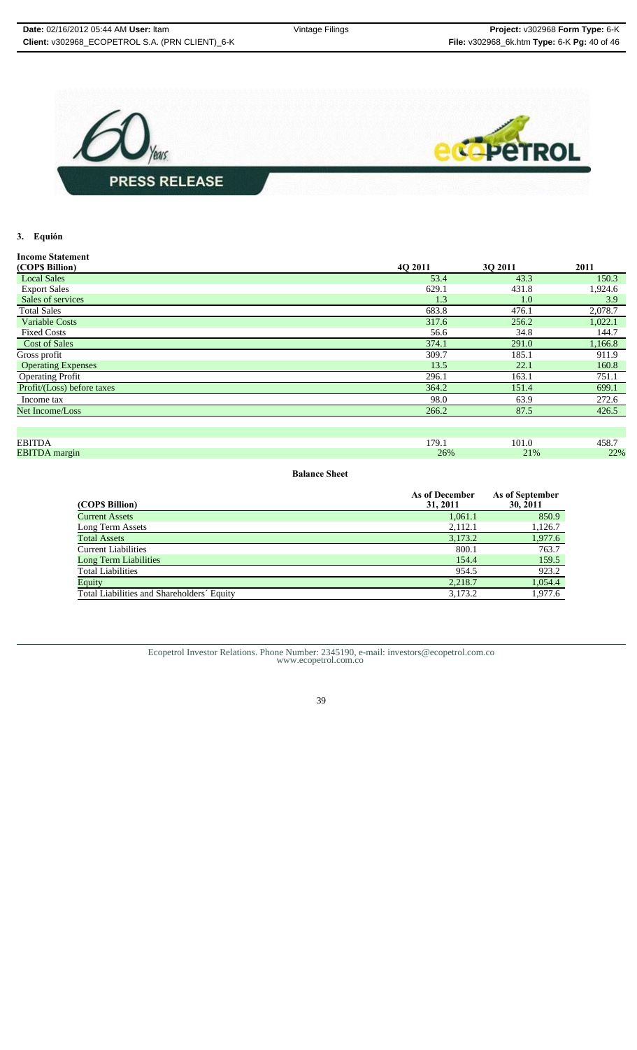### 3. Equión

| Income Statement (COP$ Billion) | 4Q 2011 | 3Q 2011 | 2011 |
|---|---|---|---|
| Local Sales | 53.4 | 43.3 | 150.3 |
| Export Sales | 629.1 | 431.8 | 1,924.6 |
| Sales of services | 1.3 | 1.0 | 3.9 |
| Total Sales | 683.8 | 476.1 | 2,078.7 |
| Variable Costs | 317.6 | 256.2 | 1,022.1 |
| Fixed Costs | 56.6 | 34.8 | 144.7 |
| Cost of Sales | 374.1 | 291.0 | 1,166.8 |
| Gross profit | 309.7 | 185.1 | 911.9 |
| Operating Expenses | 13.5 | 22.1 | 160.8 |
| Operating Profit | 296.1 | 163.1 | 751.1 |
| Profit/(Loss) before taxes | 364.2 | 151.4 | 699.1 |
| Income tax | 98.0 | 63.9 | 272.6 |
| Net Income/Loss | 266.2 | 87.5 | 426.5 |
| | | | |
| EBITDA | 179.1 | 101.0 | 458.7 |
| EBITDA margin | 26% | 21% | 22% |

**Balance Sheet**

| (COP$ Billion) | As of December 31, 2011 | As of September 30, 2011 |
|---|---|---|
| Current Assets | 1,061.1 | 850.9 |
| Long Term Assets | 2,112.1 | 1,126.7 |
| Total Assets | 3,173.2 | 1,977.6 |
| Current Liabilities | 800.1 | 763.7 |
| Long Term Liabilities | 154.4 | 159.5 |
| Total Liabilities | 954.5 | 923.2 |
| Equity | 2,218.7 | 1,054.4 |
| Total Liabilities and Shareholders´ Equity | 3,173.2 | 1,977.6 |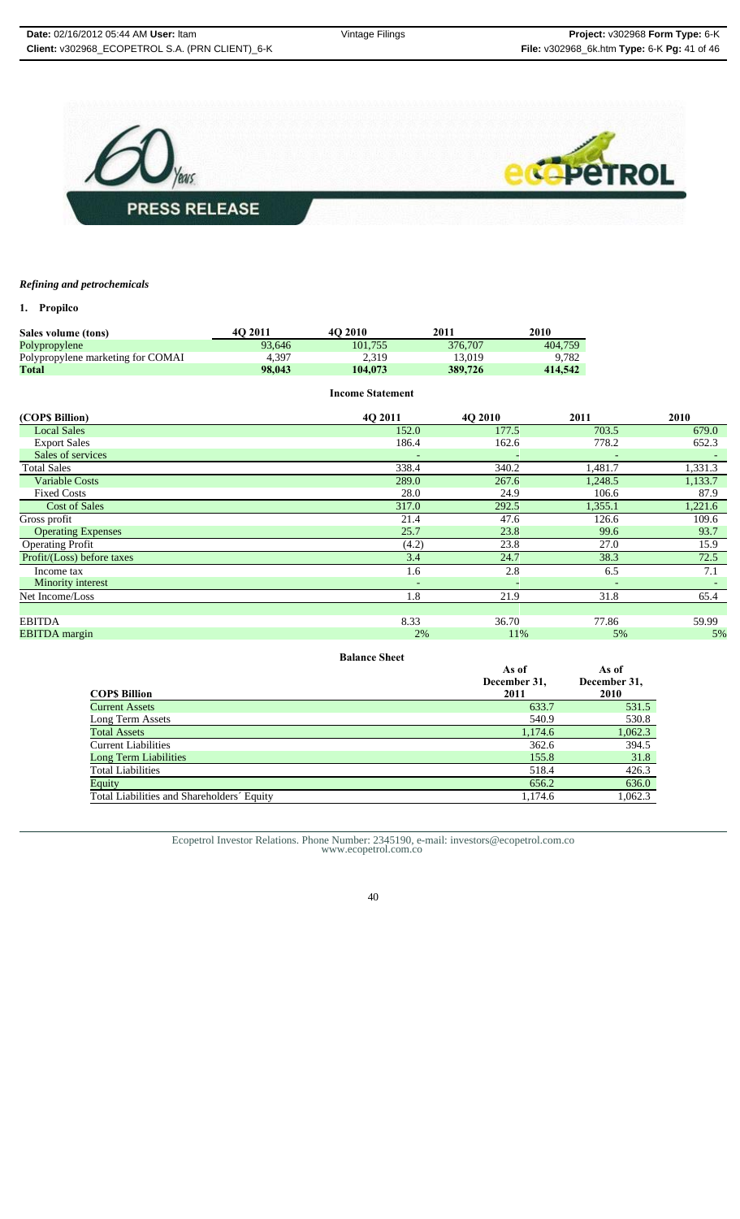*Refining and petrochemicals*

**1. Propilco**

| Sales volume (tons) | 4Q 2011 | 4Q 2010 | 2011 | 2010 |
|---|---|---|---|---|
| Polypropylene | 93,646 | 101,755 | 376,707 | 404,759 |
| Polypropylene marketing for COMAI | 4,397 | 2,319 | 13,019 | 9,782 |
| **Total** | **98,043** | **104,073** | **389,726** | **414,542** |

**Income Statement**

| (COP$ Billion) | 4Q 2011 | 4Q 2010 | 2011 | 2010 |
|---|---|---|---|---|
| Local Sales | 152.0 | 177.5 | 703.5 | 679.0 |
| Export Sales | 186.4 | 162.6 | 778.2 | 652.3 |
| Sales of services | - | - | - | - |
| Total Sales | 338.4 | 340.2 | 1,481.7 | 1,331.3 |
| Variable Costs | 289.0 | 267.6 | 1,248.5 | 1,133.7 |
| Fixed Costs | 28.0 | 24.9 | 106.6 | 87.9 |
| Cost of Sales | 317.0 | 292.5 | 1,355.1 | 1,221.6 |
| Gross profit | 21.4 | 47.6 | 126.6 | 109.6 |
| Operating Expenses | 25.7 | 23.8 | 99.6 | 93.7 |
| Operating Profit | (4.2) | 23.8 | 27.0 | 15.9 |
| Profit/(Loss) before taxes | 3.4 | 24.7 | 38.3 | 72.5 |
| Income tax | 1.6 | 2.8 | 6.5 | 7.1 |
| Minority interest | - | - | - | - |
| Net Income/Loss | 1.8 | 21.9 | 31.8 | 65.4 |
| | | | | |
| EBITDA | 8.33 | 36.70 | 77.86 | 59.99 |
| EBITDA margin | 2% | 11% | 5% | 5% |

**Balance Sheet**

| COP$ Billion | As of December 31, 2011 | As of December 31, 2010 |
|---|---|---|
| Current Assets | 633.7 | 531.5 |
| Long Term Assets | 540.9 | 530.8 |
| Total Assets | 1,174.6 | 1,062.3 |
| Current Liabilities | 362.6 | 394.5 |
| Long Term Liabilities | 155.8 | 31.8 |
| Total Liabilities | 518.4 | 426.3 |
| Equity | 656.2 | 636.0 |
| Total Liabilities and Shareholders´ Equity | 1,174.6 | 1,062.3 |

Ecopetrol Investor Relations. Phone Number: 2345190, e-mail: investors@ecopetrol.com.co
www.ecopetrol.com.co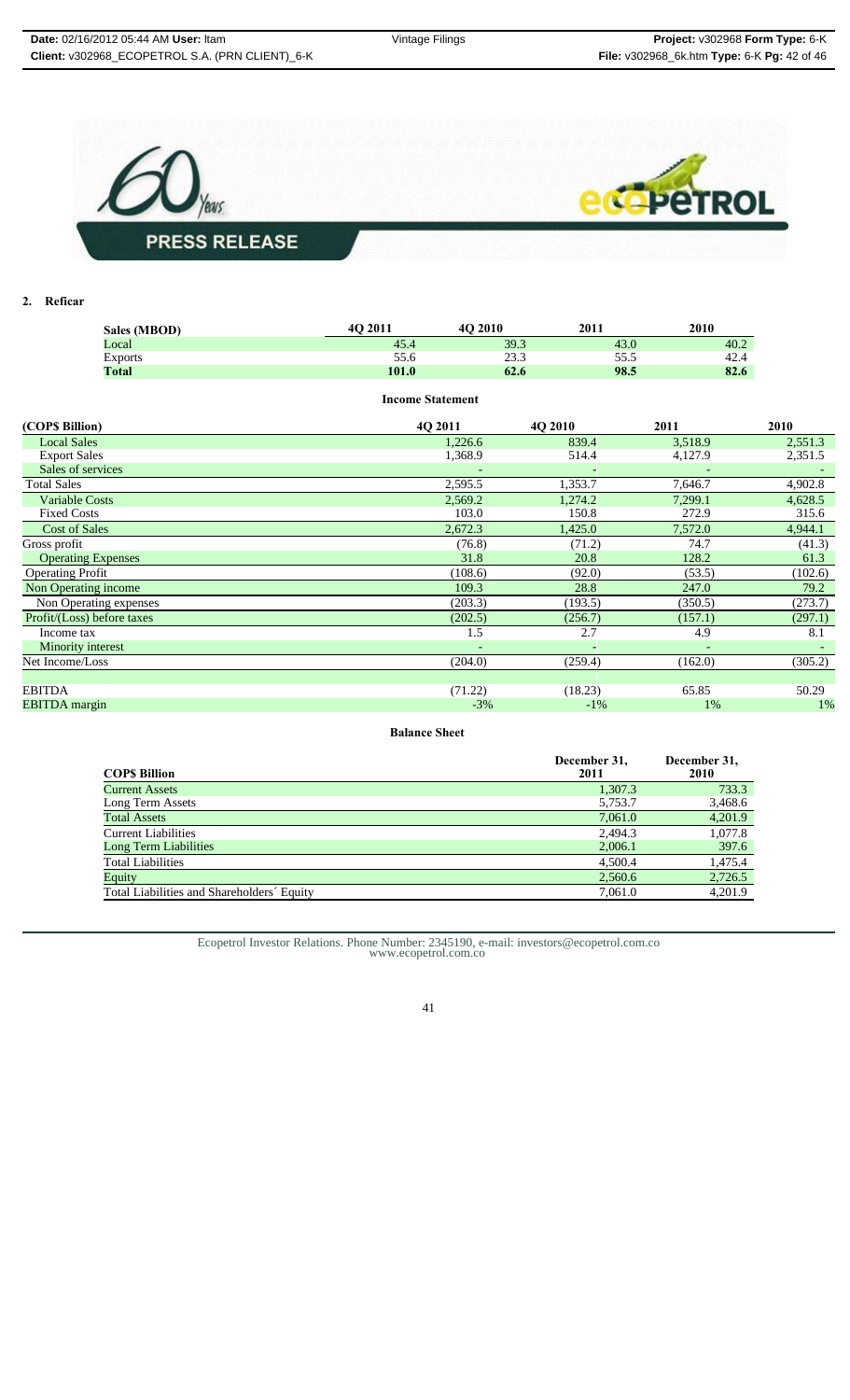## 2. Reficar

| Sales (MBOD) | 4Q 2011 | 4Q 2010 | 2011 | 2010 |
|---|---|---|---|---|
| Local | 45.4 | 39.3 | 43.0 | 40.2 |
| Exports | 55.6 | 23.3 | 55.5 | 42.4 |
| **Total** | **101.0** | **62.6** | **98.5** | **82.6** |

**Income Statement**

| (COP$ Billion) | 4Q 2011 | 4Q 2010 | 2011 | 2010 |
|---|---|---|---|---|
| Local Sales | 1,226.6 | 839.4 | 3,518.9 | 2,551.3 |
| Export Sales | 1,368.9 | 514.4 | 4,127.9 | 2,351.5 |
| Sales of services | - | - | - | - |
| Total Sales | 2,595.5 | 1,353.7 | 7,646.7 | 4,902.8 |
| Variable Costs | 2,569.2 | 1,274.2 | 7,299.1 | 4,628.5 |
| Fixed Costs | 103.0 | 150.8 | 272.9 | 315.6 |
| Cost of Sales | 2,672.3 | 1,425.0 | 7,572.0 | 4,944.1 |
| Gross profit | (76.8) | (71.2) | 74.7 | (41.3) |
| Operating Expenses | 31.8 | 20.8 | 128.2 | 61.3 |
| Operating Profit | (108.6) | (92.0) | (53.5) | (102.6) |
| Non Operating income | 109.3 | 28.8 | 247.0 | 79.2 |
| Non Operating expenses | (203.3) | (193.5) | (350.5) | (273.7) |
| Profit/(Loss) before taxes | (202.5) | (256.7) | (157.1) | (297.1) |
| Income tax | 1.5 | 2.7 | 4.9 | 8.1 |
| Minority interest | - | - | - | - |
| Net Income/Loss | (204.0) | (259.4) | (162.0) | (305.2) |
| | | | | |
| EBITDA | (71.22) | (18.23) | 65.85 | 50.29 |
| EBITDA margin | -3% | -1% | 1% | 1% |

**Balance Sheet**

| COP$ Billion | December 31, 2011 | December 31, 2010 |
|---|---|---|
| Current Assets | 1,307.3 | 733.3 |
| Long Term Assets | 5,753.7 | 3,468.6 |
| Total Assets | 7,061.0 | 4,201.9 |
| Current Liabilities | 2,494.3 | 1,077.8 |
| Long Term Liabilities | 2,006.1 | 397.6 |
| Total Liabilities | 4,500.4 | 1,475.4 |
| Equity | 2,560.6 | 2,726.5 |
| Total Liabilities and Shareholders´ Equity | 7,061.0 | 4,201.9 |

Ecopetrol Investor Relations. Phone Number: 2345190, e-mail: investors@ecopetrol.com.co
www.ecopetrol.com.co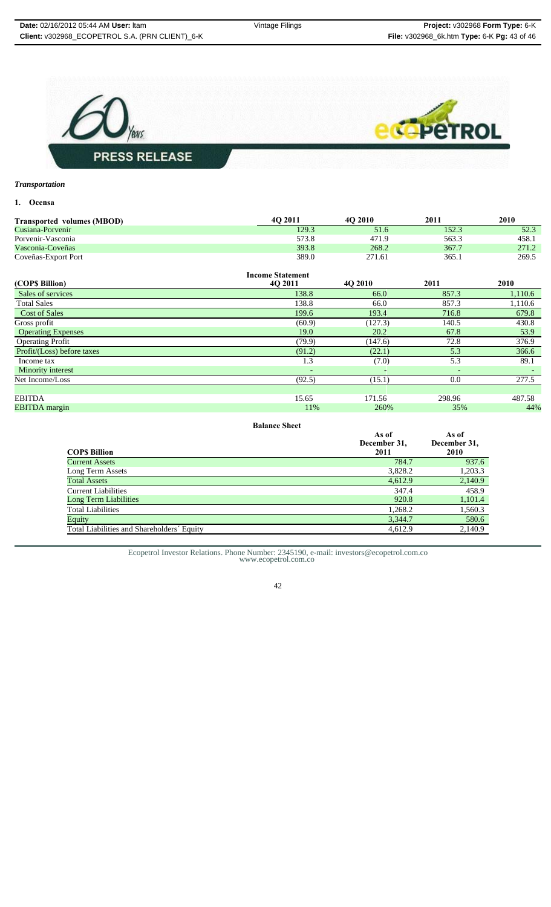*Transportation*

**1. Ocensa**

| Transported volumes (MBOD) | 4Q 2011 | 4Q 2010 | 2011 | 2010 |
|---|---|---|---|---|
| Cusiana-Porvenir | 129.3 | 51.6 | 152.3 | 52.3 |
| Porvenir-Vasconia | 573.8 | 471.9 | 563.3 | 458.1 |
| Vasconia-Coveñas | 393.8 | 268.2 | 367.7 | 271.2 |
| Coveñas-Export Port | 389.0 | 271.61 | 365.1 | 269.5 |

**Income Statement**

| (COP$ Billion) | 4Q 2011 | 4Q 2010 | 2011 | 2010 |
|---|---|---|---|---|
| Sales of services | 138.8 | 66.0 | 857.3 | 1,110.6 |
| Total Sales | 138.8 | 66.0 | 857.3 | 1,110.6 |
| Cost of Sales | 199.6 | 193.4 | 716.8 | 679.8 |
| Gross profit | (60.9) | (127.3) | 140.5 | 430.8 |
| Operating Expenses | 19.0 | 20.2 | 67.8 | 53.9 |
| Operating Profit | (79.9) | (147.6) | 72.8 | 376.9 |
| Profit/(Loss) before taxes | (91.2) | (22.1) | 5.3 | 366.6 |
| Income tax | 1.3 | (7.0) | 5.3 | 89.1 |
| Minority interest | - | - | - | - |
| Net Income/Loss | (92.5) | (15.1) | 0.0 | 277.5 |
| | | | | |
| EBITDA | 15.65 | 171.56 | 298.96 | 487.58 |
| EBITDA margin | 11% | 260% | 35% | 44% |

**Balance Sheet**

| COP$ Billion | As of December 31, 2011 | As of December 31, 2010 |
|---|---|---|
| Current Assets | 784.7 | 937.6 |
| Long Term Assets | 3,828.2 | 1,203.3 |
| Total Assets | 4,612.9 | 2,140.9 |
| Current Liabilities | 347.4 | 458.9 |
| Long Term Liabilities | 920.8 | 1,101.4 |
| Total Liabilities | 1,268.2 | 1,560.3 |
| Equity | 3,344.7 | 580.6 |
| Total Liabilities and Shareholders´ Equity | 4,612.9 | 2,140.9 |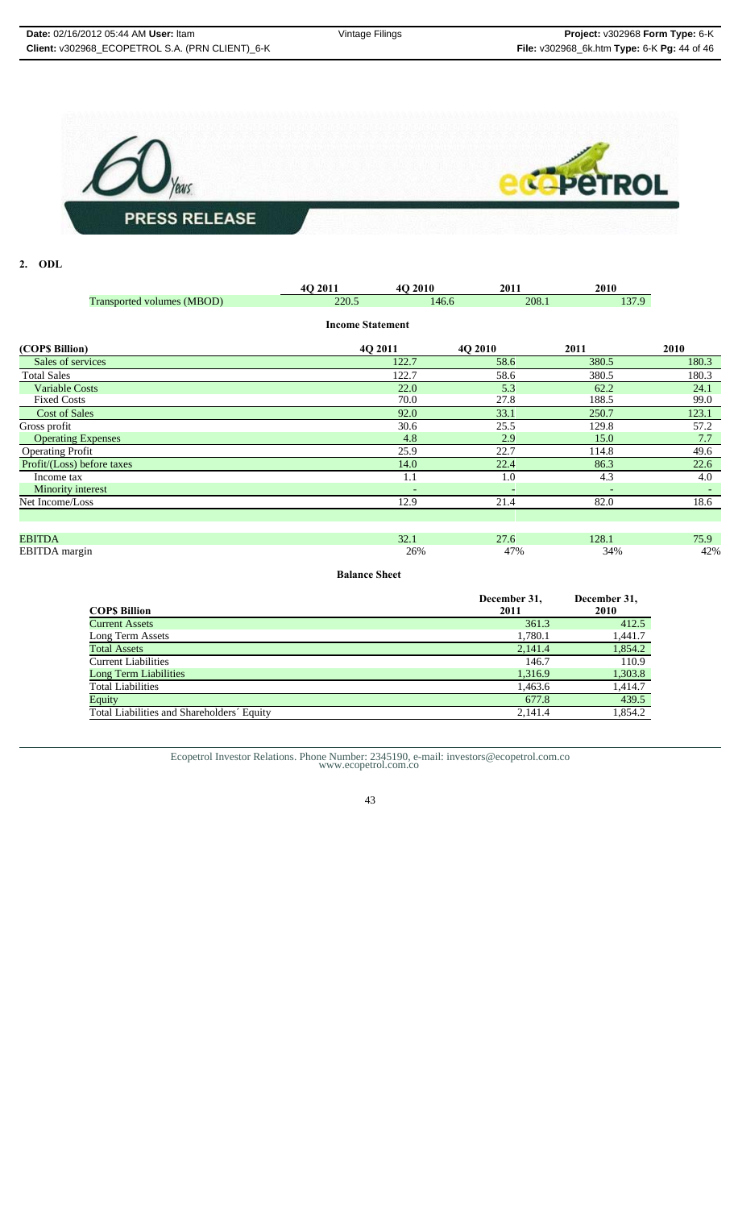**PRESS RELEASE**

## 2. ODL

| | 4Q 2011 | 4Q 2010 | 2011 | 2010 |
|---|---|---|---|---|
| Transported volumes (MBOD) | 220.5 | 146.6 | 208.1 | 137.9 |

**Income Statement**

| (COP$ Billion) | 4Q 2011 | 4Q 2010 | 2011 | 2010 |
|---|---|---|---|---|
| Sales of services | 122.7 | 58.6 | 380.5 | 180.3 |
| Total Sales | 122.7 | 58.6 | 380.5 | 180.3 |
| Variable Costs | 22.0 | 5.3 | 62.2 | 24.1 |
| Fixed Costs | 70.0 | 27.8 | 188.5 | 99.0 |
| Cost of Sales | 92.0 | 33.1 | 250.7 | 123.1 |
| Gross profit | 30.6 | 25.5 | 129.8 | 57.2 |
| Operating Expenses | 4.8 | 2.9 | 15.0 | 7.7 |
| Operating Profit | 25.9 | 22.7 | 114.8 | 49.6 |
| Profit/(Loss) before taxes | 14.0 | 22.4 | 86.3 | 22.6 |
| Income tax | 1.1 | 1.0 | 4.3 | 4.0 |
| Minority interest | - | - | - | - |
| Net Income/Loss | 12.9 | 21.4 | 82.0 | 18.6 |
| | | | | |
| EBITDA | 32.1 | 27.6 | 128.1 | 75.9 |
| EBITDA margin | 26% | 47% | 34% | 42% |

**Balance Sheet**

| COP$ Billion | December 31, 2011 | December 31, 2010 |
|---|---|---|
| Current Assets | 361.3 | 412.5 |
| Long Term Assets | 1,780.1 | 1,441.7 |
| Total Assets | 2,141.4 | 1,854.2 |
| Current Liabilities | 146.7 | 110.9 |
| Long Term Liabilities | 1,316.9 | 1,303.8 |
| Total Liabilities | 1,463.6 | 1,414.7 |
| Equity | 677.8 | 439.5 |
| Total Liabilities and Shareholders´ Equity | 2,141.4 | 1,854.2 |

Ecopetrol Investor Relations. Phone Number: 2345190, e-mail: investors@ecopetrol.com.co
www.ecopetrol.com.co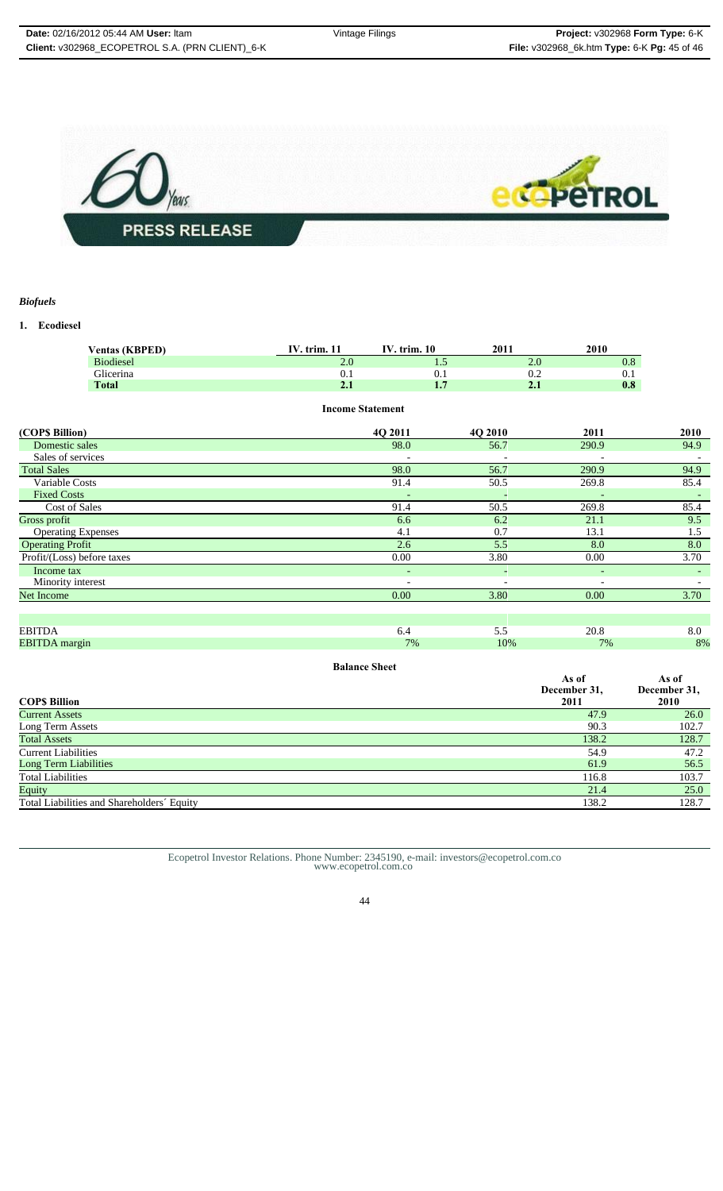*Biofuels*

**1. Ecodiesel**

| Ventas (KBPED) | IV. trim. 11 | IV. trim. 10 | 2011 | 2010 |
|---|---|---|---|---|
| Biodiesel | 2.0 | 1.5 | 2.0 | 0.8 |
| Glicerina | 0.1 | 0.1 | 0.2 | 0.1 |
| **Total** | **2.1** | **1.7** | **2.1** | **0.8** |

**Income Statement**

| (COP$ Billion) | 4Q 2011 | 4Q 2010 | 2011 | 2010 |
|---|---|---|---|---|
| Domestic sales | 98.0 | 56.7 | 290.9 | 94.9 |
| Sales of services | - | - | - | - |
| Total Sales | 98.0 | 56.7 | 290.9 | 94.9 |
| Variable Costs | 91.4 | 50.5 | 269.8 | 85.4 |
| Fixed Costs | - | - | - | - |
| Cost of Sales | 91.4 | 50.5 | 269.8 | 85.4 |
| Gross profit | 6.6 | 6.2 | 21.1 | 9.5 |
| Operating Expenses | 4.1 | 0.7 | 13.1 | 1.5 |
| Operating Profit | 2.6 | 5.5 | 8.0 | 8.0 |
| Profit/(Loss) before taxes | 0.00 | 3.80 | 0.00 | 3.70 |
| Income tax | - | - | - | - |
| Minority interest | - | - | - | - |
| Net Income | 0.00 | 3.80 | 0.00 | 3.70 |
| | | | | |
| EBITDA | 6.4 | 5.5 | 20.8 | 8.0 |
| EBITDA margin | 7% | 10% | 7% | 8% |

**Balance Sheet**

| COP$ Billion | As of December 31, 2011 | As of December 31, 2010 |
|---|---|---|
| Current Assets | 47.9 | 26.0 |
| Long Term Assets | 90.3 | 102.7 |
| Total Assets | 138.2 | 128.7 |
| Current Liabilities | 54.9 | 47.2 |
| Long Term Liabilities | 61.9 | 56.5 |
| Total Liabilities | 116.8 | 103.7 |
| Equity | 21.4 | 25.0 |
| Total Liabilities and Shareholders´ Equity | 138.2 | 128.7 |

Ecopetrol Investor Relations. Phone Number: 2345190, e-mail: investors@ecopetrol.com.co
www.ecopetrol.com.co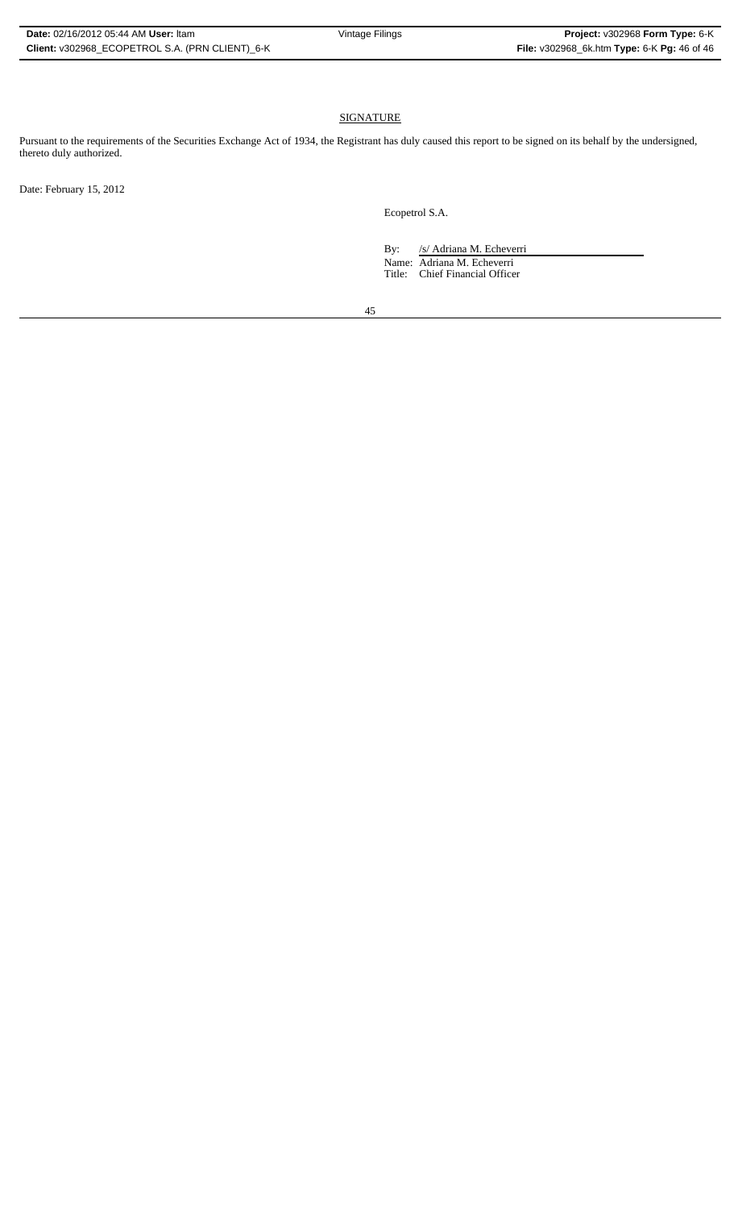## SIGNATURE

Pursuant to the requirements of the Securities Exchange Act of 1934, the Registrant has duly caused this report to be signed on its behalf by the undersigned, thereto duly authorized.

Date: February 15, 2012

Ecopetrol S.A.

By: /s/ Adriana M. Echeverri
Name: Adriana M. Echeverri
Title: Chief Financial Officer